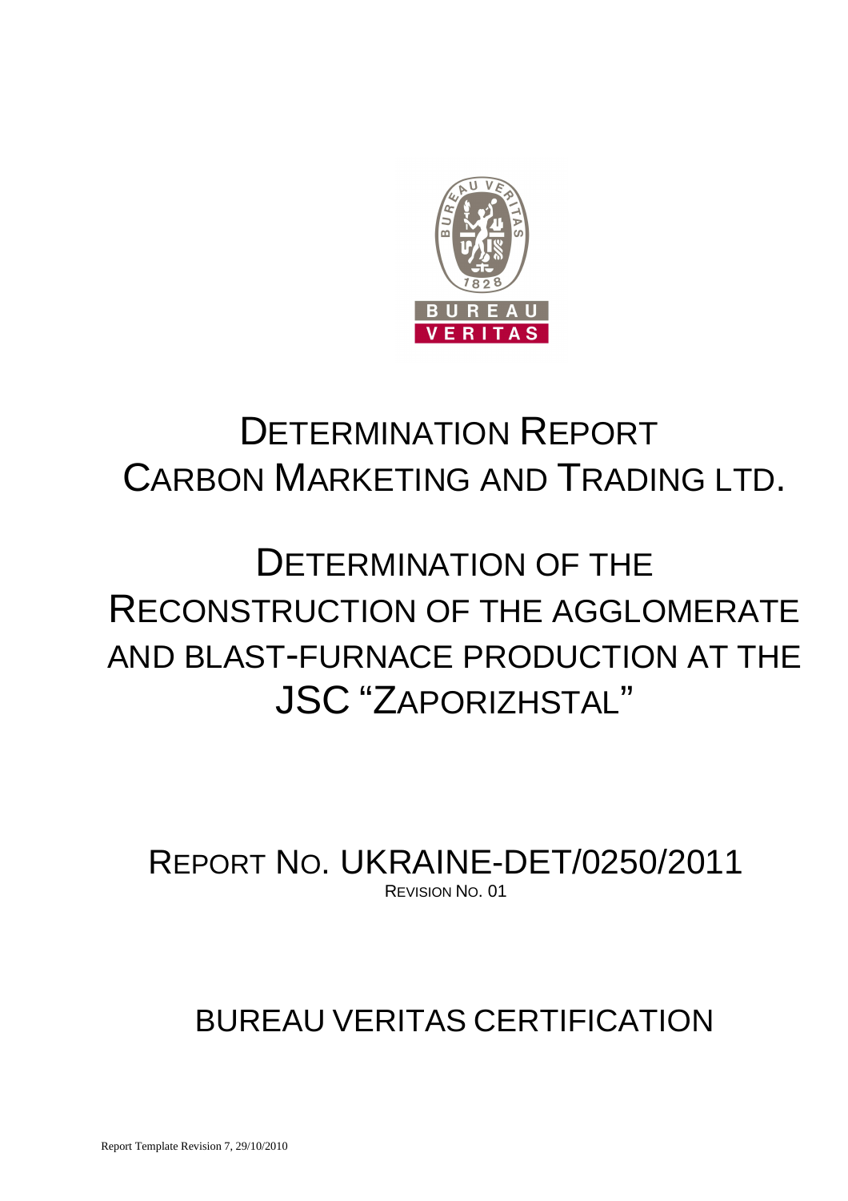# DETERMINATION REPORT
# CARBON MARKETING AND TRADING LTD.

# DETERMINATION OF THE RECONSTRUCTION OF THE AGGLOMERATE AND BLAST-FURNACE PRODUCTION AT THE JSC "ZAPORIZHSTAL"

REPORT NO. UKRAINE-DET/0250/2011

REVISION NO. 01

BUREAU VERITAS CERTIFICATION

Report Template Revision 7, 29/10/2010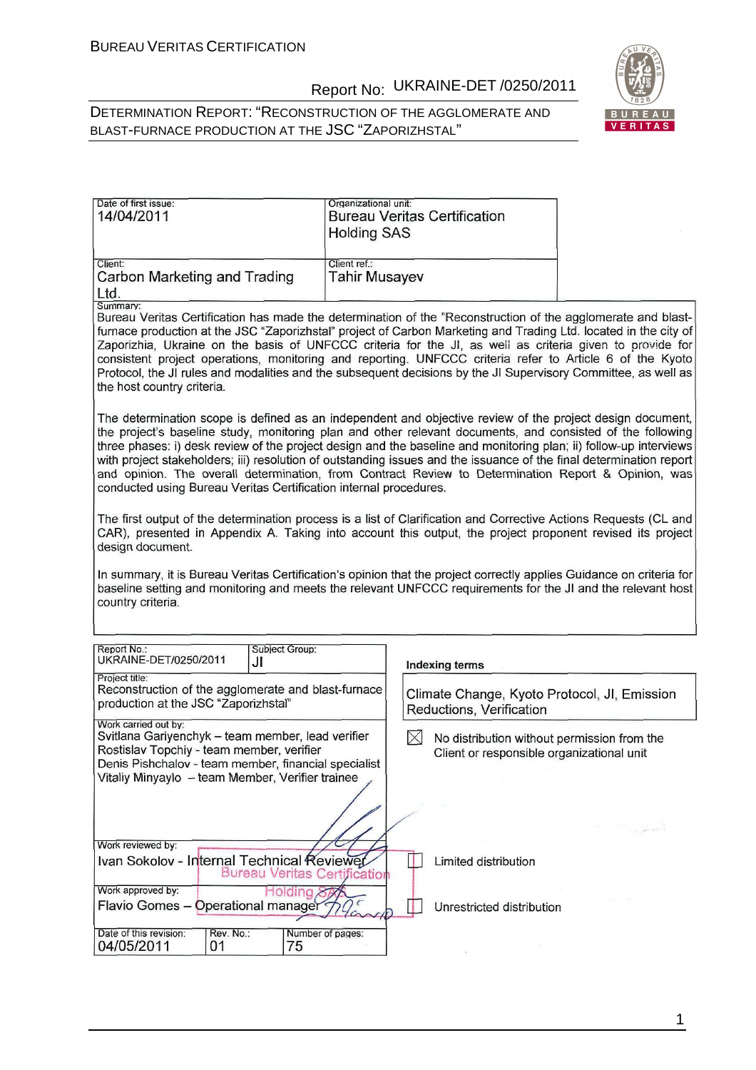| Date of first issue: 14/04/2011 | Organizational unit: Bureau Veritas Certification Holding SAS |
| --- | --- |
| Client: Carbon Marketing and Trading Ltd. | Client ref.: Tahir Musayev |

Summary:

Bureau Veritas Certification has made the determination of the "Reconstruction of the agglomerate and blast-furnace production at the JSC "Zaporizhstal" project of Carbon Marketing and Trading Ltd. located in the city of Zaporizhia, Ukraine on the basis of UNFCCC criteria for the JI, as well as criteria given to provide for consistent project operations, monitoring and reporting. UNFCCC criteria refer to Article 6 of the Kyoto Protocol, the JI rules and modalities and the subsequent decisions by the JI Supervisory Committee, as well as the host country criteria.

The determination scope is defined as an independent and objective review of the project design document, the project's baseline study, monitoring plan and other relevant documents, and consisted of the following three phases: i) desk review of the project design and the baseline and monitoring plan; ii) follow-up interviews with project stakeholders; iii) resolution of outstanding issues and the issuance of the final determination report and opinion. The overall determination, from Contract Review to Determination Report & Opinion, was conducted using Bureau Veritas Certification internal procedures.

The first output of the determination process is a list of Clarification and Corrective Actions Requests (CL and CAR), presented in Appendix A. Taking into account this output, the project proponent revised its project design document.

In summary, it is Bureau Veritas Certification's opinion that the project correctly applies Guidance on criteria for baseline setting and monitoring and meets the relevant UNFCCC requirements for the JI and the relevant host country criteria.

| Report No.: UKRAINE-DET/0250/2011 | Subject Group: JI | Indexing terms |
| --- | --- | --- |
| Project title: Reconstruction of the agglomerate and blast-furnace production at the JSC "Zaporizhstal" | | Climate Change, Kyoto Protocol, JI, Emission Reductions, Verification |
| Work carried out by: Svitlana Gariyenchyk – team member, lead verifier; Rostislav Topchiy - team member, verifier; Denis Pishchalov - team member, financial specialist; Vitaliy Minyaylo – team Member, Verifier trainee | | ☒ No distribution without permission from the Client or responsible organizational unit |
| Work reviewed by: Ivan Sokolov - Internal Technical Reviewer | | ☐ Limited distribution |
| Work approved by: Flavio Gomes – Operational manager | | ☐ Unrestricted distribution |
| Date of this revision: 04/05/2011 | Rev. No.: 01 / Number of pages: 75 | |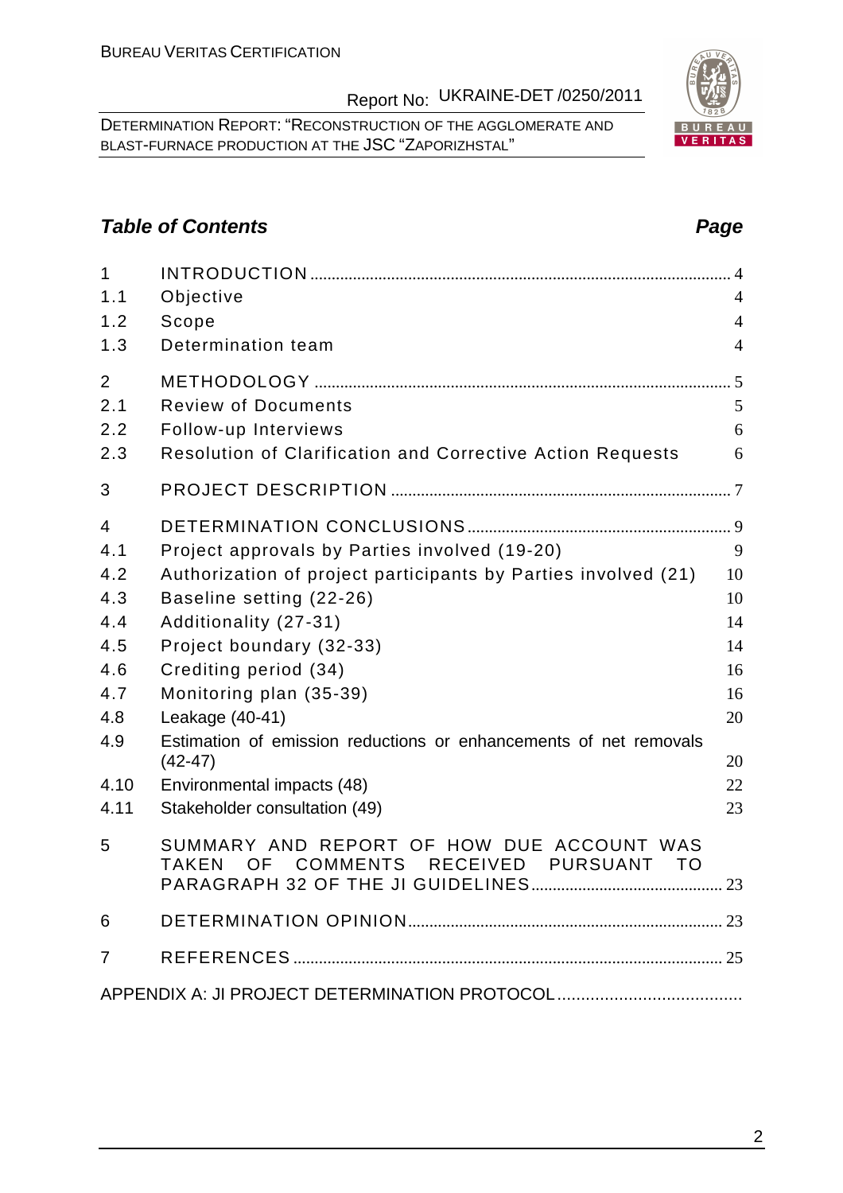## Table of Contents

| | | Page |
|---|---|---|
| 1 | INTRODUCTION | 4 |
| 1.1 | Objective | 4 |
| 1.2 | Scope | 4 |
| 1.3 | Determination team | 4 |
| 2 | METHODOLOGY | 5 |
| 2.1 | Review of Documents | 5 |
| 2.2 | Follow-up Interviews | 6 |
| 2.3 | Resolution of Clarification and Corrective Action Requests | 6 |
| 3 | PROJECT DESCRIPTION | 7 |
| 4 | DETERMINATION CONCLUSIONS | 9 |
| 4.1 | Project approvals by Parties involved (19-20) | 9 |
| 4.2 | Authorization of project participants by Parties involved (21) | 10 |
| 4.3 | Baseline setting (22-26) | 10 |
| 4.4 | Additionality (27-31) | 14 |
| 4.5 | Project boundary (32-33) | 14 |
| 4.6 | Crediting period (34) | 16 |
| 4.7 | Monitoring plan (35-39) | 16 |
| 4.8 | Leakage (40-41) | 20 |
| 4.9 | Estimation of emission reductions or enhancements of net removals (42-47) | 20 |
| 4.10 | Environmental impacts (48) | 22 |
| 4.11 | Stakeholder consultation (49) | 23 |
| 5 | SUMMARY AND REPORT OF HOW DUE ACCOUNT WAS TAKEN OF COMMENTS RECEIVED PURSUANT TO PARAGRAPH 32 OF THE JI GUIDELINES | 23 |
| 6 | DETERMINATION OPINION | 23 |
| 7 | REFERENCES | 25 |
| | APPENDIX A: JI PROJECT DETERMINATION PROTOCOL | |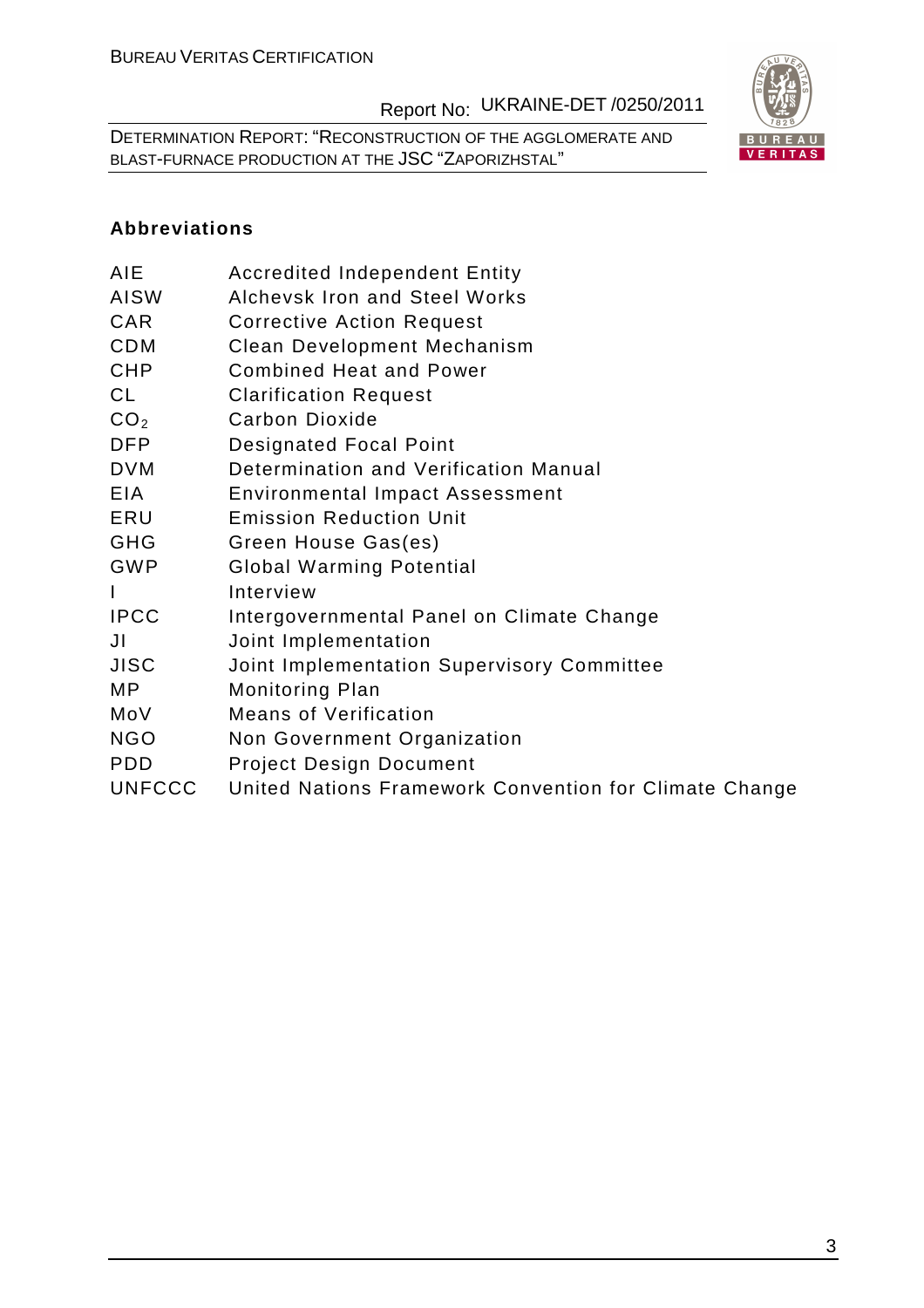**Abbreviations**

| | |
|---|---|
| AIE | Accredited Independent Entity |
| AISW | Alchevsk Iron and Steel Works |
| CAR | Corrective Action Request |
| CDM | Clean Development Mechanism |
| CHP | Combined Heat and Power |
| CL | Clarification Request |
| $CO_2$ | Carbon Dioxide |
| DFP | Designated Focal Point |
| DVM | Determination and Verification Manual |
| EIA | Environmental Impact Assessment |
| ERU | Emission Reduction Unit |
| GHG | Green House Gas(es) |
| GWP | Global Warming Potential |
| I | Interview |
| IPCC | Intergovernmental Panel on Climate Change |
| JI | Joint Implementation |
| JISC | Joint Implementation Supervisory Committee |
| MP | Monitoring Plan |
| MoV | Means of Verification |
| NGO | Non Government Organization |
| PDD | Project Design Document |
| UNFCCC | United Nations Framework Convention for Climate Change |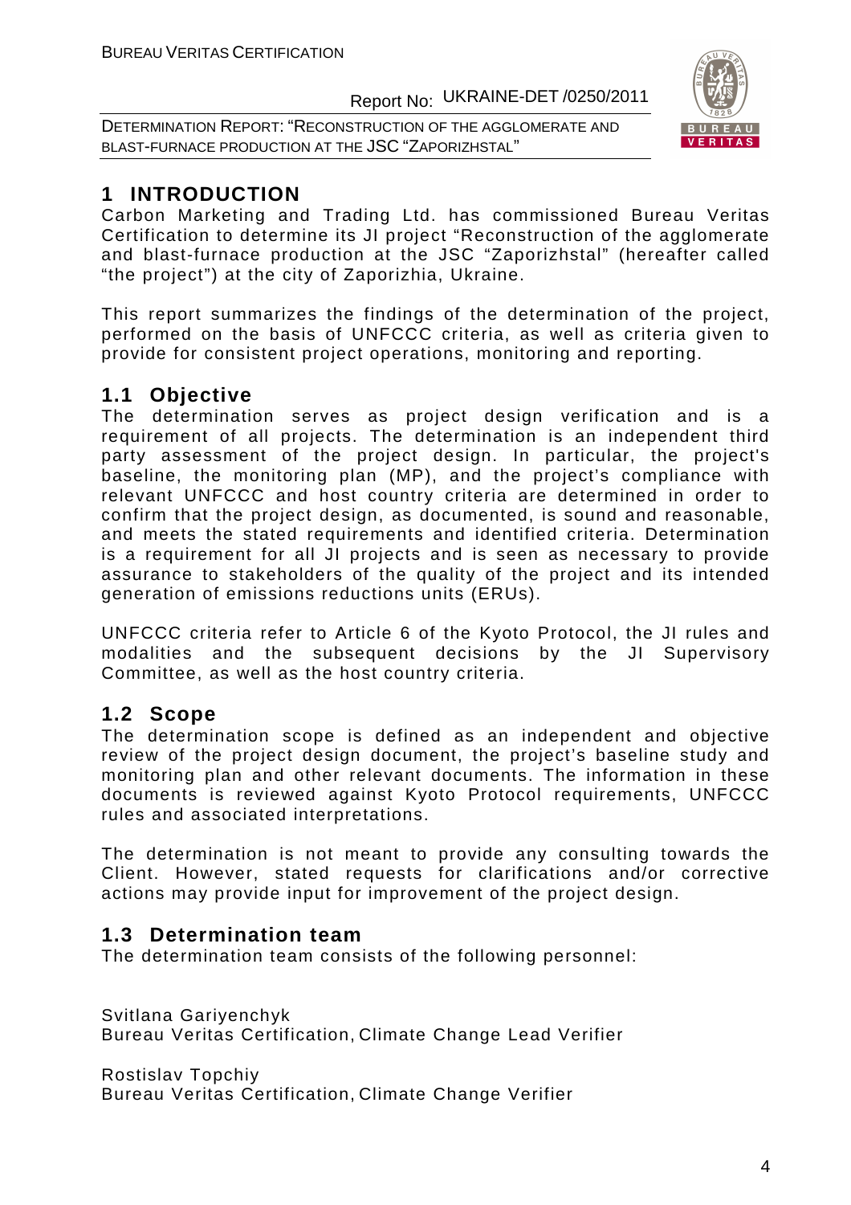# 1 INTRODUCTION

Carbon Marketing and Trading Ltd. has commissioned Bureau Veritas Certification to determine its JI project "Reconstruction of the agglomerate and blast-furnace production at the JSC "Zaporizhstal" (hereafter called "the project") at the city of Zaporizhia, Ukraine.

This report summarizes the findings of the determination of the project, performed on the basis of UNFCCC criteria, as well as criteria given to provide for consistent project operations, monitoring and reporting.

## 1.1 Objective

The determination serves as project design verification and is a requirement of all projects. The determination is an independent third party assessment of the project design. In particular, the project's baseline, the monitoring plan (MP), and the project's compliance with relevant UNFCCC and host country criteria are determined in order to confirm that the project design, as documented, is sound and reasonable, and meets the stated requirements and identified criteria. Determination is a requirement for all JI projects and is seen as necessary to provide assurance to stakeholders of the quality of the project and its intended generation of emissions reductions units (ERUs).

UNFCCC criteria refer to Article 6 of the Kyoto Protocol, the JI rules and modalities and the subsequent decisions by the JI Supervisory Committee, as well as the host country criteria.

## 1.2 Scope

The determination scope is defined as an independent and objective review of the project design document, the project's baseline study and monitoring plan and other relevant documents. The information in these documents is reviewed against Kyoto Protocol requirements, UNFCCC rules and associated interpretations.

The determination is not meant to provide any consulting towards the Client. However, stated requests for clarifications and/or corrective actions may provide input for improvement of the project design.

## 1.3 Determination team

The determination team consists of the following personnel:

Svitlana Gariyenchyk
Bureau Veritas Certification, Climate Change Lead Verifier

Rostislav Topchiy
Bureau Veritas Certification, Climate Change Verifier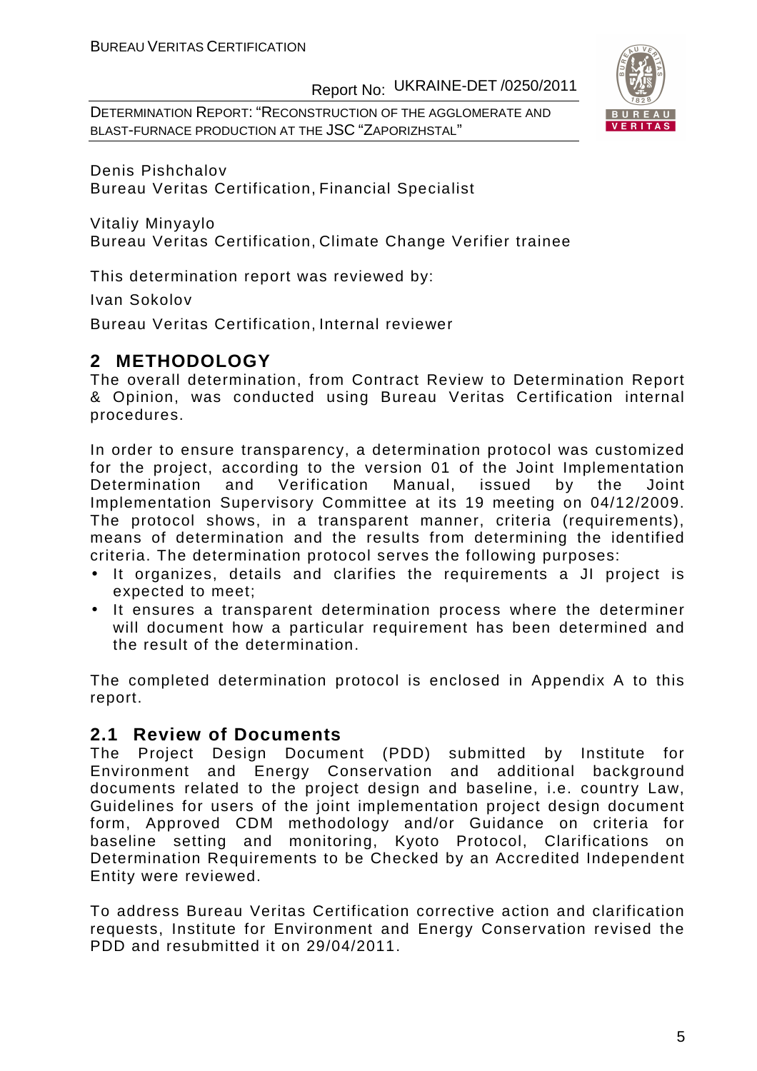Denis Pishchalov
Bureau Veritas Certification, Financial Specialist

Vitaliy Minyaylo
Bureau Veritas Certification, Climate Change Verifier trainee

This determination report was reviewed by:

Ivan Sokolov

Bureau Veritas Certification, Internal reviewer

## 2 METHODOLOGY

The overall determination, from Contract Review to Determination Report & Opinion, was conducted using Bureau Veritas Certification internal procedures.

In order to ensure transparency, a determination protocol was customized for the project, according to the version 01 of the Joint Implementation Determination and Verification Manual, issued by the Joint Implementation Supervisory Committee at its 19 meeting on 04/12/2009. The protocol shows, in a transparent manner, criteria (requirements), means of determination and the results from determining the identified criteria. The determination protocol serves the following purposes:

- It organizes, details and clarifies the requirements a JI project is expected to meet;
- It ensures a transparent determination process where the determiner will document how a particular requirement has been determined and the result of the determination.

The completed determination protocol is enclosed in Appendix A to this report.

### 2.1 Review of Documents

The Project Design Document (PDD) submitted by Institute for Environment and Energy Conservation and additional background documents related to the project design and baseline, i.e. country Law, Guidelines for users of the joint implementation project design document form, Approved CDM methodology and/or Guidance on criteria for baseline setting and monitoring, Kyoto Protocol, Clarifications on Determination Requirements to be Checked by an Accredited Independent Entity were reviewed.

To address Bureau Veritas Certification corrective action and clarification requests, Institute for Environment and Energy Conservation revised the PDD and resubmitted it on 29/04/2011.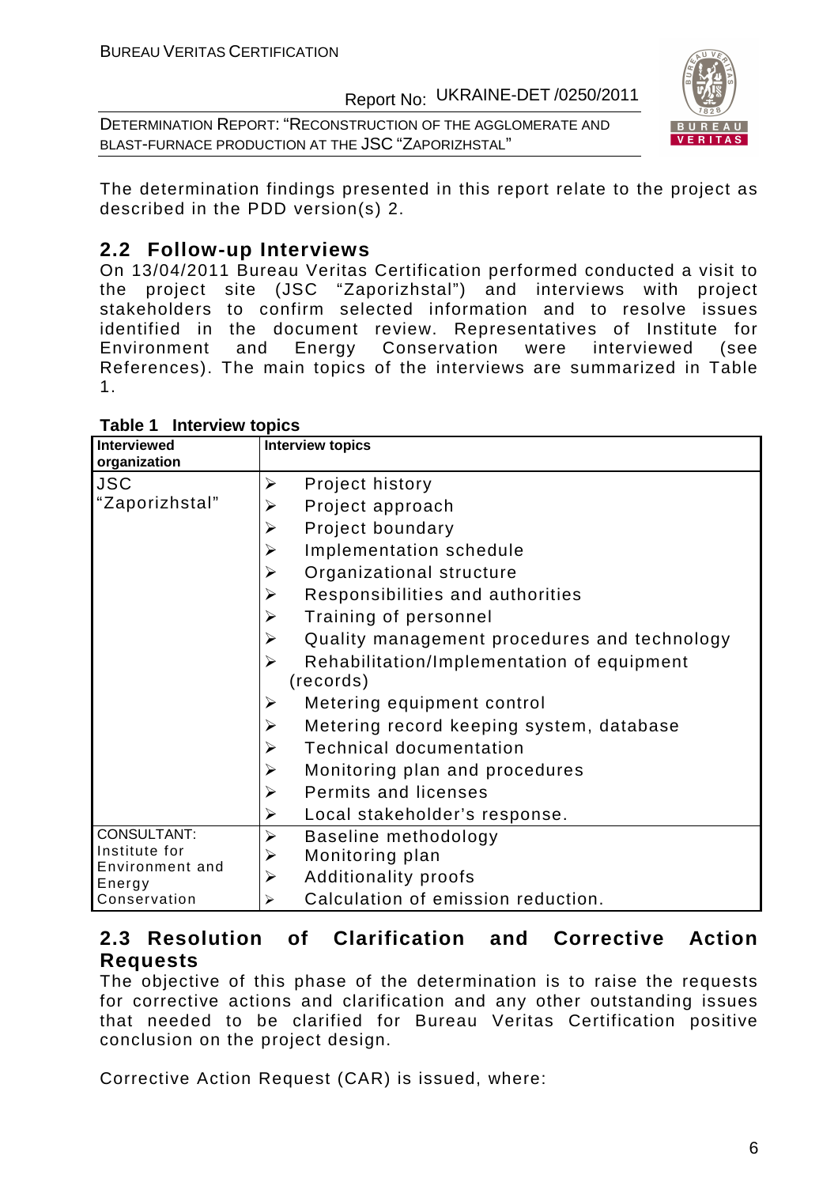The determination findings presented in this report relate to the project as described in the PDD version(s) 2.

## 2.2 Follow-up Interviews

On 13/04/2011 Bureau Veritas Certification performed conducted a visit to the project site (JSC "Zaporizhstal") and interviews with project stakeholders to confirm selected information and to resolve issues identified in the document review. Representatives of Institute for Environment and Energy Conservation were interviewed (see References). The main topics of the interviews are summarized in Table 1.

**Table 1 Interview topics**

| Interviewed organization | Interview topics |
|---|---|
| JSC "Zaporizhstal" | ➢ Project history<br>➢ Project approach<br>➢ Project boundary<br>➢ Implementation schedule<br>➢ Organizational structure<br>➢ Responsibilities and authorities<br>➢ Training of personnel<br>➢ Quality management procedures and technology<br>➢ Rehabilitation/Implementation of equipment (records)<br>➢ Metering equipment control<br>➢ Metering record keeping system, database<br>➢ Technical documentation<br>➢ Monitoring plan and procedures<br>➢ Permits and licenses<br>➢ Local stakeholder's response. |
| CONSULTANT: Institute for Environment and Energy Conservation | ➢ Baseline methodology<br>➢ Monitoring plan<br>➢ Additionality proofs<br>➢ Calculation of emission reduction. |

## 2.3 Resolution of Clarification and Corrective Action Requests

The objective of this phase of the determination is to raise the requests for corrective actions and clarification and any other outstanding issues that needed to be clarified for Bureau Veritas Certification positive conclusion on the project design.

Corrective Action Request (CAR) is issued, where: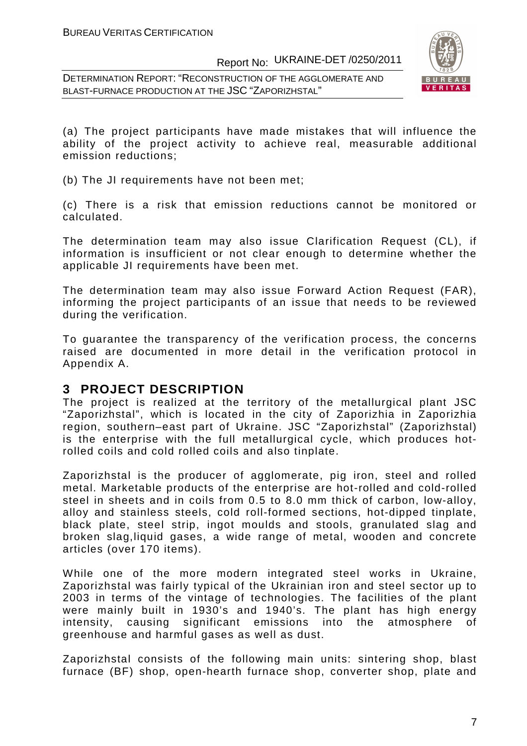(a) The project participants have made mistakes that will influence the ability of the project activity to achieve real, measurable additional emission reductions;

(b) The JI requirements have not been met;

(c) There is a risk that emission reductions cannot be monitored or calculated.

The determination team may also issue Clarification Request (CL), if information is insufficient or not clear enough to determine whether the applicable JI requirements have been met.

The determination team may also issue Forward Action Request (FAR), informing the project participants of an issue that needs to be reviewed during the verification.

To guarantee the transparency of the verification process, the concerns raised are documented in more detail in the verification protocol in Appendix A.

# 3 PROJECT DESCRIPTION

The project is realized at the territory of the metallurgical plant JSC "Zaporizhstal", which is located in the city of Zaporizhia in Zaporizhia region, southern–east part of Ukraine. JSC "Zaporizhstal" (Zaporizhstal) is the enterprise with the full metallurgical cycle, which produces hot-rolled coils and cold rolled coils and also tinplate.

Zaporizhstal is the producer of agglomerate, pig iron, steel and rolled metal. Marketable products of the enterprise are hot-rolled and cold-rolled steel in sheets and in coils from 0.5 to 8.0 mm thick of carbon, low-alloy, alloy and stainless steels, cold roll-formed sections, hot-dipped tinplate, black plate, steel strip, ingot moulds and stools, granulated slag and broken slag,liquid gases, a wide range of metal, wooden and concrete articles (over 170 items).

While one of the more modern integrated steel works in Ukraine, Zaporizhstal was fairly typical of the Ukrainian iron and steel sector up to 2003 in terms of the vintage of technologies. The facilities of the plant were mainly built in 1930's and 1940's. The plant has high energy intensity, causing significant emissions into the atmosphere of greenhouse and harmful gases as well as dust.

Zaporizhstal consists of the following main units: sintering shop, blast furnace (BF) shop, open-hearth furnace shop, converter shop, plate and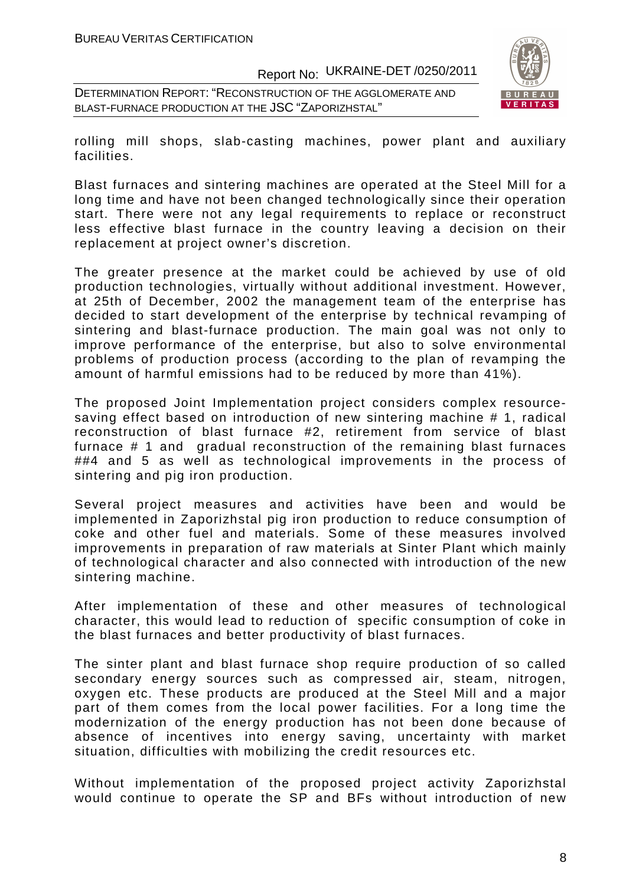rolling mill shops, slab-casting machines, power plant and auxiliary facilities.

Blast furnaces and sintering machines are operated at the Steel Mill for a long time and have not been changed technologically since their operation start. There were not any legal requirements to replace or reconstruct less effective blast furnace in the country leaving a decision on their replacement at project owner's discretion.

The greater presence at the market could be achieved by use of old production technologies, virtually without additional investment. However, at 25th of December, 2002 the management team of the enterprise has decided to start development of the enterprise by technical revamping of sintering and blast-furnace production. The main goal was not only to improve performance of the enterprise, but also to solve environmental problems of production process (according to the plan of revamping the amount of harmful emissions had to be reduced by more than 41%).

The proposed Joint Implementation project considers complex resource-saving effect based on introduction of new sintering machine # 1, radical reconstruction of blast furnace #2, retirement from service of blast furnace # 1 and gradual reconstruction of the remaining blast furnaces ##4 and 5 as well as technological improvements in the process of sintering and pig iron production.

Several project measures and activities have been and would be implemented in Zaporizhstal pig iron production to reduce consumption of coke and other fuel and materials. Some of these measures involved improvements in preparation of raw materials at Sinter Plant which mainly of technological character and also connected with introduction of the new sintering machine.

After implementation of these and other measures of technological character, this would lead to reduction of specific consumption of coke in the blast furnaces and better productivity of blast furnaces.

The sinter plant and blast furnace shop require production of so called secondary energy sources such as compressed air, steam, nitrogen, oxygen etc. These products are produced at the Steel Mill and a major part of them comes from the local power facilities. For a long time the modernization of the energy production has not been done because of absence of incentives into energy saving, uncertainty with market situation, difficulties with mobilizing the credit resources etc.

Without implementation of the proposed project activity Zaporizhstal would continue to operate the SP and BFs without introduction of new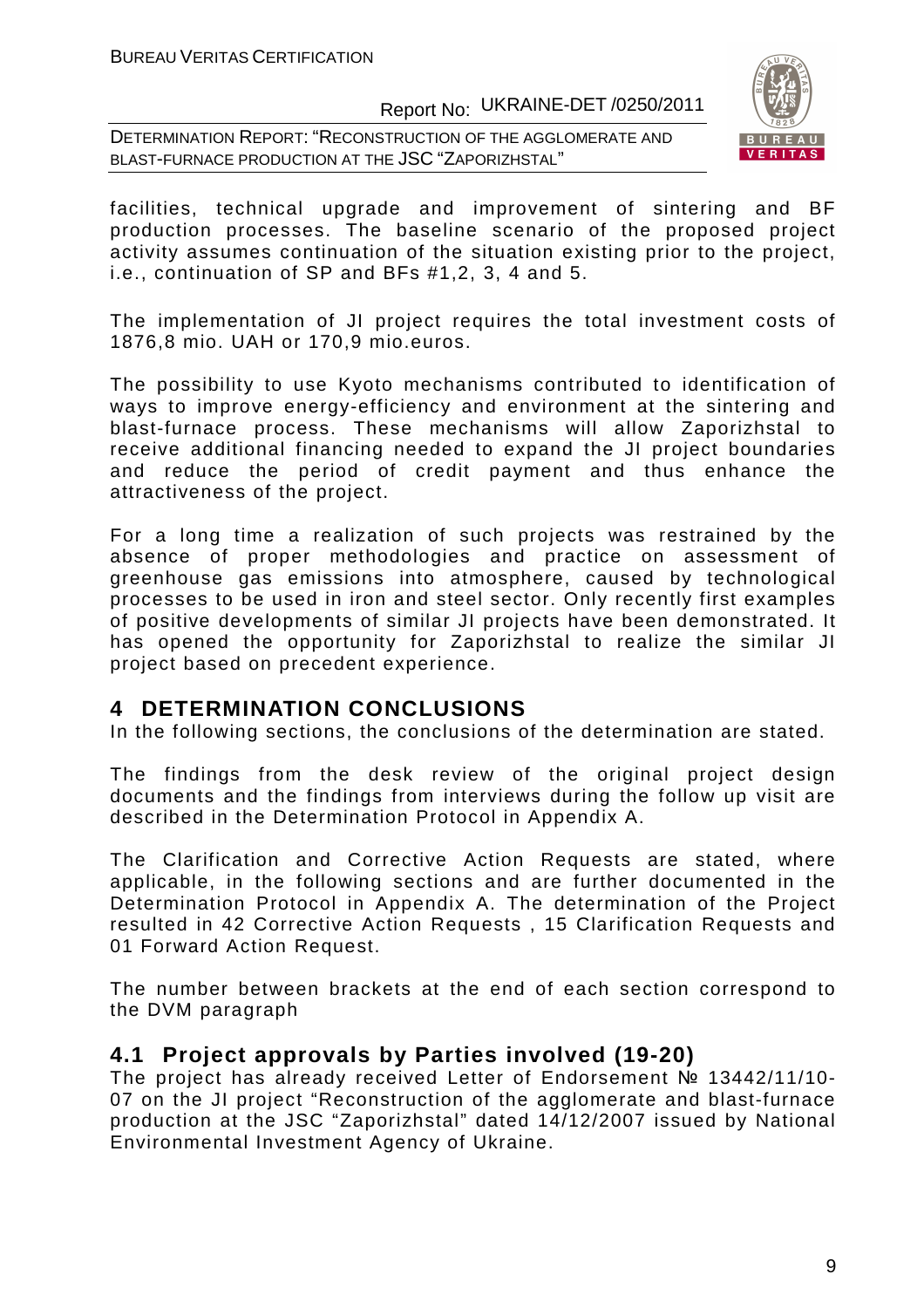facilities, technical upgrade and improvement of sintering and BF production processes. The baseline scenario of the proposed project activity assumes continuation of the situation existing prior to the project, i.e., continuation of SP and BFs #1,2, 3, 4 and 5.

The implementation of JI project requires the total investment costs of 1876,8 mio. UAH or 170,9 mio.euros.

The possibility to use Kyoto mechanisms contributed to identification of ways to improve energy-efficiency and environment at the sintering and blast-furnace process. These mechanisms will allow Zaporizhstal to receive additional financing needed to expand the JI project boundaries and reduce the period of credit payment and thus enhance the attractiveness of the project.

For a long time a realization of such projects was restrained by the absence of proper methodologies and practice on assessment of greenhouse gas emissions into atmosphere, caused by technological processes to be used in iron and steel sector. Only recently first examples of positive developments of similar JI projects have been demonstrated. It has opened the opportunity for Zaporizhstal to realize the similar JI project based on precedent experience.

# 4 DETERMINATION CONCLUSIONS

In the following sections, the conclusions of the determination are stated.

The findings from the desk review of the original project design documents and the findings from interviews during the follow up visit are described in the Determination Protocol in Appendix A.

The Clarification and Corrective Action Requests are stated, where applicable, in the following sections and are further documented in the Determination Protocol in Appendix A. The determination of the Project resulted in 42 Corrective Action Requests , 15 Clarification Requests and 01 Forward Action Request.

The number between brackets at the end of each section correspond to the DVM paragraph

## 4.1 Project approvals by Parties involved (19-20)

The project has already received Letter of Endorsement № 13442/11/10-07 on the JI project "Reconstruction of the agglomerate and blast-furnace production at the JSC "Zaporizhstal" dated 14/12/2007 issued by National Environmental Investment Agency of Ukraine.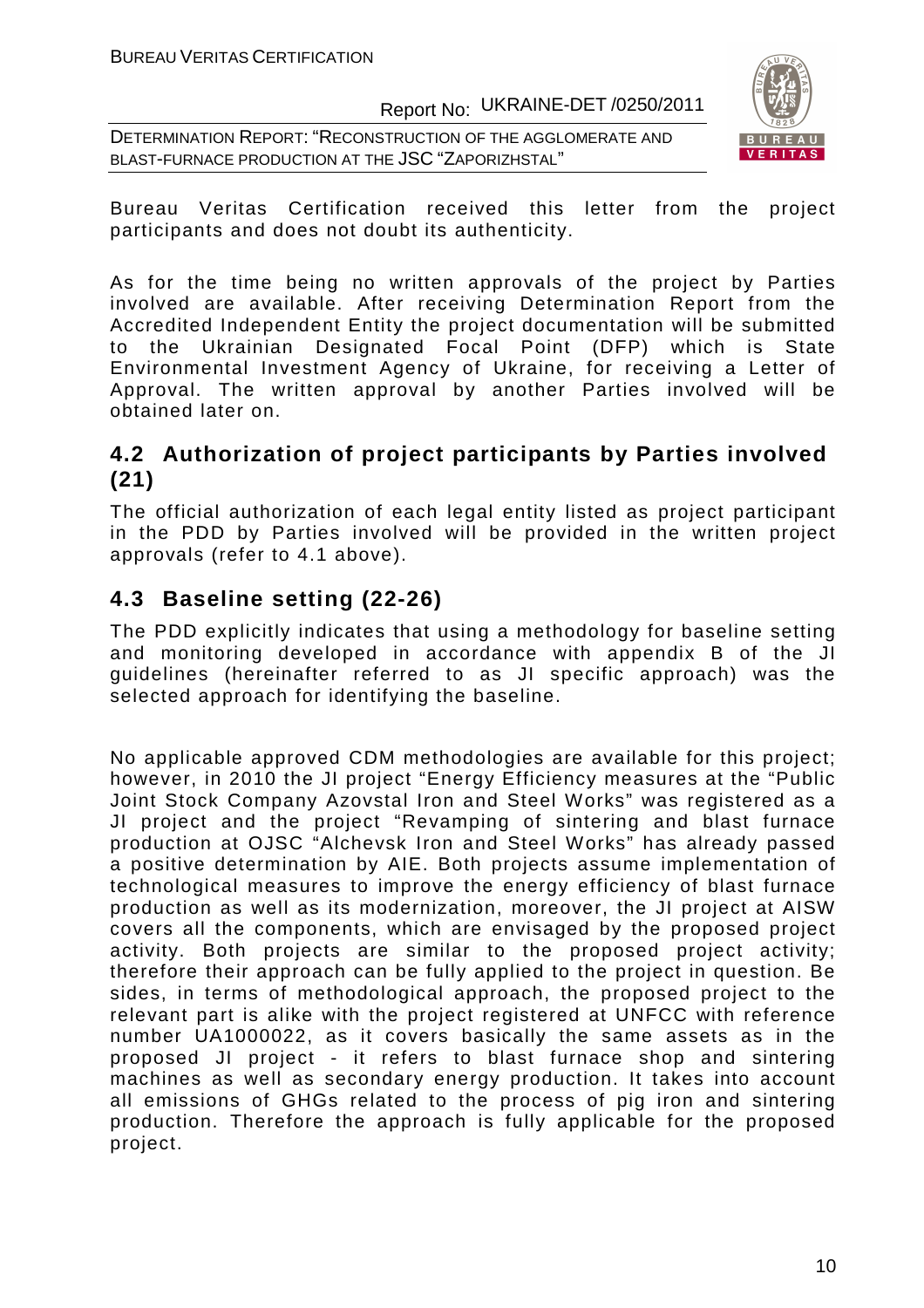Bureau Veritas Certification received this letter from the project participants and does not doubt its authenticity.

As for the time being no written approvals of the project by Parties involved are available. After receiving Determination Report from the Accredited Independent Entity the project documentation will be submitted to the Ukrainian Designated Focal Point (DFP) which is State Environmental Investment Agency of Ukraine, for receiving a Letter of Approval. The written approval by another Parties involved will be obtained later on.

## 4.2 Authorization of project participants by Parties involved (21)

The official authorization of each legal entity listed as project participant in the PDD by Parties involved will be provided in the written project approvals (refer to 4.1 above).

## 4.3 Baseline setting (22-26)

The PDD explicitly indicates that using a methodology for baseline setting and monitoring developed in accordance with appendix B of the JI guidelines (hereinafter referred to as JI specific approach) was the selected approach for identifying the baseline.

No applicable approved CDM methodologies are available for this project; however, in 2010 the JI project "Energy Efficiency measures at the "Public Joint Stock Company Azovstal Iron and Steel Works" was registered as a JI project and the project "Revamping of sintering and blast furnace production at OJSC "Alchevsk Iron and Steel Works" has already passed a positive determination by AIE. Both projects assume implementation of technological measures to improve the energy efficiency of blast furnace production as well as its modernization, moreover, the JI project at AISW covers all the components, which are envisaged by the proposed project activity. Both projects are similar to the proposed project activity; therefore their approach can be fully applied to the project in question. Be sides, in terms of methodological approach, the proposed project to the relevant part is alike with the project registered at UNFCC with reference number UA1000022, as it covers basically the same assets as in the proposed JI project - it refers to blast furnace shop and sintering machines as well as secondary energy production. It takes into account all emissions of GHGs related to the process of pig iron and sintering production. Therefore the approach is fully applicable for the proposed project.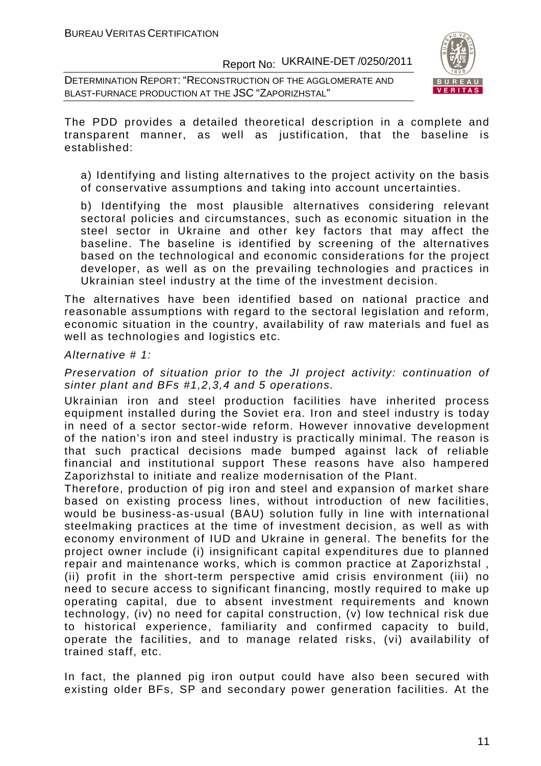The PDD provides a detailed theoretical description in a complete and transparent manner, as well as justification, that the baseline is established:

a) Identifying and listing alternatives to the project activity on the basis of conservative assumptions and taking into account uncertainties.

b) Identifying the most plausible alternatives considering relevant sectoral policies and circumstances, such as economic situation in the steel sector in Ukraine and other key factors that may affect the baseline. The baseline is identified by screening of the alternatives based on the technological and economic considerations for the project developer, as well as on the prevailing technologies and practices in Ukrainian steel industry at the time of the investment decision.

The alternatives have been identified based on national practice and reasonable assumptions with regard to the sectoral legislation and reform, economic situation in the country, availability of raw materials and fuel as well as technologies and logistics etc.

*Alternative # 1:*

*Preservation of situation prior to the JI project activity: continuation of sinter plant and BFs #1,2,3,4 and 5 operations.*

Ukrainian iron and steel production facilities have inherited process equipment installed during the Soviet era. Iron and steel industry is today in need of a sector sector-wide reform. However innovative development of the nation's iron and steel industry is practically minimal. The reason is that such practical decisions made bumped against lack of reliable financial and institutional support These reasons have also hampered Zaporizhstal to initiate and realize modernisation of the Plant.

Therefore, production of pig iron and steel and expansion of market share based on existing process lines, without introduction of new facilities, would be business-as-usual (BAU) solution fully in line with international steelmaking practices at the time of investment decision, as well as with economy environment of IUD and Ukraine in general. The benefits for the project owner include (i) insignificant capital expenditures due to planned repair and maintenance works, which is common practice at Zaporizhstal , (ii) profit in the short-term perspective amid crisis environment (iii) no need to secure access to significant financing, mostly required to make up operating capital, due to absent investment requirements and known technology, (iv) no need for capital construction, (v) low technical risk due to historical experience, familiarity and confirmed capacity to build, operate the facilities, and to manage related risks, (vi) availability of trained staff, etc.

In fact, the planned pig iron output could have also been secured with existing older BFs, SP and secondary power generation facilities. At the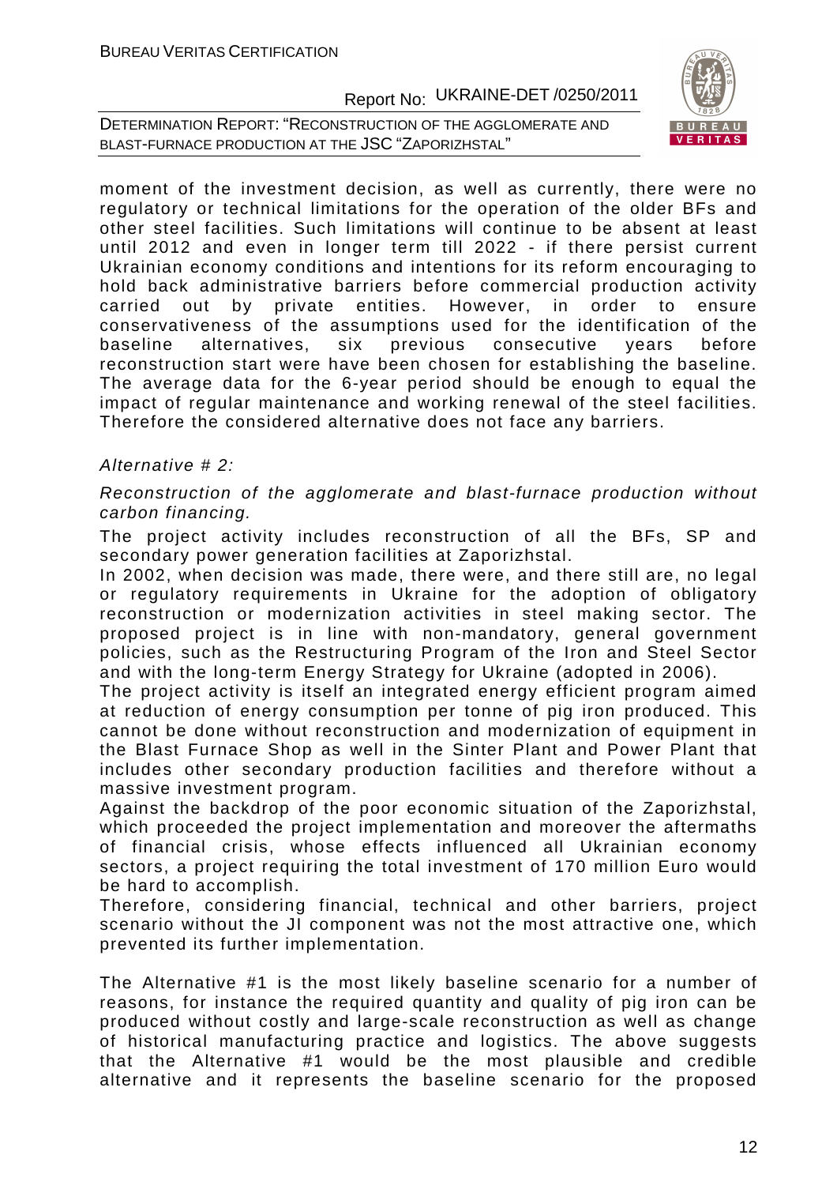moment of the investment decision, as well as currently, there were no regulatory or technical limitations for the operation of the older BFs and other steel facilities. Such limitations will continue to be absent at least until 2012 and even in longer term till 2022 - if there persist current Ukrainian economy conditions and intentions for its reform encouraging to hold back administrative barriers before commercial production activity carried out by private entities. However, in order to ensure conservativeness of the assumptions used for the identification of the baseline alternatives, six previous consecutive years before reconstruction start were have been chosen for establishing the baseline. The average data for the 6-year period should be enough to equal the impact of regular maintenance and working renewal of the steel facilities. Therefore the considered alternative does not face any barriers.

*Alternative # 2:*

*Reconstruction of the agglomerate and blast-furnace production without carbon financing.*

The project activity includes reconstruction of all the BFs, SP and secondary power generation facilities at Zaporizhstal.

In 2002, when decision was made, there were, and there still are, no legal or regulatory requirements in Ukraine for the adoption of obligatory reconstruction or modernization activities in steel making sector. The proposed project is in line with non-mandatory, general government policies, such as the Restructuring Program of the Iron and Steel Sector and with the long-term Energy Strategy for Ukraine (adopted in 2006).

The project activity is itself an integrated energy efficient program aimed at reduction of energy consumption per tonne of pig iron produced. This cannot be done without reconstruction and modernization of equipment in the Blast Furnace Shop as well in the Sinter Plant and Power Plant that includes other secondary production facilities and therefore without a massive investment program.

Against the backdrop of the poor economic situation of the Zaporizhstal, which proceeded the project implementation and moreover the aftermaths of financial crisis, whose effects influenced all Ukrainian economy sectors, a project requiring the total investment of 170 million Euro would be hard to accomplish.

Therefore, considering financial, technical and other barriers, project scenario without the JI component was not the most attractive one, which prevented its further implementation.

The Alternative #1 is the most likely baseline scenario for a number of reasons, for instance the required quantity and quality of pig iron can be produced without costly and large-scale reconstruction as well as change of historical manufacturing practice and logistics. The above suggests that the Alternative #1 would be the most plausible and credible alternative and it represents the baseline scenario for the proposed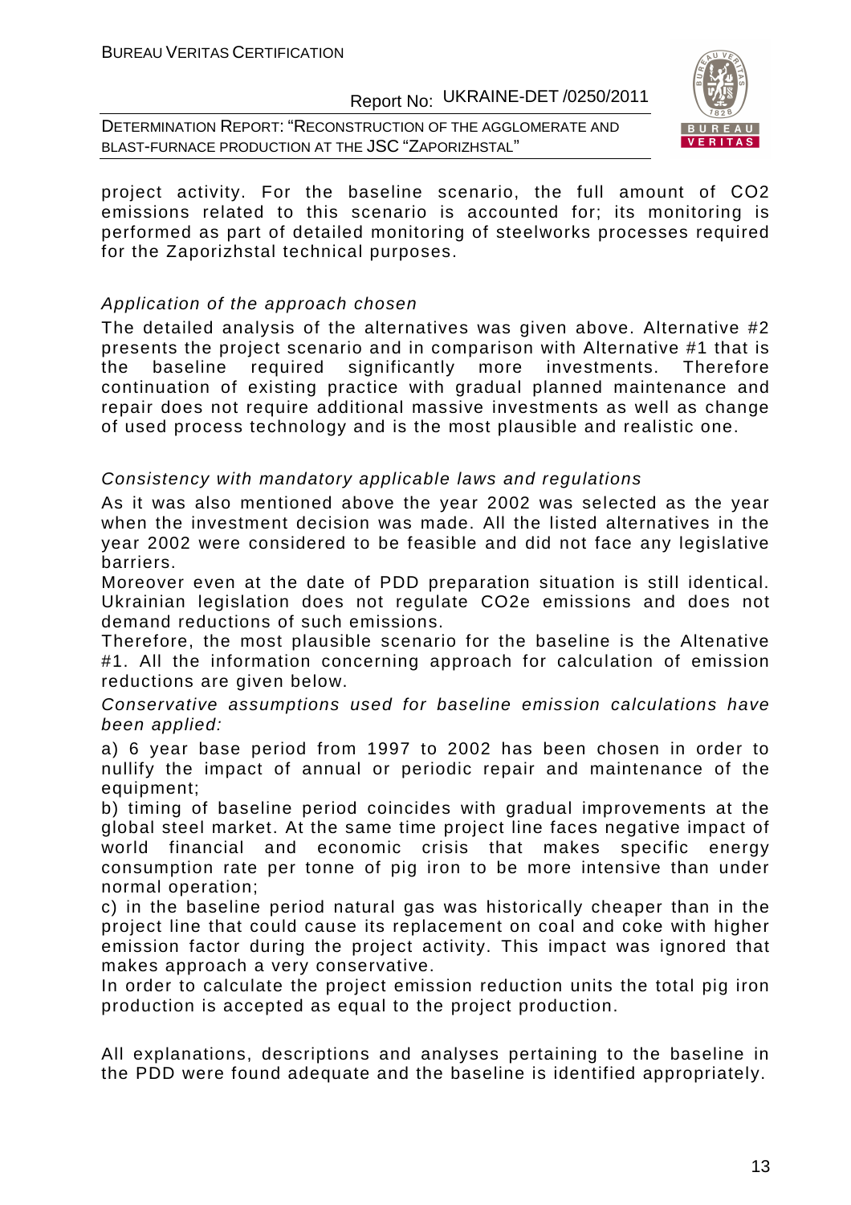project activity. For the baseline scenario, the full amount of $CO_2$ emissions related to this scenario is accounted for; its monitoring is performed as part of detailed monitoring of steelworks processes required for the Zaporizhstal technical purposes.

*Application of the approach chosen*

The detailed analysis of the alternatives was given above. Alternative #2 presents the project scenario and in comparison with Alternative #1 that is the baseline required significantly more investments. Therefore continuation of existing practice with gradual planned maintenance and repair does not require additional massive investments as well as change of used process technology and is the most plausible and realistic one.

*Consistency with mandatory applicable laws and regulations*

As it was also mentioned above the year 2002 was selected as the year when the investment decision was made. All the listed alternatives in the year 2002 were considered to be feasible and did not face any legislative barriers.

Moreover even at the date of PDD preparation situation is still identical. Ukrainian legislation does not regulate $CO_2e$ emissions and does not demand reductions of such emissions.

Therefore, the most plausible scenario for the baseline is the Altenative #1. All the information concerning approach for calculation of emission reductions are given below.

*Conservative assumptions used for baseline emission calculations have been applied:*

a) 6 year base period from 1997 to 2002 has been chosen in order to nullify the impact of annual or periodic repair and maintenance of the equipment;

b) timing of baseline period coincides with gradual improvements at the global steel market. At the same time project line faces negative impact of world financial and economic crisis that makes specific energy consumption rate per tonne of pig iron to be more intensive than under normal operation;

c) in the baseline period natural gas was historically cheaper than in the project line that could cause its replacement on coal and coke with higher emission factor during the project activity. This impact was ignored that makes approach a very conservative.

In order to calculate the project emission reduction units the total pig iron production is accepted as equal to the project production.

All explanations, descriptions and analyses pertaining to the baseline in the PDD were found adequate and the baseline is identified appropriately.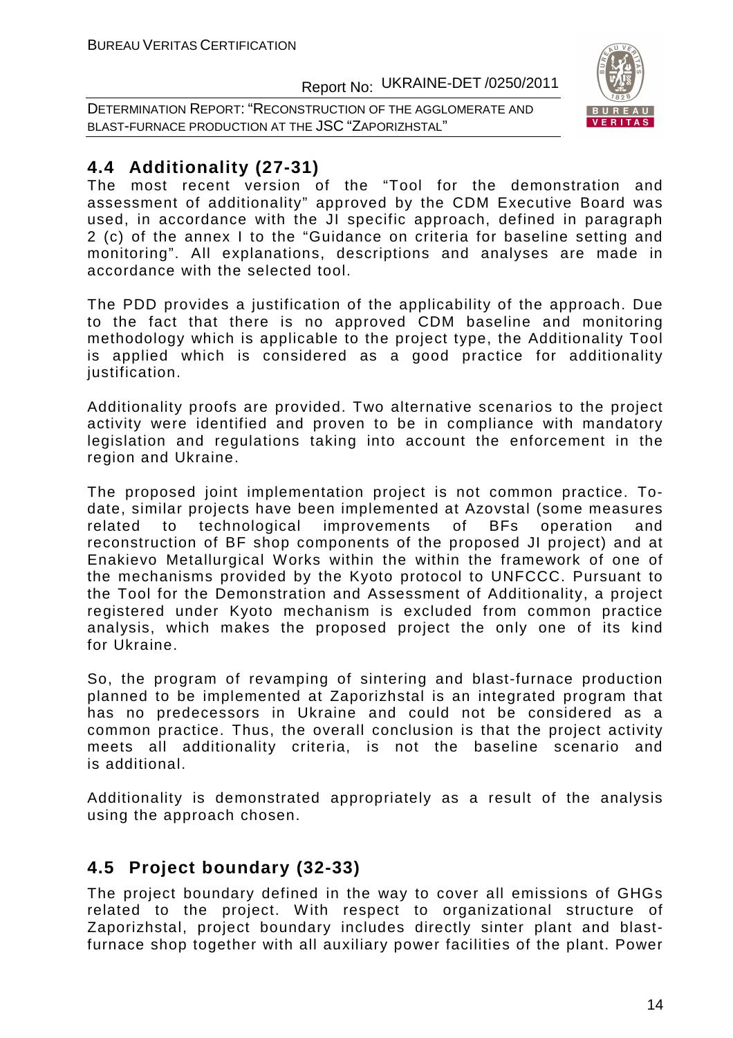## 4.4 Additionality (27-31)

The most recent version of the "Tool for the demonstration and assessment of additionality" approved by the CDM Executive Board was used, in accordance with the JI specific approach, defined in paragraph 2 (c) of the annex I to the "Guidance on criteria for baseline setting and monitoring". All explanations, descriptions and analyses are made in accordance with the selected tool.

The PDD provides a justification of the applicability of the approach. Due to the fact that there is no approved CDM baseline and monitoring methodology which is applicable to the project type, the Additionality Tool is applied which is considered as a good practice for additionality justification.

Additionality proofs are provided. Two alternative scenarios to the project activity were identified and proven to be in compliance with mandatory legislation and regulations taking into account the enforcement in the region and Ukraine.

The proposed joint implementation project is not common practice. To-date, similar projects have been implemented at Azovstal (some measures related to technological improvements of BFs operation and reconstruction of BF shop components of the proposed JI project) and at Enakievo Metallurgical Works within the within the framework of one of the mechanisms provided by the Kyoto protocol to UNFCCC. Pursuant to the Tool for the Demonstration and Assessment of Additionality, a project registered under Kyoto mechanism is excluded from common practice analysis, which makes the proposed project the only one of its kind for Ukraine.

So, the program of revamping of sintering and blast-furnace production planned to be implemented at Zaporizhstal is an integrated program that has no predecessors in Ukraine and could not be considered as a common practice. Thus, the overall conclusion is that the project activity meets all additionality criteria, is not the baseline scenario and is additional.

Additionality is demonstrated appropriately as a result of the analysis using the approach chosen.

## 4.5 Project boundary (32-33)

The project boundary defined in the way to cover all emissions of GHGs related to the project. With respect to organizational structure of Zaporizhstal, project boundary includes directly sinter plant and blast-furnace shop together with all auxiliary power facilities of the plant. Power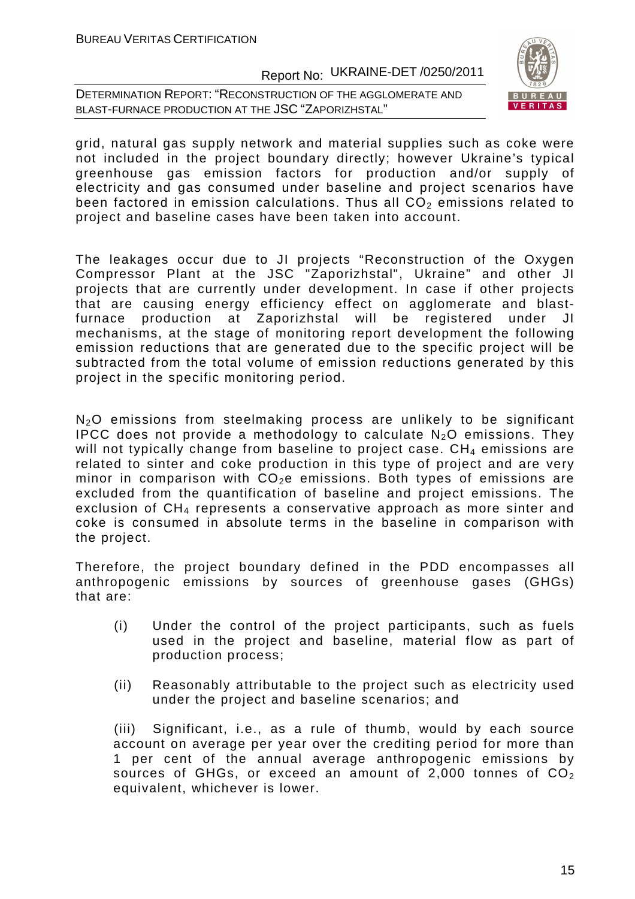grid, natural gas supply network and material supplies such as coke were not included in the project boundary directly; however Ukraine's typical greenhouse gas emission factors for production and/or supply of electricity and gas consumed under baseline and project scenarios have been factored in emission calculations. Thus all $CO_2$ emissions related to project and baseline cases have been taken into account.

The leakages occur due to JI projects "Reconstruction of the Oxygen Compressor Plant at the JSC "Zaporizhstal", Ukraine" and other JI projects that are currently under development. In case if other projects that are causing energy efficiency effect on agglomerate and blast-furnace production at Zaporizhstal will be registered under JI mechanisms, at the stage of monitoring report development the following emission reductions that are generated due to the specific project will be subtracted from the total volume of emission reductions generated by this project in the specific monitoring period.

$N_2O$ emissions from steelmaking process are unlikely to be significant IPCC does not provide a methodology to calculate $N_2O$ emissions. They will not typically change from baseline to project case. $CH_4$ emissions are related to sinter and coke production in this type of project and are very minor in comparison with $CO_2e$ emissions. Both types of emissions are excluded from the quantification of baseline and project emissions. The exclusion of $CH_4$ represents a conservative approach as more sinter and coke is consumed in absolute terms in the baseline in comparison with the project.

Therefore, the project boundary defined in the PDD encompasses all anthropogenic emissions by sources of greenhouse gases (GHGs) that are:

(i) Under the control of the project participants, such as fuels used in the project and baseline, material flow as part of production process;

(ii) Reasonably attributable to the project such as electricity used under the project and baseline scenarios; and

(iii) Significant, i.e., as a rule of thumb, would by each source account on average per year over the crediting period for more than 1 per cent of the annual average anthropogenic emissions by sources of GHGs, or exceed an amount of 2,000 tonnes of $CO_2$ equivalent, whichever is lower.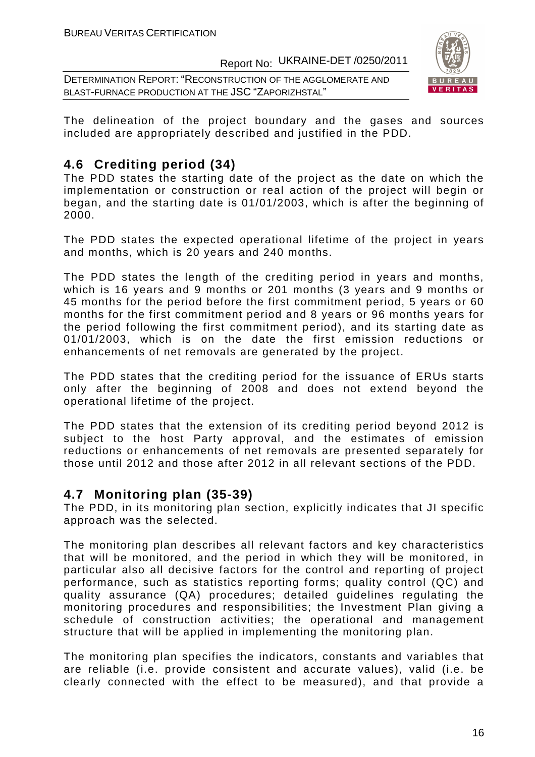The delineation of the project boundary and the gases and sources included are appropriately described and justified in the PDD.

## 4.6 Crediting period (34)

The PDD states the starting date of the project as the date on which the implementation or construction or real action of the project will begin or began, and the starting date is 01/01/2003, which is after the beginning of 2000.

The PDD states the expected operational lifetime of the project in years and months, which is 20 years and 240 months.

The PDD states the length of the crediting period in years and months, which is 16 years and 9 months or 201 months (3 years and 9 months or 45 months for the period before the first commitment period, 5 years or 60 months for the first commitment period and 8 years or 96 months years for the period following the first commitment period), and its starting date as 01/01/2003, which is on the date the first emission reductions or enhancements of net removals are generated by the project.

The PDD states that the crediting period for the issuance of ERUs starts only after the beginning of 2008 and does not extend beyond the operational lifetime of the project.

The PDD states that the extension of its crediting period beyond 2012 is subject to the host Party approval, and the estimates of emission reductions or enhancements of net removals are presented separately for those until 2012 and those after 2012 in all relevant sections of the PDD.

## 4.7 Monitoring plan (35-39)

The PDD, in its monitoring plan section, explicitly indicates that JI specific approach was the selected.

The monitoring plan describes all relevant factors and key characteristics that will be monitored, and the period in which they will be monitored, in particular also all decisive factors for the control and reporting of project performance, such as statistics reporting forms; quality control (QC) and quality assurance (QA) procedures; detailed guidelines regulating the monitoring procedures and responsibilities; the Investment Plan giving a schedule of construction activities; the operational and management structure that will be applied in implementing the monitoring plan.

The monitoring plan specifies the indicators, constants and variables that are reliable (i.e. provide consistent and accurate values), valid (i.e. be clearly connected with the effect to be measured), and that provide a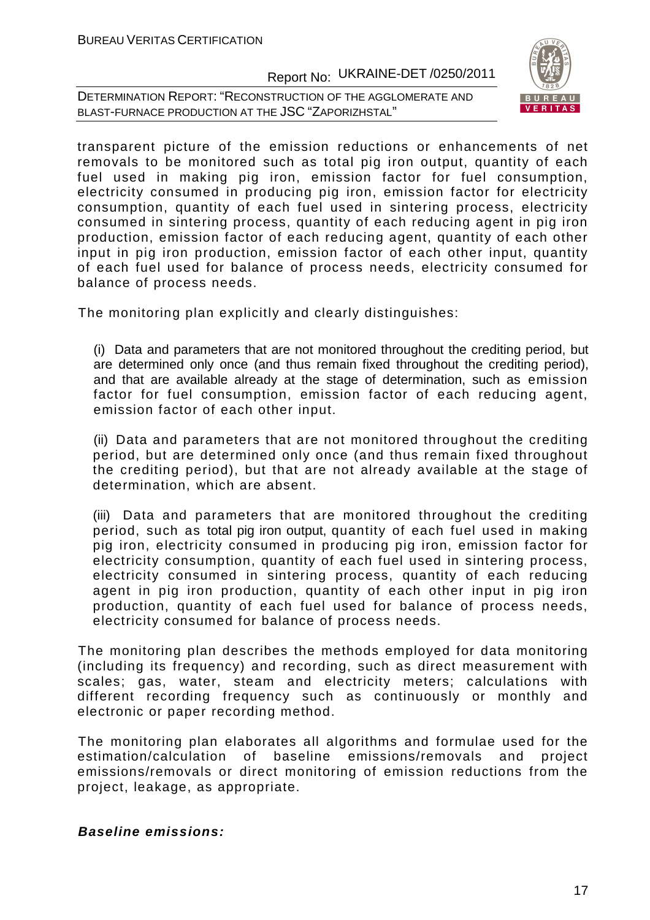transparent picture of the emission reductions or enhancements of net removals to be monitored such as total pig iron output, quantity of each fuel used in making pig iron, emission factor for fuel consumption, electricity consumed in producing pig iron, emission factor for electricity consumption, quantity of each fuel used in sintering process, electricity consumed in sintering process, quantity of each reducing agent in pig iron production, emission factor of each reducing agent, quantity of each other input in pig iron production, emission factor of each other input, quantity of each fuel used for balance of process needs, electricity consumed for balance of process needs.

The monitoring plan explicitly and clearly distinguishes:

(i) Data and parameters that are not monitored throughout the crediting period, but are determined only once (and thus remain fixed throughout the crediting period), and that are available already at the stage of determination, such as emission factor for fuel consumption, emission factor of each reducing agent, emission factor of each other input.

(ii) Data and parameters that are not monitored throughout the crediting period, but are determined only once (and thus remain fixed throughout the crediting period), but that are not already available at the stage of determination, which are absent.

(iii) Data and parameters that are monitored throughout the crediting period, such as total pig iron output, quantity of each fuel used in making pig iron, electricity consumed in producing pig iron, emission factor for electricity consumption, quantity of each fuel used in sintering process, electricity consumed in sintering process, quantity of each reducing agent in pig iron production, quantity of each other input in pig iron production, quantity of each fuel used for balance of process needs, electricity consumed for balance of process needs.

The monitoring plan describes the methods employed for data monitoring (including its frequency) and recording, such as direct measurement with scales; gas, water, steam and electricity meters; calculations with different recording frequency such as continuously or monthly and electronic or paper recording method.

The monitoring plan elaborates all algorithms and formulae used for the estimation/calculation of baseline emissions/removals and project emissions/removals or direct monitoring of emission reductions from the project, leakage, as appropriate.

***Baseline emissions:***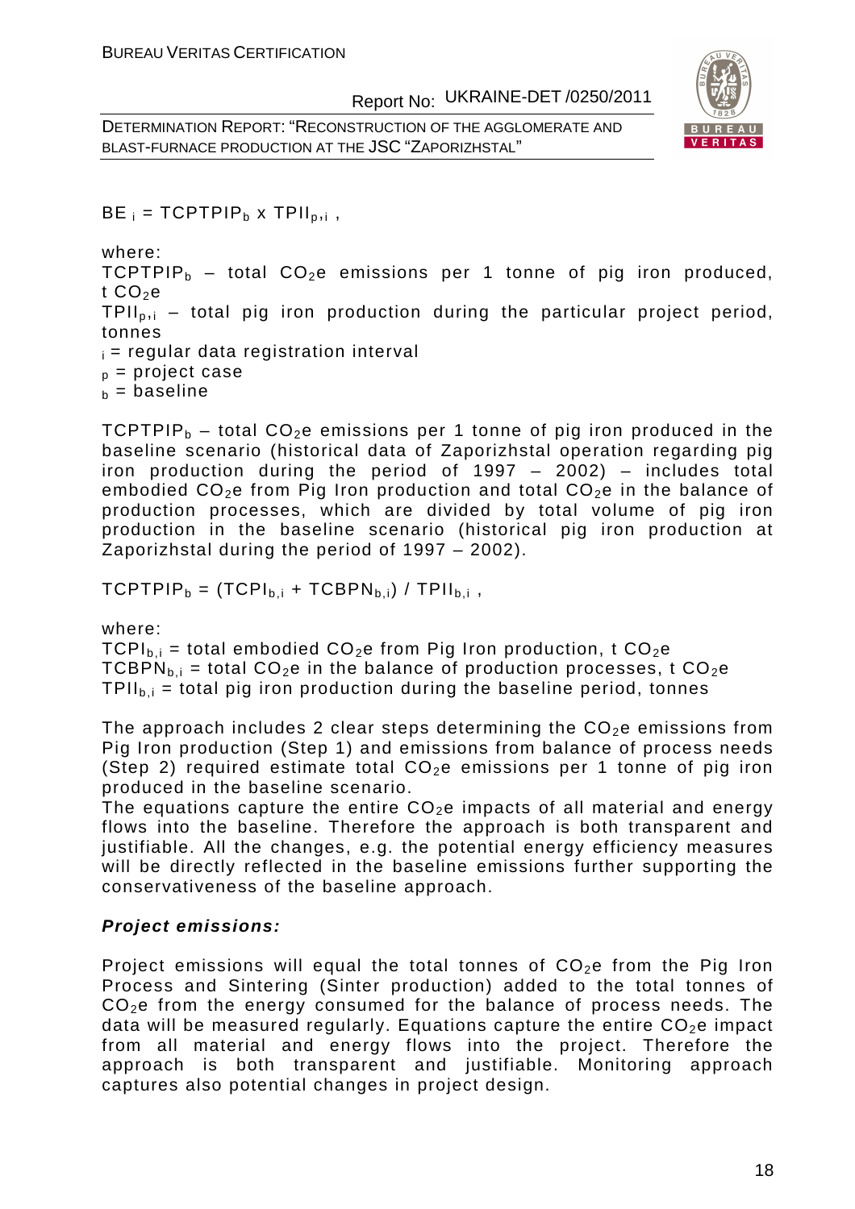$BE_i = TCPTPIP_b \times TPII_{p,i}$ ,

where:

$TCPTPIP_b$ – total $CO_2e$ emissions per 1 tonne of pig iron produced, t $CO_2e$

$TPII_{p,i}$ – total pig iron production during the particular project period, tonnes

$_i$ = regular data registration interval

$_p$ = project case

$_b$ = baseline

$TCPTPIP_b$ – total $CO_2e$ emissions per 1 tonne of pig iron produced in the baseline scenario (historical data of Zaporizhstal operation regarding pig iron production during the period of 1997 – 2002) – includes total embodied $CO_2e$ from Pig Iron production and total $CO_2e$ in the balance of production processes, which are divided by total volume of pig iron production in the baseline scenario (historical pig iron production at Zaporizhstal during the period of 1997 – 2002).

$TCPTPIP_b = (TCPI_{b,i} + TCBPN_{b,i}) / TPII_{b,i}$ ,

where:

$TCPI_{b,i}$ = total embodied $CO_2e$ from Pig Iron production, t $CO_2e$

$TCBPN_{b,i}$ = total $CO_2e$ in the balance of production processes, t $CO_2e$

$TPII_{b,i}$ = total pig iron production during the baseline period, tonnes

The approach includes 2 clear steps determining the $CO_2e$ emissions from Pig Iron production (Step 1) and emissions from balance of process needs (Step 2) required estimate total $CO_2e$ emissions per 1 tonne of pig iron produced in the baseline scenario.

The equations capture the entire $CO_2e$ impacts of all material and energy flows into the baseline. Therefore the approach is both transparent and justifiable. All the changes, e.g. the potential energy efficiency measures will be directly reflected in the baseline emissions further supporting the conservativeness of the baseline approach.

***Project emissions:***

Project emissions will equal the total tonnes of $CO_2e$ from the Pig Iron Process and Sintering (Sinter production) added to the total tonnes of $CO_2e$ from the energy consumed for the balance of process needs. The data will be measured regularly. Equations capture the entire $CO_2e$ impact from all material and energy flows into the project. Therefore the approach is both transparent and justifiable. Monitoring approach captures also potential changes in project design.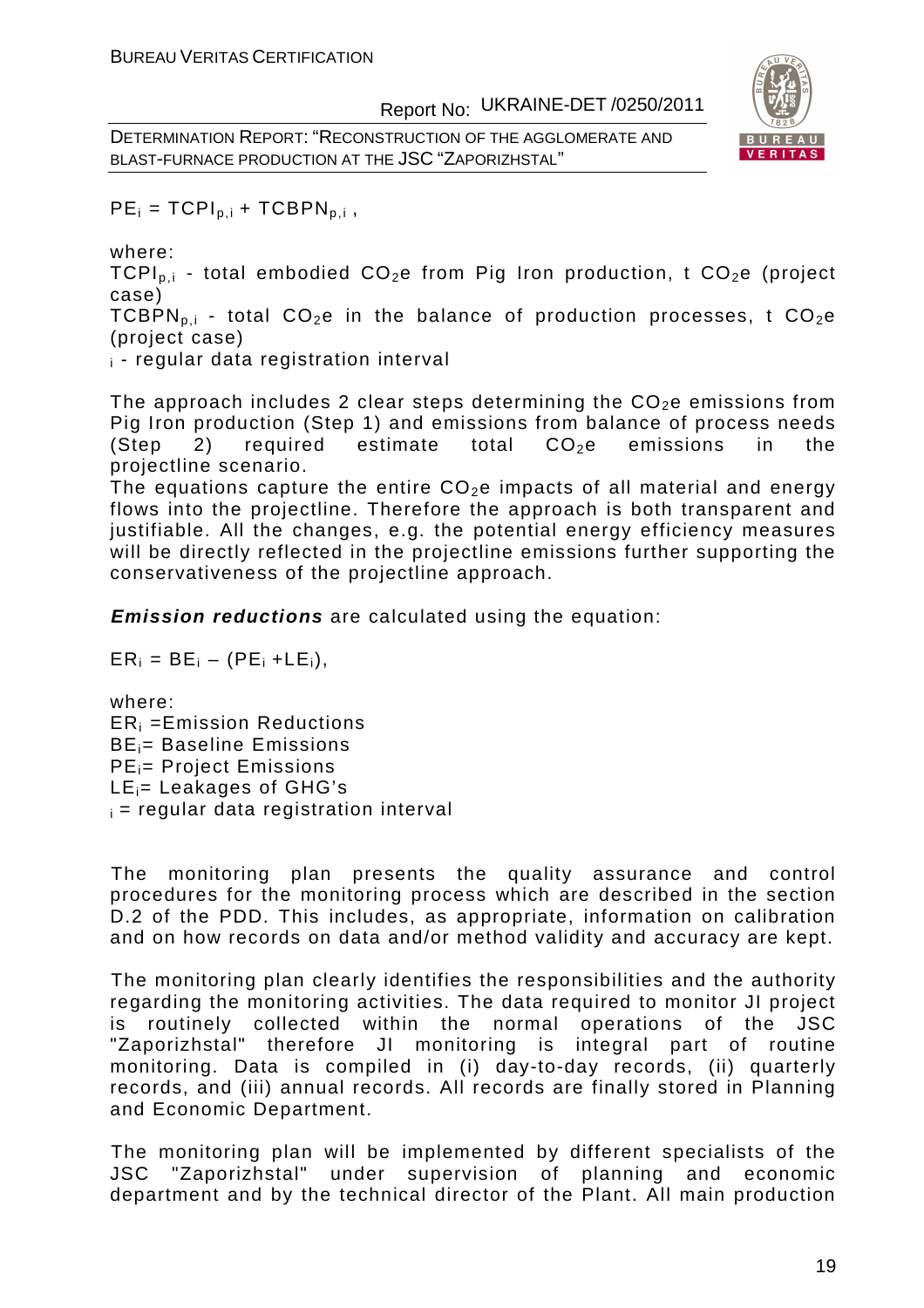$PE_i = TCPI_{p,i} + TCBPN_{p,i}$ ,

where:

$TCPI_{p,i}$ - total embodied $CO_2e$ from Pig Iron production, t $CO_2e$ (project case)

$TCBPN_{p,i}$ - total $CO_2e$ in the balance of production processes, t $CO_2e$ (project case)

$_i$ - regular data registration interval

The approach includes 2 clear steps determining the $CO_2e$ emissions from Pig Iron production (Step 1) and emissions from balance of process needs (Step 2) required estimate total $CO_2e$ emissions in the projectline scenario.

The equations capture the entire $CO_2e$ impacts of all material and energy flows into the projectline. Therefore the approach is both transparent and justifiable. All the changes, e.g. the potential energy efficiency measures will be directly reflected in the projectline emissions further supporting the conservativeness of the projectline approach.

***Emission reductions*** are calculated using the equation:

$ER_i = BE_i – (PE_i + LE_i)$,

where:

$ER_i$ =Emission Reductions

$BE_i$= Baseline Emissions

$PE_i$= Project Emissions

$LE_i$= Leakages of GHG's

$_i$ = regular data registration interval

The monitoring plan presents the quality assurance and control procedures for the monitoring process which are described in the section D.2 of the PDD. This includes, as appropriate, information on calibration and on how records on data and/or method validity and accuracy are kept.

The monitoring plan clearly identifies the responsibilities and the authority regarding the monitoring activities. The data required to monitor JI project is routinely collected within the normal operations of the JSC "Zaporizhstal" therefore JI monitoring is integral part of routine monitoring. Data is compiled in (i) day-to-day records, (ii) quarterly records, and (iii) annual records. All records are finally stored in Planning and Economic Department.

The monitoring plan will be implemented by different specialists of the JSC "Zaporizhstal" under supervision of planning and economic department and by the technical director of the Plant. All main production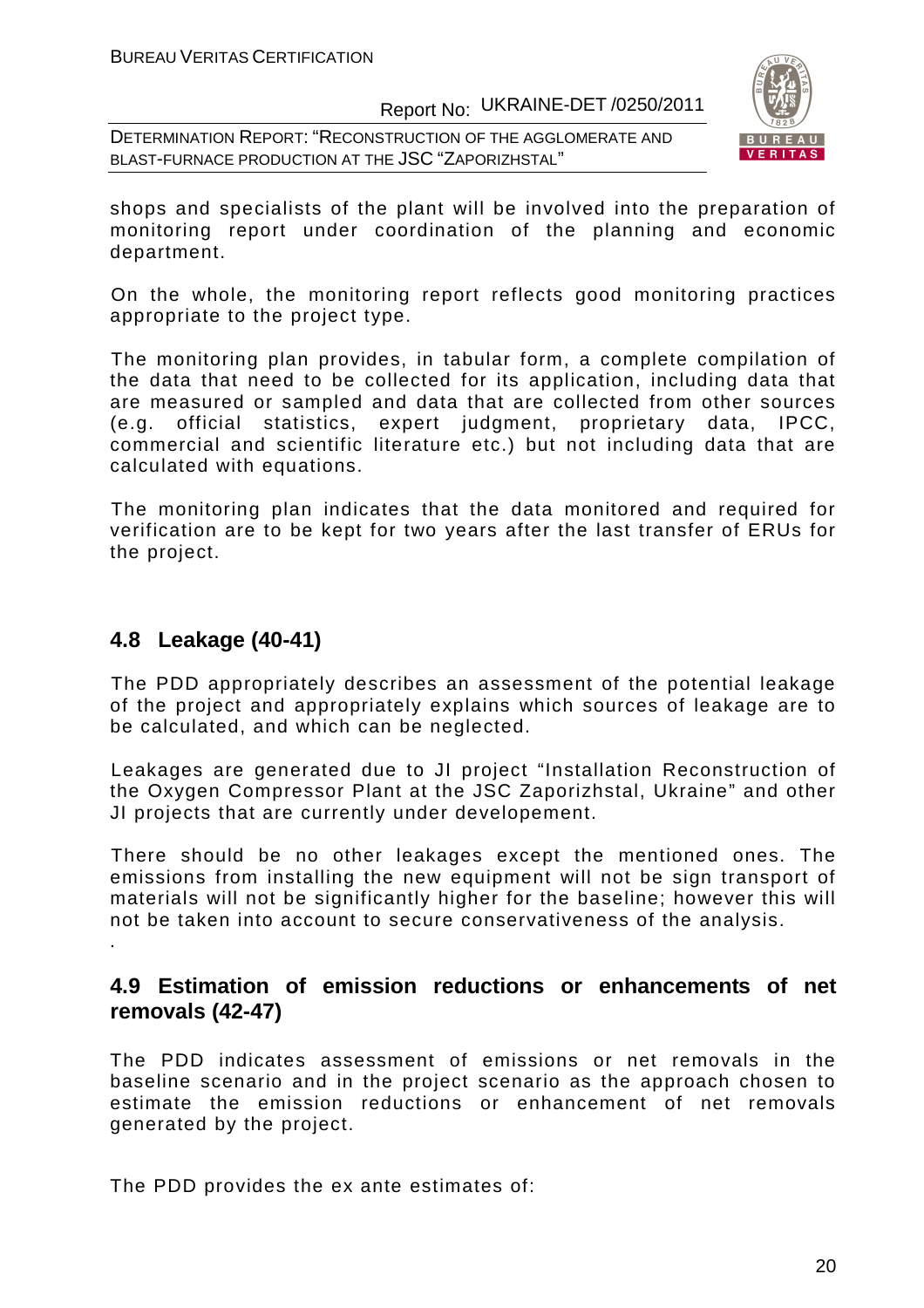shops and specialists of the plant will be involved into the preparation of monitoring report under coordination of the planning and economic department.

On the whole, the monitoring report reflects good monitoring practices appropriate to the project type.

The monitoring plan provides, in tabular form, a complete compilation of the data that need to be collected for its application, including data that are measured or sampled and data that are collected from other sources (e.g. official statistics, expert judgment, proprietary data, IPCC, commercial and scientific literature etc.) but not including data that are calculated with equations.

The monitoring plan indicates that the data monitored and required for verification are to be kept for two years after the last transfer of ERUs for the project.

## 4.8 Leakage (40-41)

The PDD appropriately describes an assessment of the potential leakage of the project and appropriately explains which sources of leakage are to be calculated, and which can be neglected.

Leakages are generated due to JI project "Installation Reconstruction of the Oxygen Compressor Plant at the JSC Zaporizhstal, Ukraine" and other JI projects that are currently under developement.

There should be no other leakages except the mentioned ones. The emissions from installing the new equipment will not be sign transport of materials will not be significantly higher for the baseline; however this will not be taken into account to secure conservativeness of the analysis.

.

## 4.9 Estimation of emission reductions or enhancements of net removals (42-47)

The PDD indicates assessment of emissions or net removals in the baseline scenario and in the project scenario as the approach chosen to estimate the emission reductions or enhancement of net removals generated by the project.

The PDD provides the ex ante estimates of: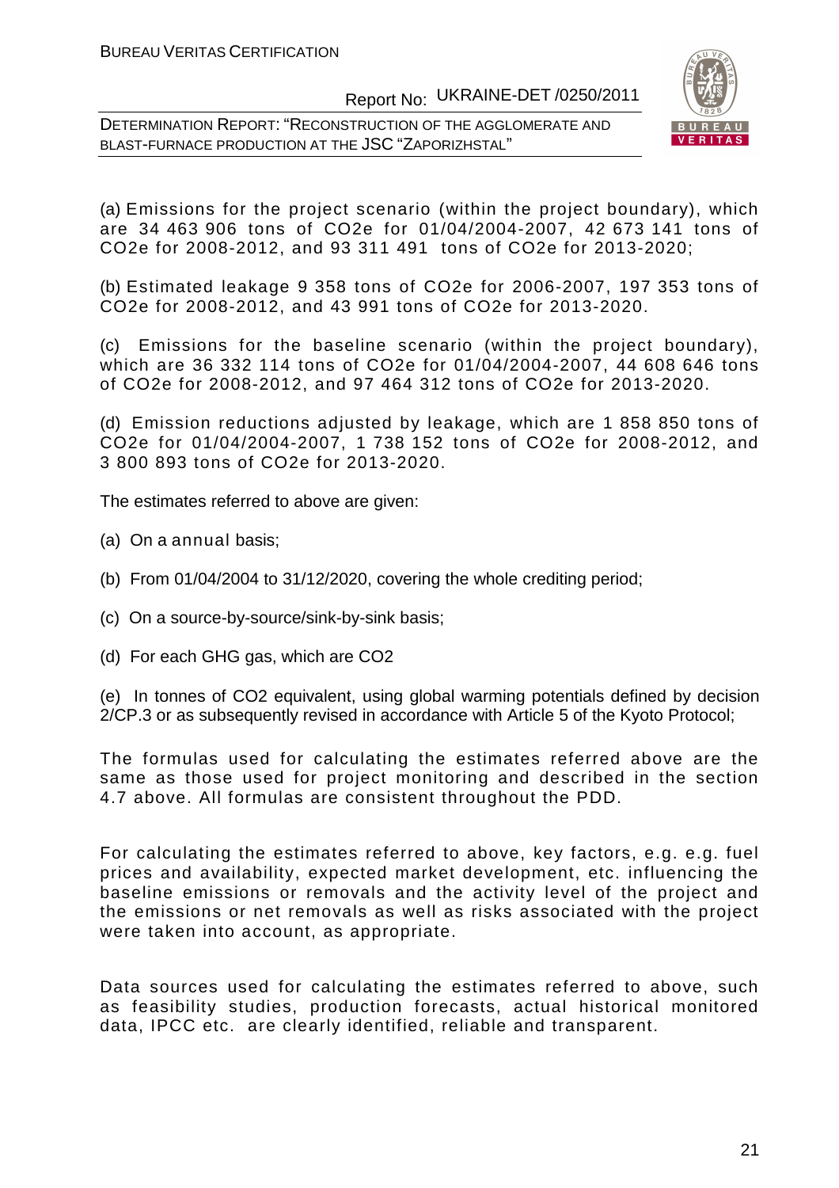(a) Emissions for the project scenario (within the project boundary), which are 34 463 906 tons of $CO_2e$ for 01/04/2004-2007, 42 673 141 tons of $CO_2e$ for 2008-2012, and 93 311 491 tons of $CO_2e$ for 2013-2020;

(b) Estimated leakage 9 358 tons of $CO_2e$ for 2006-2007, 197 353 tons of $CO_2e$ for 2008-2012, and 43 991 tons of $CO_2e$ for 2013-2020.

(c) Emissions for the baseline scenario (within the project boundary), which are 36 332 114 tons of $CO_2e$ for 01/04/2004-2007, 44 608 646 tons of $CO_2e$ for 2008-2012, and 97 464 312 tons of $CO_2e$ for 2013-2020.

(d) Emission reductions adjusted by leakage, which are 1 858 850 tons of $CO_2e$ for 01/04/2004-2007, 1 738 152 tons of $CO_2e$ for 2008-2012, and 3 800 893 tons of $CO_2e$ for 2013-2020.

The estimates referred to above are given:

(a) On a annual basis;

(b) From 01/04/2004 to 31/12/2020, covering the whole crediting period;

(c) On a source-by-source/sink-by-sink basis;

(d) For each GHG gas, which are $CO_2$

(e) In tonnes of $CO_2$ equivalent, using global warming potentials defined by decision 2/CP.3 or as subsequently revised in accordance with Article 5 of the Kyoto Protocol;

The formulas used for calculating the estimates referred above are the same as those used for project monitoring and described in the section 4.7 above. All formulas are consistent throughout the PDD.

For calculating the estimates referred to above, key factors, e.g. e.g. fuel prices and availability, expected market development, etc. influencing the baseline emissions or removals and the activity level of the project and the emissions or net removals as well as risks associated with the project were taken into account, as appropriate.

Data sources used for calculating the estimates referred to above, such as feasibility studies, production forecasts, actual historical monitored data, IPCC etc. are clearly identified, reliable and transparent.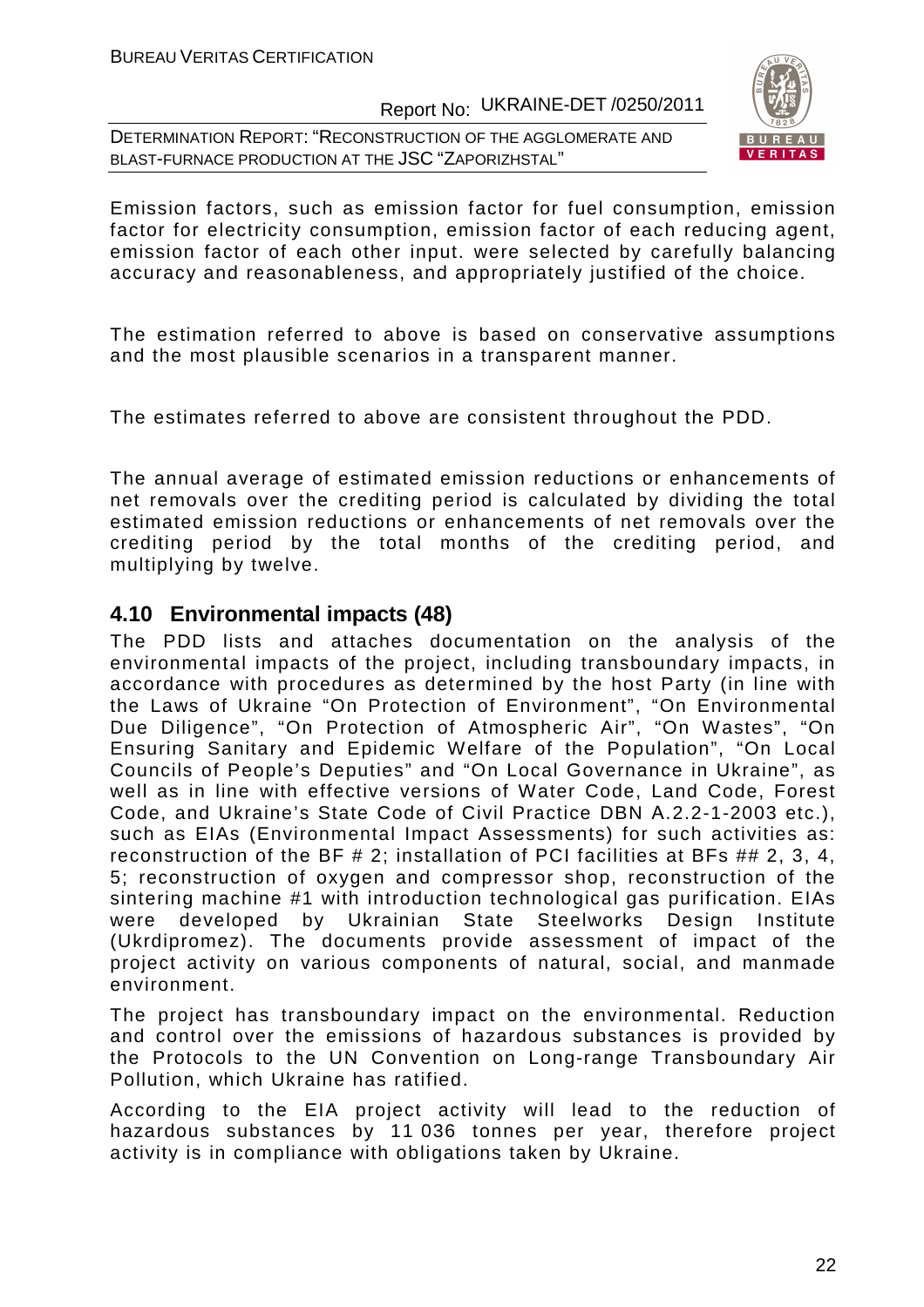Emission factors, such as emission factor for fuel consumption, emission factor for electricity consumption, emission factor of each reducing agent, emission factor of each other input. were selected by carefully balancing accuracy and reasonableness, and appropriately justified of the choice.

The estimation referred to above is based on conservative assumptions and the most plausible scenarios in a transparent manner.

The estimates referred to above are consistent throughout the PDD.

The annual average of estimated emission reductions or enhancements of net removals over the crediting period is calculated by dividing the total estimated emission reductions or enhancements of net removals over the crediting period by the total months of the crediting period, and multiplying by twelve.

## 4.10 Environmental impacts (48)

The PDD lists and attaches documentation on the analysis of the environmental impacts of the project, including transboundary impacts, in accordance with procedures as determined by the host Party (in line with the Laws of Ukraine "On Protection of Environment", "On Environmental Due Diligence", "On Protection of Atmospheric Air", "On Wastes", "On Ensuring Sanitary and Epidemic Welfare of the Population", "On Local Councils of People's Deputies" and "On Local Governance in Ukraine", as well as in line with effective versions of Water Code, Land Code, Forest Code, and Ukraine's State Code of Civil Practice DBN A.2.2-1-2003 etc.), such as EIAs (Environmental Impact Assessments) for such activities as: reconstruction of the BF # 2; installation of PCI facilities at BFs ## 2, 3, 4, 5; reconstruction of oxygen and compressor shop, reconstruction of the sintering machine #1 with introduction technological gas purification. EIAs were developed by Ukrainian State Steelworks Design Institute (Ukrdipromez). The documents provide assessment of impact of the project activity on various components of natural, social, and manmade environment.

The project has transboundary impact on the environmental. Reduction and control over the emissions of hazardous substances is provided by the Protocols to the UN Convention on Long-range Transboundary Air Pollution, which Ukraine has ratified.

According to the EIA project activity will lead to the reduction of hazardous substances by 11 036 tonnes per year, therefore project activity is in compliance with obligations taken by Ukraine.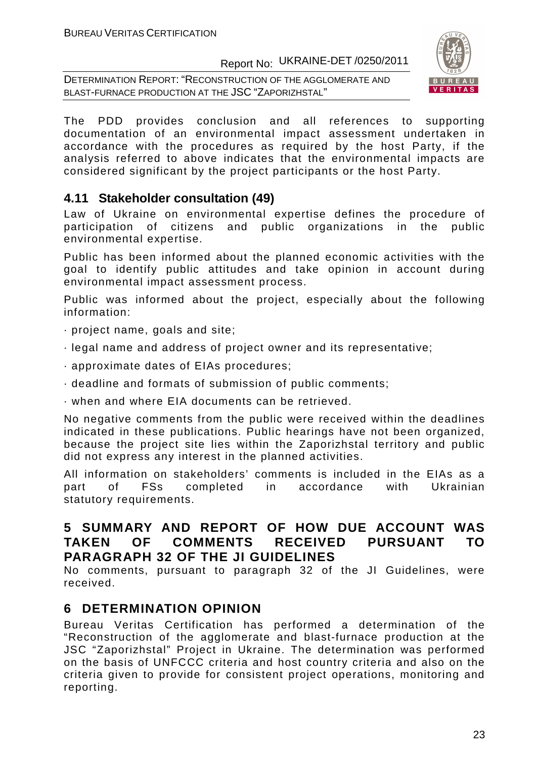The PDD provides conclusion and all references to supporting documentation of an environmental impact assessment undertaken in accordance with the procedures as required by the host Party, if the analysis referred to above indicates that the environmental impacts are considered significant by the project participants or the host Party.

## 4.11 Stakeholder consultation (49)

Law of Ukraine on environmental expertise defines the procedure of participation of citizens and public organizations in the public environmental expertise.

Public has been informed about the planned economic activities with the goal to identify public attitudes and take opinion in account during environmental impact assessment process.

Public was informed about the project, especially about the following information:

· project name, goals and site;

· legal name and address of project owner and its representative;

· approximate dates of EIAs procedures;

· deadline and formats of submission of public comments;

· when and where EIA documents can be retrieved.

No negative comments from the public were received within the deadlines indicated in these publications. Public hearings have not been organized, because the project site lies within the Zaporizhstal territory and public did not express any interest in the planned activities.

All information on stakeholders' comments is included in the EIAs as a part of FSs completed in accordance with Ukrainian statutory requirements.

# 5 SUMMARY AND REPORT OF HOW DUE ACCOUNT WAS TAKEN OF COMMENTS RECEIVED PURSUANT TO PARAGRAPH 32 OF THE JI GUIDELINES

No comments, pursuant to paragraph 32 of the JI Guidelines, were received.

# 6 DETERMINATION OPINION

Bureau Veritas Certification has performed a determination of the "Reconstruction of the agglomerate and blast-furnace production at the JSC "Zaporizhstal" Project in Ukraine. The determination was performed on the basis of UNFCCC criteria and host country criteria and also on the criteria given to provide for consistent project operations, monitoring and reporting.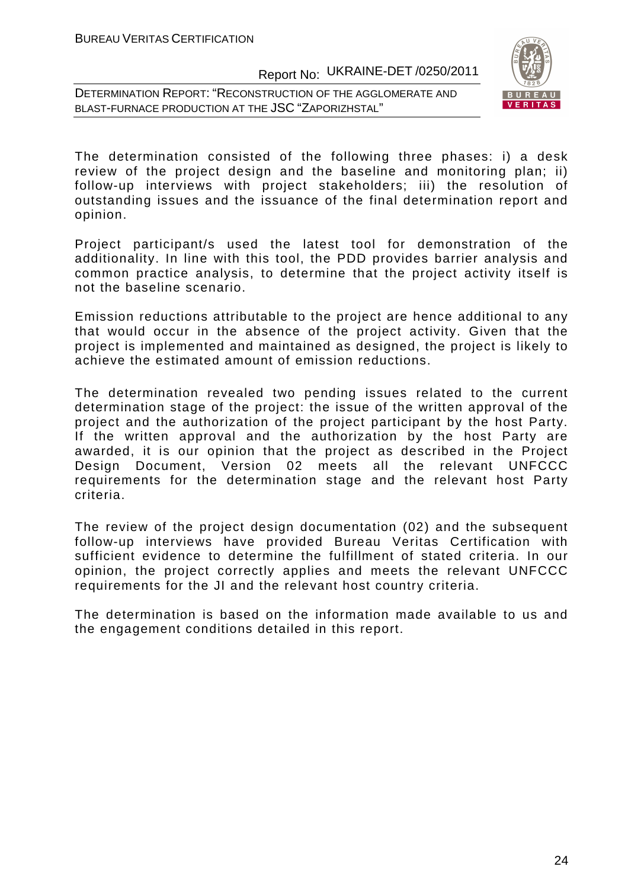The determination consisted of the following three phases: i) a desk review of the project design and the baseline and monitoring plan; ii) follow-up interviews with project stakeholders; iii) the resolution of outstanding issues and the issuance of the final determination report and opinion.

Project participant/s used the latest tool for demonstration of the additionality. In line with this tool, the PDD provides barrier analysis and common practice analysis, to determine that the project activity itself is not the baseline scenario.

Emission reductions attributable to the project are hence additional to any that would occur in the absence of the project activity. Given that the project is implemented and maintained as designed, the project is likely to achieve the estimated amount of emission reductions.

The determination revealed two pending issues related to the current determination stage of the project: the issue of the written approval of the project and the authorization of the project participant by the host Party. If the written approval and the authorization by the host Party are awarded, it is our opinion that the project as described in the Project Design Document, Version 02 meets all the relevant UNFCCC requirements for the determination stage and the relevant host Party criteria.

The review of the project design documentation (02) and the subsequent follow-up interviews have provided Bureau Veritas Certification with sufficient evidence to determine the fulfillment of stated criteria. In our opinion, the project correctly applies and meets the relevant UNFCCC requirements for the JI and the relevant host country criteria.

The determination is based on the information made available to us and the engagement conditions detailed in this report.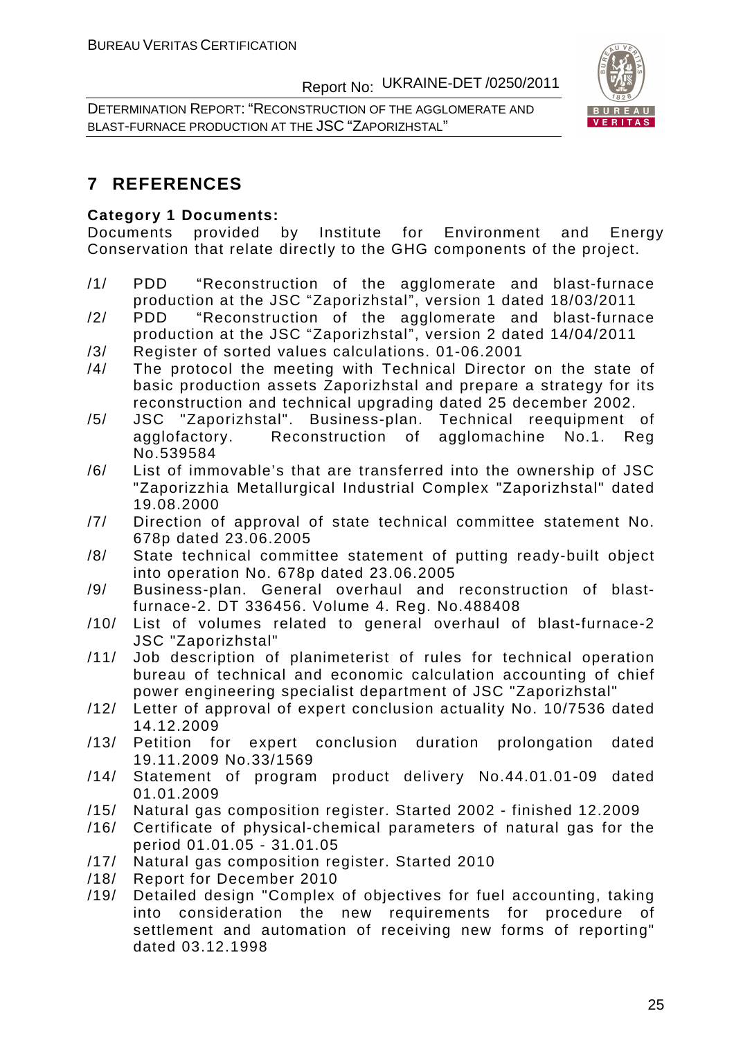# 7 REFERENCES

**Category 1 Documents:**
Documents provided by Institute for Environment and Energy Conservation that relate directly to the GHG components of the project.

/1/ PDD "Reconstruction of the agglomerate and blast-furnace production at the JSC "Zaporizhstal", version 1 dated 18/03/2011
/2/ PDD "Reconstruction of the agglomerate and blast-furnace production at the JSC "Zaporizhstal", version 2 dated 14/04/2011
/3/ Register of sorted values calculations. 01-06.2001
/4/ The protocol the meeting with Technical Director on the state of basic production assets Zaporizhstal and prepare a strategy for its reconstruction and technical upgrading dated 25 december 2002.
/5/ JSC "Zaporizhstal". Business-plan. Technical reequipment of agglofactory. Reconstruction of agglomachine No.1. Reg No.539584
/6/ List of immovable's that are transferred into the ownership of JSC "Zaporizzhia Metallurgical Industrial Complex "Zaporizhstal" dated 19.08.2000
/7/ Direction of approval of state technical committee statement No. 678p dated 23.06.2005
/8/ State technical committee statement of putting ready-built object into operation No. 678p dated 23.06.2005
/9/ Business-plan. General overhaul and reconstruction of blast-furnace-2. DT 336456. Volume 4. Reg. No.488408
/10/ List of volumes related to general overhaul of blast-furnace-2 JSC "Zaporizhstal"
/11/ Job description of planimeterist of rules for technical operation bureau of technical and economic calculation accounting of chief power engineering specialist department of JSC "Zaporizhstal"
/12/ Letter of approval of expert conclusion actuality No. 10/7536 dated 14.12.2009
/13/ Petition for expert conclusion duration prolongation dated 19.11.2009 No.33/1569
/14/ Statement of program product delivery No.44.01.01-09 dated 01.01.2009
/15/ Natural gas composition register. Started 2002 - finished 12.2009
/16/ Certificate of physical-chemical parameters of natural gas for the period 01.01.05 - 31.01.05
/17/ Natural gas composition register. Started 2010
/18/ Report for December 2010
/19/ Detailed design "Complex of objectives for fuel accounting, taking into consideration the new requirements for procedure of settlement and automation of receiving new forms of reporting" dated 03.12.1998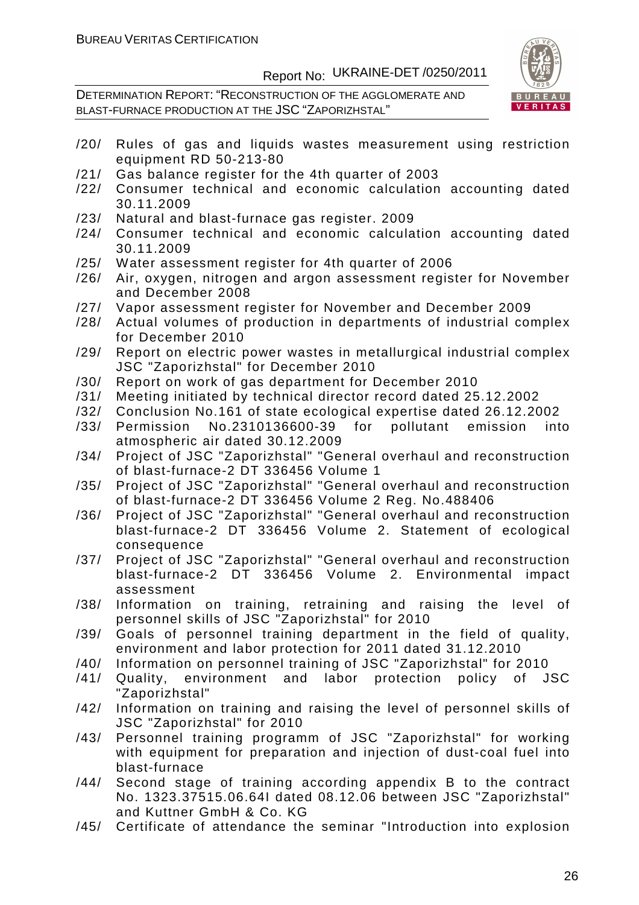/20/ Rules of gas and liquids wastes measurement using restriction equipment RD 50-213-80

/21/ Gas balance register for the 4th quarter of 2003

/22/ Consumer technical and economic calculation accounting dated 30.11.2009

/23/ Natural and blast-furnace gas register. 2009

/24/ Consumer technical and economic calculation accounting dated 30.11.2009

/25/ Water assessment register for 4th quarter of 2006

/26/ Air, oxygen, nitrogen and argon assessment register for November and December 2008

/27/ Vapor assessment register for November and December 2009

/28/ Actual volumes of production in departments of industrial complex for December 2010

/29/ Report on electric power wastes in metallurgical industrial complex JSC "Zaporizhstal" for December 2010

/30/ Report on work of gas department for December 2010

/31/ Meeting initiated by technical director record dated 25.12.2002

/32/ Conclusion No.161 of state ecological expertise dated 26.12.2002

/33/ Permission No.2310136600-39 for pollutant emission into atmospheric air dated 30.12.2009

/34/ Project of JSC "Zaporizhstal" "General overhaul and reconstruction of blast-furnace-2 DT 336456 Volume 1

/35/ Project of JSC "Zaporizhstal" "General overhaul and reconstruction of blast-furnace-2 DT 336456 Volume 2 Reg. No.488406

/36/ Project of JSC "Zaporizhstal" "General overhaul and reconstruction blast-furnace-2 DT 336456 Volume 2. Statement of ecological consequence

/37/ Project of JSC "Zaporizhstal" "General overhaul and reconstruction blast-furnace-2 DT 336456 Volume 2. Environmental impact assessment

/38/ Information on training, retraining and raising the level of personnel skills of JSC "Zaporizhstal" for 2010

/39/ Goals of personnel training department in the field of quality, environment and labor protection for 2011 dated 31.12.2010

/40/ Information on personnel training of JSC "Zaporizhstal" for 2010

/41/ Quality, environment and labor protection policy of JSC "Zaporizhstal"

/42/ Information on training and raising the level of personnel skills of JSC "Zaporizhstal" for 2010

/43/ Personnel training programm of JSC "Zaporizhstal" for working with equipment for preparation and injection of dust-coal fuel into blast-furnace

/44/ Second stage of training according appendix B to the contract No. 1323.37515.06.64I dated 08.12.06 between JSC "Zaporizhstal" and Kuttner GmbH & Co. KG

/45/ Certificate of attendance the seminar "Introduction into explosion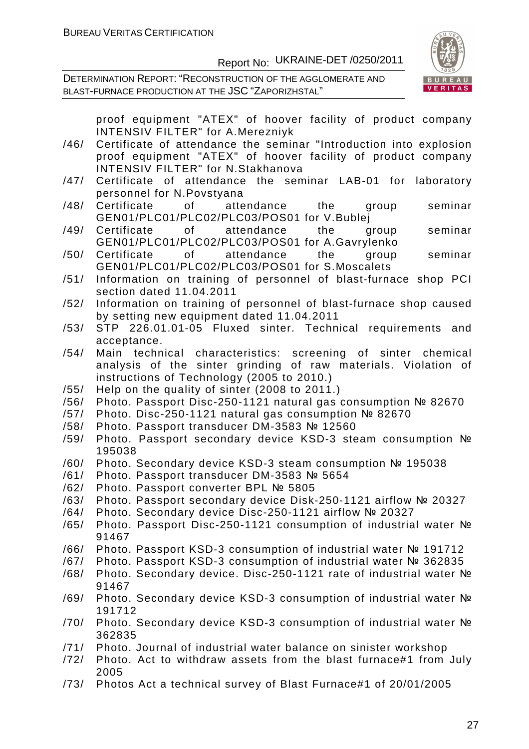proof equipment "ATEX" of hoover facility of product company INTENSIV FILTER" for A.Merezniyk

/46/ Certificate of attendance the seminar "Introduction into explosion proof equipment "ATEX" of hoover facility of product company INTENSIV FILTER" for N.Stakhanova

/47/ Certificate of attendance the seminar LAB-01 for laboratory personnel for N.Povstyana

/48/ Certificate of attendance the group seminar GEN01/PLC01/PLC02/PLC03/POS01 for V.Bublej

/49/ Certificate of attendance the group seminar GEN01/PLC01/PLC02/PLC03/POS01 for A.Gavrylenko

/50/ Certificate of attendance the group seminar GEN01/PLC01/PLC02/PLC03/POS01 for S.Moscalets

/51/ Information on training of personnel of blast-furnace shop PCI section dated 11.04.2011

/52/ Information on training of personnel of blast-furnace shop caused by setting new equipment dated 11.04.2011

/53/ STP 226.01.01-05 Fluxed sinter. Technical requirements and acceptance.

/54/ Main technical characteristics: screening of sinter chemical analysis of the sinter grinding of raw materials. Violation of instructions of Technology (2005 to 2010.)

/55/ Help on the quality of sinter (2008 to 2011.)

/56/ Photo. Passport Disc-250-1121 natural gas consumption № 82670

/57/ Photo. Disc-250-1121 natural gas consumption № 82670

/58/ Photo. Passport transducer DM-3583 № 12560

/59/ Photo. Passport secondary device KSD-3 steam consumption № 195038

/60/ Photo. Secondary device KSD-3 steam consumption № 195038

/61/ Photo. Passport transducer DM-3583 № 5654

/62/ Photo. Passport converter BPL № 5805

/63/ Photo. Passport secondary device Disk-250-1121 airflow № 20327

/64/ Photo. Secondary device Disc-250-1121 airflow № 20327

/65/ Photo. Passport Disc-250-1121 consumption of industrial water № 91467

/66/ Photo. Passport KSD-3 consumption of industrial water № 191712

/67/ Photo. Passport KSD-3 consumption of industrial water № 362835

/68/ Photo. Secondary device. Disc-250-1121 rate of industrial water № 91467

/69/ Photo. Secondary device KSD-3 consumption of industrial water № 191712

/70/ Photo. Secondary device KSD-3 consumption of industrial water № 362835

/71/ Photo. Journal of industrial water balance on sinister workshop

/72/ Photo. Act to withdraw assets from the blast furnace#1 from July 2005

/73/ Photos Act a technical survey of Blast Furnace#1 of 20/01/2005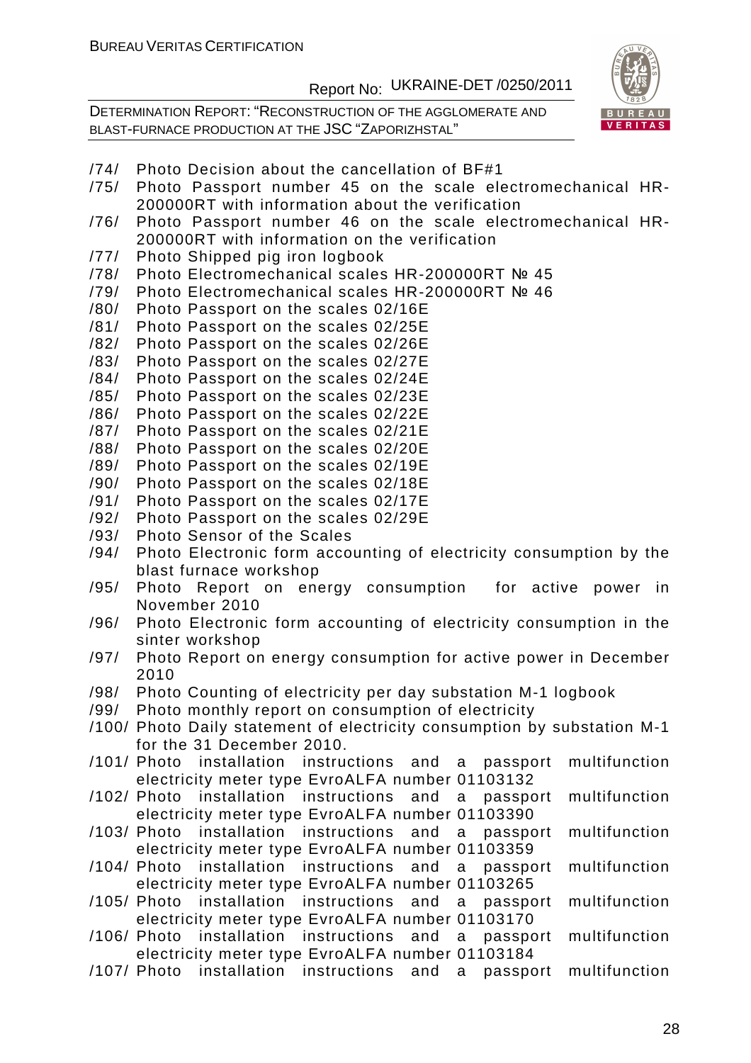/74/ Photo Decision about the cancellation of BF#1

/75/ Photo Passport number 45 on the scale electromechanical HR-200000RT with information about the verification

/76/ Photo Passport number 46 on the scale electromechanical HR-200000RT with information on the verification

/77/ Photo Shipped pig iron logbook

/78/ Photo Electromechanical scales HR-200000RT № 45

/79/ Photo Electromechanical scales HR-200000RT № 46

/80/ Photo Passport on the scales 02/16E

/81/ Photo Passport on the scales 02/25E

/82/ Photo Passport on the scales 02/26E

/83/ Photo Passport on the scales 02/27E

/84/ Photo Passport on the scales 02/24E

/85/ Photo Passport on the scales 02/23E

/86/ Photo Passport on the scales 02/22E

/87/ Photo Passport on the scales 02/21E

/88/ Photo Passport on the scales 02/20E

/89/ Photo Passport on the scales 02/19E

/90/ Photo Passport on the scales 02/18E

/91/ Photo Passport on the scales 02/17E

/92/ Photo Passport on the scales 02/29E

/93/ Photo Sensor of the Scales

/94/ Photo Electronic form accounting of electricity consumption by the blast furnace workshop

/95/ Photo Report on energy consumption for active power in November 2010

/96/ Photo Electronic form accounting of electricity consumption in the sinter workshop

/97/ Photo Report on energy consumption for active power in December 2010

/98/ Photo Counting of electricity per day substation M-1 logbook

/99/ Photo monthly report on consumption of electricity

/100/ Photo Daily statement of electricity consumption by substation M-1 for the 31 December 2010.

/101/ Photo installation instructions and a passport multifunction electricity meter type EvroALFA number 01103132

/102/ Photo installation instructions and a passport multifunction electricity meter type EvroALFA number 01103390

/103/ Photo installation instructions and a passport multifunction electricity meter type EvroALFA number 01103359

/104/ Photo installation instructions and a passport multifunction electricity meter type EvroALFA number 01103265

/105/ Photo installation instructions and a passport multifunction electricity meter type EvroALFA number 01103170

/106/ Photo installation instructions and a passport multifunction electricity meter type EvroALFA number 01103184

/107/ Photo installation instructions and a passport multifunction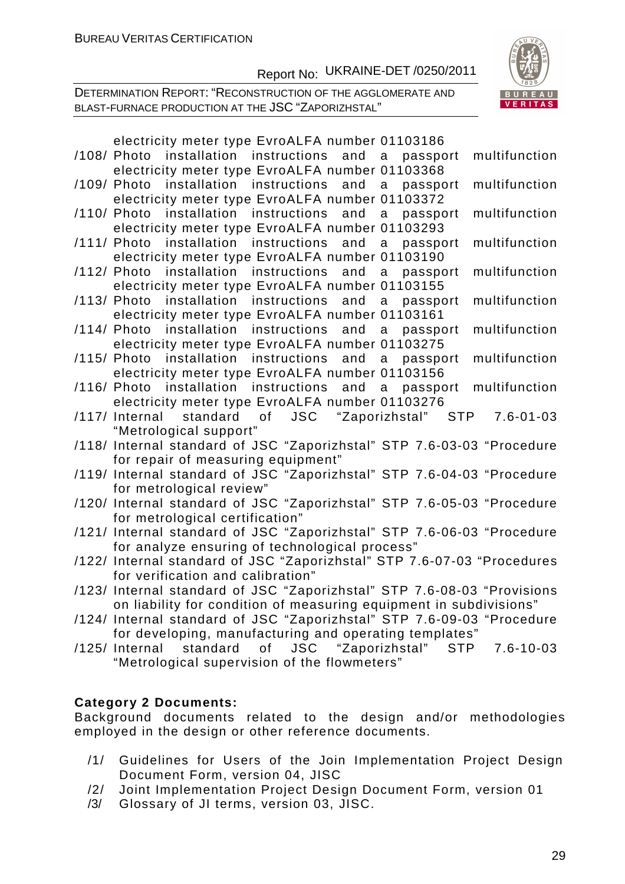electricity meter type EvroALFA number 01103186

/108/ Photo installation instructions and a passport multifunction electricity meter type EvroALFA number 01103368

/109/ Photo installation instructions and a passport multifunction electricity meter type EvroALFA number 01103372

/110/ Photo installation instructions and a passport multifunction electricity meter type EvroALFA number 01103293

/111/ Photo installation instructions and a passport multifunction electricity meter type EvroALFA number 01103190

/112/ Photo installation instructions and a passport multifunction electricity meter type EvroALFA number 01103155

/113/ Photo installation instructions and a passport multifunction electricity meter type EvroALFA number 01103161

/114/ Photo installation instructions and a passport multifunction electricity meter type EvroALFA number 01103275

/115/ Photo installation instructions and a passport multifunction electricity meter type EvroALFA number 01103156

/116/ Photo installation instructions and a passport multifunction electricity meter type EvroALFA number 01103276

/117/ Internal standard of JSC "Zaporizhstal" STP 7.6-01-03 "Metrological support"

/118/ Internal standard of JSC "Zaporizhstal" STP 7.6-03-03 "Procedure for repair of measuring equipment"

/119/ Internal standard of JSC "Zaporizhstal" STP 7.6-04-03 "Procedure for metrological review"

/120/ Internal standard of JSC "Zaporizhstal" STP 7.6-05-03 "Procedure for metrological certification"

/121/ Internal standard of JSC "Zaporizhstal" STP 7.6-06-03 "Procedure for analyze ensuring of technological process"

/122/ Internal standard of JSC "Zaporizhstal" STP 7.6-07-03 "Procedures for verification and calibration"

/123/ Internal standard of JSC "Zaporizhstal" STP 7.6-08-03 "Provisions on liability for condition of measuring equipment in subdivisions"

/124/ Internal standard of JSC "Zaporizhstal" STP 7.6-09-03 "Procedure for developing, manufacturing and operating templates"

/125/ Internal standard of JSC "Zaporizhstal" STP 7.6-10-03 "Metrological supervision of the flowmeters"

**Category 2 Documents:**

Background documents related to the design and/or methodologies employed in the design or other reference documents.

/1/ Guidelines for Users of the Join Implementation Project Design Document Form, version 04, JISC

/2/ Joint Implementation Project Design Document Form, version 01

/3/ Glossary of JI terms, version 03, JISC.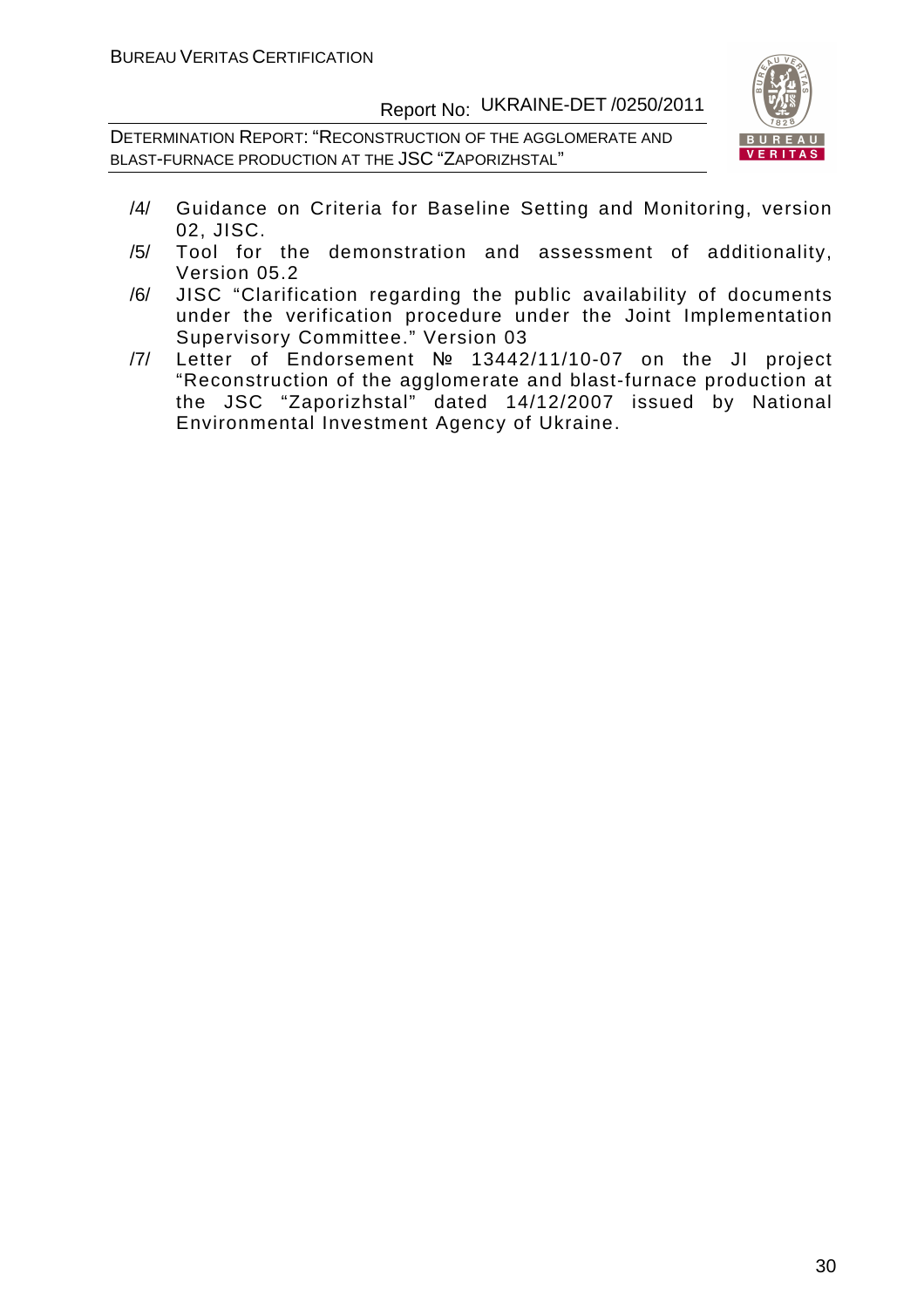/4/ Guidance on Criteria for Baseline Setting and Monitoring, version 02, JISC.

/5/ Tool for the demonstration and assessment of additionality, Version 05.2

/6/ JISC "Clarification regarding the public availability of documents under the verification procedure under the Joint Implementation Supervisory Committee." Version 03

/7/ Letter of Endorsement № 13442/11/10-07 on the JI project "Reconstruction of the agglomerate and blast-furnace production at the JSC "Zaporizhstal" dated 14/12/2007 issued by National Environmental Investment Agency of Ukraine.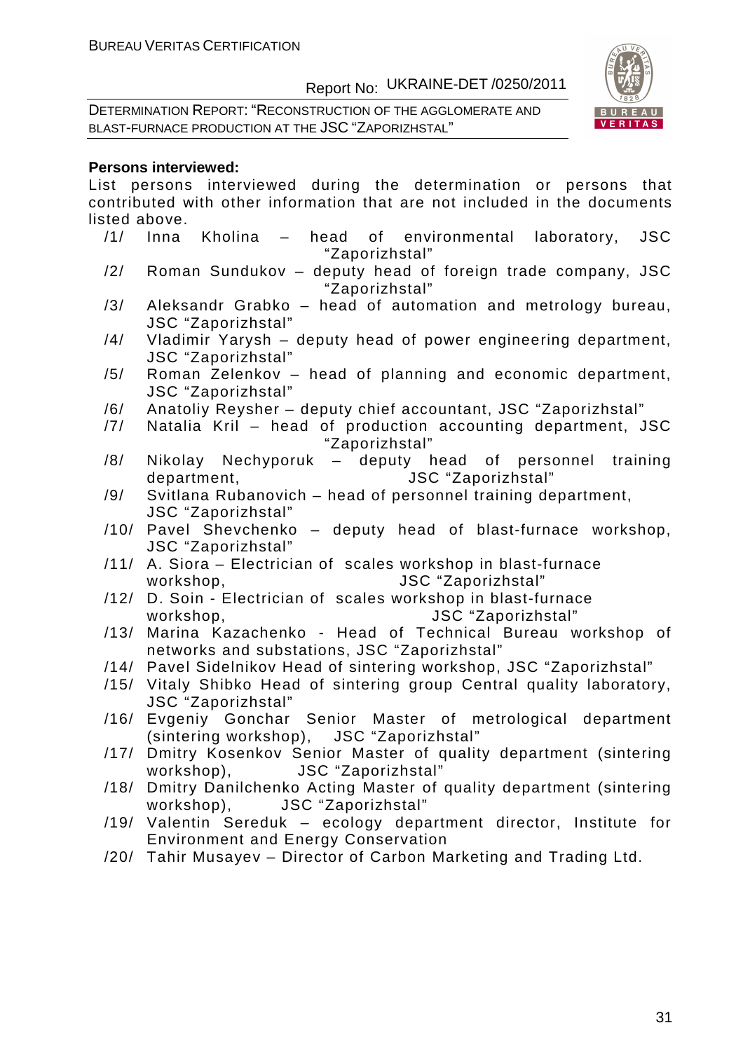**Persons interviewed:**

List persons interviewed during the determination or persons that contributed with other information that are not included in the documents listed above.

/1/ Inna Kholina – head of environmental laboratory, JSC "Zaporizhstal"

/2/ Roman Sundukov – deputy head of foreign trade company, JSC "Zaporizhstal"

/3/ Aleksandr Grabko – head of automation and metrology bureau, JSC "Zaporizhstal"

/4/ Vladimir Yarysh – deputy head of power engineering department, JSC "Zaporizhstal"

/5/ Roman Zelenkov – head of planning and economic department, JSC "Zaporizhstal"

/6/ Anatoliy Reysher – deputy chief accountant, JSC "Zaporizhstal"

/7/ Natalia Kril – head of production accounting department, JSC "Zaporizhstal"

/8/ Nikolay Nechyporuk – deputy head of personnel training department, JSC "Zaporizhstal"

/9/ Svitlana Rubanovich – head of personnel training department, JSC "Zaporizhstal"

/10/ Pavel Shevchenko – deputy head of blast-furnace workshop, JSC "Zaporizhstal"

/11/ A. Siora – Electrician of scales workshop in blast-furnace workshop, JSC "Zaporizhstal"

/12/ D. Soin - Electrician of scales workshop in blast-furnace workshop, JSC "Zaporizhstal"

/13/ Marina Kazachenko - Head of Technical Bureau workshop of networks and substations, JSC "Zaporizhstal"

/14/ Pavel Sidelnikov Head of sintering workshop, JSC "Zaporizhstal"

/15/ Vitaly Shibko Head of sintering group Central quality laboratory, JSC "Zaporizhstal"

/16/ Evgeniy Gonchar Senior Master of metrological department (sintering workshop), JSC "Zaporizhstal"

/17/ Dmitry Kosenkov Senior Master of quality department (sintering workshop), JSC "Zaporizhstal"

/18/ Dmitry Danilchenko Acting Master of quality department (sintering workshop), JSC "Zaporizhstal"

/19/ Valentin Sereduk – ecology department director, Institute for Environment and Energy Conservation

/20/ Tahir Musayev – Director of Carbon Marketing and Trading Ltd.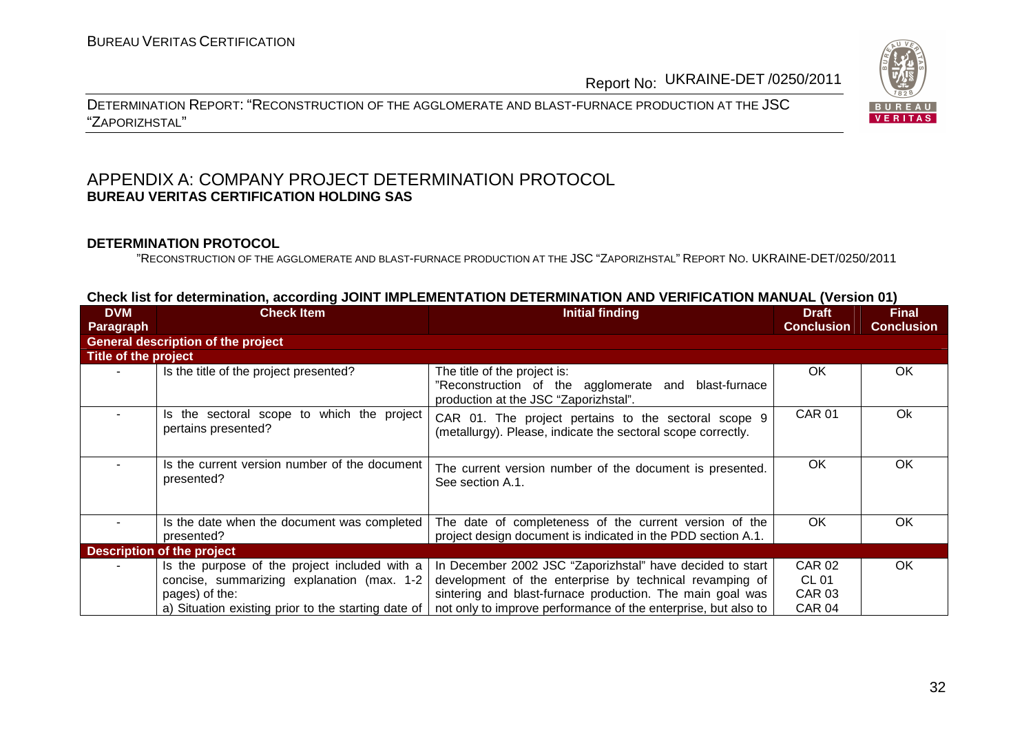## APPENDIX A: COMPANY PROJECT DETERMINATION PROTOCOL
**BUREAU VERITAS CERTIFICATION HOLDING SAS**

**DETERMINATION PROTOCOL**

"RECONSTRUCTION OF THE AGGLOMERATE AND BLAST-FURNACE PRODUCTION AT THE JSC "ZAPORIZHSTAL" REPORT NO. UKRAINE-DET/0250/2011

**Check list for determination, according JOINT IMPLEMENTATION DETERMINATION AND VERIFICATION MANUAL (Version 01)**

| DVM Paragraph | Check Item | Initial finding | Draft Conclusion | Final Conclusion |
|---|---|---|---|---|
| **General description of the project** | | | | |
| **Title of the project** | | | | |
| - | Is the title of the project presented? | The title of the project is: "Reconstruction of the agglomerate and blast-furnace production at the JSC "Zaporizhstal". | OK | OK |
| - | Is the sectoral scope to which the project pertains presented? | CAR 01. The project pertains to the sectoral scope 9 (metallurgy). Please, indicate the sectoral scope correctly. | CAR 01 | Ok |
| - | Is the current version number of the document presented? | The current version number of the document is presented. See section A.1. | OK | OK |
| - | Is the date when the document was completed presented? | The date of completeness of the current version of the project design document is indicated in the PDD section A.1. | OK | OK |
| **Description of the project** | | | | |
| - | Is the purpose of the project included with a concise, summarizing explanation (max. 1-2 pages) of the:<br>a) Situation existing prior to the starting date of | In December 2002 JSC "Zaporizhstal" have decided to start development of the enterprise by technical revamping of sintering and blast-furnace production. The main goal was not only to improve performance of the enterprise, but also to | CAR 02<br>CL 01<br>CAR 03<br>CAR 04 | OK |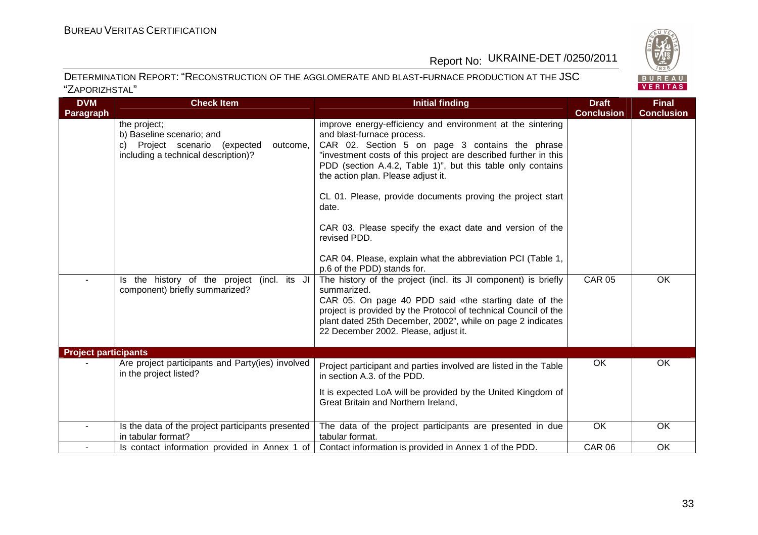| DVM Paragraph | Check Item | Initial finding | Draft Conclusion | Final Conclusion |
|---|---|---|---|---|
| | the project;<br>b) Baseline scenario; and<br>c) Project scenario (expected outcome, including a technical description)? | improve energy-efficiency and environment at the sintering and blast-furnace process.<br>CAR 02. Section 5 on page 3 contains the phrase "investment costs of this project are described further in this PDD (section A.4.2, Table 1)", but this table only contains the action plan. Please adjust it.<br><br>CL 01. Please, provide documents proving the project start date.<br><br>CAR 03. Please specify the exact date and version of the revised PDD.<br><br>CAR 04. Please, explain what the abbreviation PCI (Table 1, p.6 of the PDD) stands for. | | |
| - | Is the history of the project (incl. its JI component) briefly summarized? | The history of the project (incl. its JI component) is briefly summarized.<br>CAR 05. On page 40 PDD said «the starting date of the project is provided by the Protocol of technical Council of the plant dated 25th December, 2002", while on page 2 indicates 22 December 2002. Please, adjust it. | CAR 05 | OK |
| **Project participants** | | | | |
| - | Are project participants and Party(ies) involved in the project listed? | Project participant and parties involved are listed in the Table in section A.3. of the PDD.<br><br>It is expected LoA will be provided by the United Kingdom of Great Britain and Northern Ireland, | OK | OK |
| - | Is the data of the project participants presented in tabular format? | The data of the project participants are presented in due tabular format. | OK | OK |
| - | Is contact information provided in Annex 1 of | Contact information is provided in Annex 1 of the PDD. | CAR 06 | OK |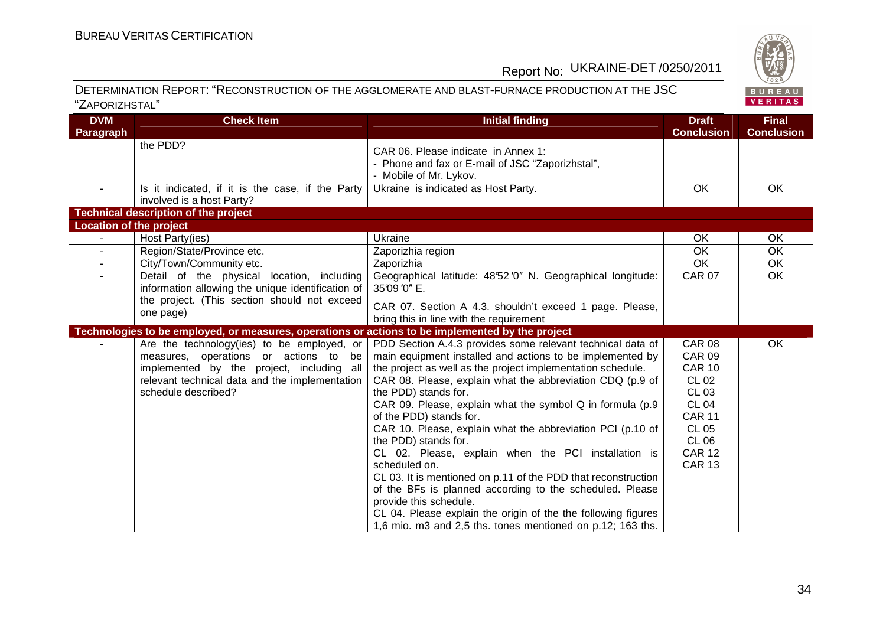| DVM Paragraph | Check Item | Initial finding | Draft Conclusion | Final Conclusion |
|---|---|---|---|---|
| | the PDD? | CAR 06. Please indicate in Annex 1:<br>- Phone and fax or E-mail of JSC "Zaporizhstal",<br>- Mobile of Mr. Lykov. | | |
| - | Is it indicated, if it is the case, if the Party involved is a host Party? | Ukraine is indicated as Host Party. | OK | OK |
| **Technical description of the project** | | | | |
| **Location of the project** | | | | |
| - | Host Party(ies) | Ukraine | OK | OK |
| - | Region/State/Province etc. | Zaporizhia region | OK | OK |
| - | City/Town/Community etc. | Zaporizhia | OK | OK |
| - | Detail of the physical location, including information allowing the unique identification of the project. (This section should not exceed one page) | Geographical latitude: 48°52'0" N. Geographical longitude: 35°09'0" E.<br>CAR 07. Section A 4.3. shouldn't exceed 1 page. Please, bring this in line with the requirement | CAR 07 | OK |
| **Technologies to be employed, or measures, operations or actions to be implemented by the project** | | | | |
| - | Are the technology(ies) to be employed, or measures, operations or actions to be implemented by the project, including all relevant technical data and the implementation schedule described? | PDD Section A.4.3 provides some relevant technical data of main equipment installed and actions to be implemented by the project as well as the project implementation schedule.<br>CAR 08. Please, explain what the abbreviation CDQ (p.9 of the PDD) stands for.<br>CAR 09. Please, explain what the symbol Q in formula (p.9 of the PDD) stands for.<br>CAR 10. Please, explain what the abbreviation PCI (p.10 of the PDD) stands for.<br>CL 02. Please, explain when the PCI installation is scheduled on.<br>CL 03. It is mentioned on p.11 of the PDD that reconstruction of the BFs is planned according to the scheduled. Please provide this schedule.<br>CL 04. Please explain the origin of the the following figures 1,6 mio. m3 and 2,5 ths. tones mentioned on p.12; 163 ths. | CAR 08<br>CAR 09<br>CAR 10<br>CL 02<br>CL 03<br>CL 04<br>CAR 11<br>CL 05<br>CL 06<br>CAR 12<br>CAR 13 | OK |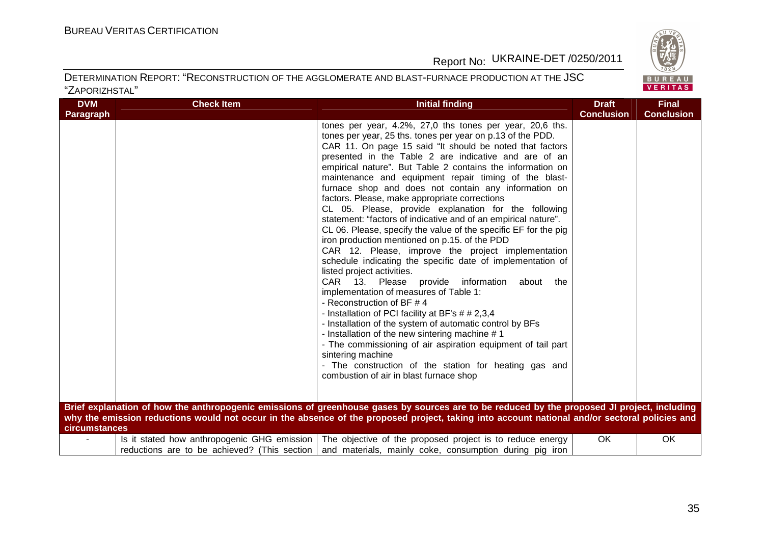| DVM Paragraph | Check Item | Initial finding | Draft Conclusion | Final Conclusion |
|---|---|---|---|---|
| | | tones per year, 4.2%, 27,0 ths tones per year, 20,6 ths. tones per year, 25 ths. tones per year on p.13 of the PDD.<br>CAR 11. On page 15 said "It should be noted that factors presented in the Table 2 are indicative and are of an empirical nature". But Table 2 contains the information on maintenance and equipment repair timing of the blast-furnace shop and does not contain any information on factors. Please, make appropriate corrections<br>CL 05. Please, provide explanation for the following statement: "factors of indicative and of an empirical nature".<br>CL 06. Please, specify the value of the specific EF for the pig iron production mentioned on p.15. of the PDD<br>CAR 12. Please, improve the project implementation schedule indicating the specific date of implementation of listed project activities.<br>CAR 13. Please provide information about the implementation of measures of Table 1:<br>- Reconstruction of BF # 4<br>- Installation of PCI facility at BF's # # 2,3,4<br>- Installation of the system of automatic control by BFs<br>- Installation of the new sintering machine # 1<br>- The commissioning of air aspiration equipment of tail part sintering machine<br>- The construction of the station for heating gas and combustion of air in blast furnace shop | | |
| **Brief explanation of how the anthropogenic emissions of greenhouse gases by sources are to be reduced by the proposed JI project, including why the emission reductions would not occur in the absence of the proposed project, taking into account national and/or sectoral policies and circumstances** | | | | |
| - | Is it stated how anthropogenic GHG emission reductions are to be achieved? (This section | The objective of the proposed project is to reduce energy and materials, mainly coke, consumption during pig iron | OK | OK |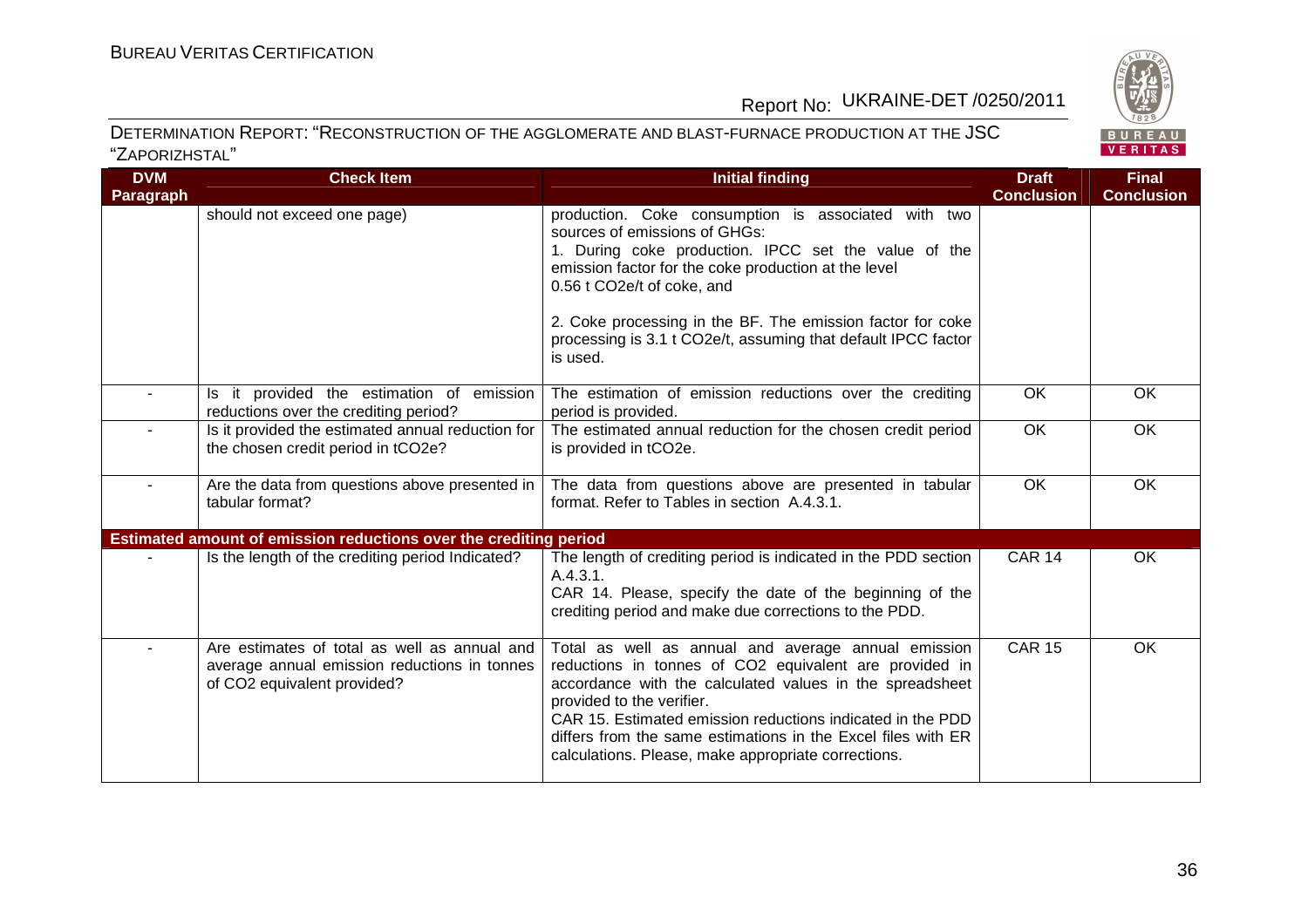| DVM Paragraph | Check Item | Initial finding | Draft Conclusion | Final Conclusion |
|---|---|---|---|---|
| | should not exceed one page) | production. Coke consumption is associated with two sources of emissions of GHGs:<br>1. During coke production. IPCC set the value of the emission factor for the coke production at the level 0.56 t $CO_2$e/t of coke, and<br><br>2. Coke processing in the BF. The emission factor for coke processing is 3.1 t $CO_2$e/t, assuming that default IPCC factor is used. | | |
| - | Is it provided the estimation of emission reductions over the crediting period? | The estimation of emission reductions over the crediting period is provided. | OK | OK |
| - | Is it provided the estimated annual reduction for the chosen credit period in t$CO_2$e? | The estimated annual reduction for the chosen credit period is provided in t$CO_2$e. | OK | OK |
| - | Are the data from questions above presented in tabular format? | The data from questions above are presented in tabular format. Refer to Tables in section A.4.3.1. | OK | OK |
| **Estimated amount of emission reductions over the crediting period** | | | | |
| - | Is the length of the crediting period Indicated? | The length of crediting period is indicated in the PDD section A.4.3.1.<br>CAR 14. Please, specify the date of the beginning of the crediting period and make due corrections to the PDD. | CAR 14 | OK |
| - | Are estimates of total as well as annual and average annual emission reductions in tonnes of $CO_2$ equivalent provided? | Total as well as annual and average annual emission reductions in tonnes of $CO_2$ equivalent are provided in accordance with the calculated values in the spreadsheet provided to the verifier.<br>CAR 15. Estimated emission reductions indicated in the PDD differs from the same estimations in the Excel files with ER calculations. Please, make appropriate corrections. | CAR 15 | OK |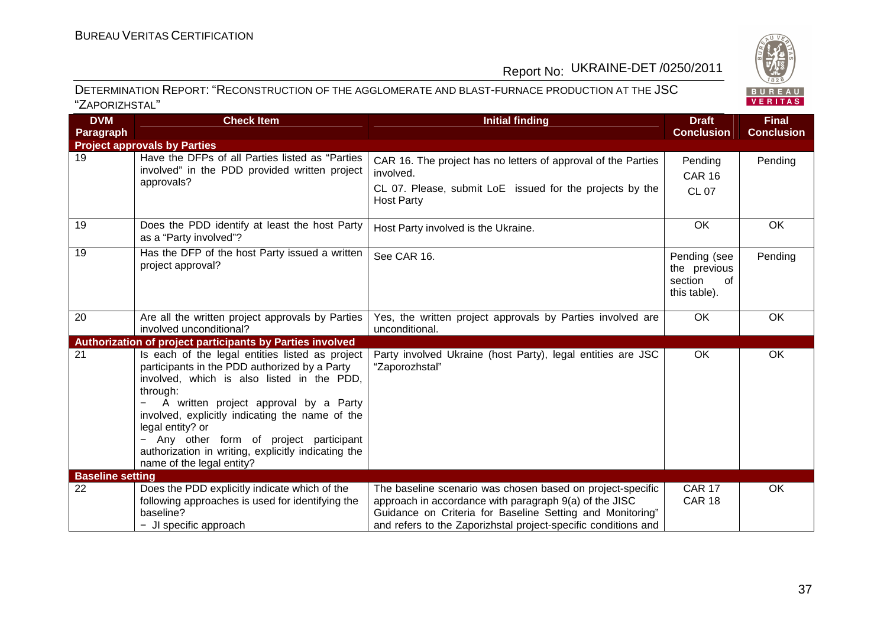| DVM Paragraph | Check Item | Initial finding | Draft Conclusion | Final Conclusion |
|---|---|---|---|---|
| **Project approvals by Parties** | | | | |
| 19 | Have the DFPs of all Parties listed as "Parties involved" in the PDD provided written project approvals? | CAR 16. The project has no letters of approval of the Parties involved.<br>CL 07. Please, submit LoE issued for the projects by the Host Party | Pending<br>CAR 16<br>CL 07 | Pending |
| 19 | Does the PDD identify at least the host Party as a "Party involved"? | Host Party involved is the Ukraine. | OK | OK |
| 19 | Has the DFP of the host Party issued a written project approval? | See CAR 16. | Pending (see the previous section of this table). | Pending |
| 20 | Are all the written project approvals by Parties involved unconditional? | Yes, the written project approvals by Parties involved are unconditional. | OK | OK |
| **Authorization of project participants by Parties involved** | | | | |
| 21 | Is each of the legal entities listed as project participants in the PDD authorized by a Party involved, which is also listed in the PDD, through:<br>− A written project approval by a Party involved, explicitly indicating the name of the legal entity? or<br>− Any other form of project participant authorization in writing, explicitly indicating the name of the legal entity? | Party involved Ukraine (host Party), legal entities are JSC "Zaporozhstal" | OK | OK |
| **Baseline setting** | | | | |
| 22 | Does the PDD explicitly indicate which of the following approaches is used for identifying the baseline?<br>− JI specific approach | The baseline scenario was chosen based on project-specific approach in accordance with paragraph 9(a) of the JISC Guidance on Criteria for Baseline Setting and Monitoring" and refers to the Zaporizhstal project-specific conditions and | CAR 17<br>CAR 18 | OK |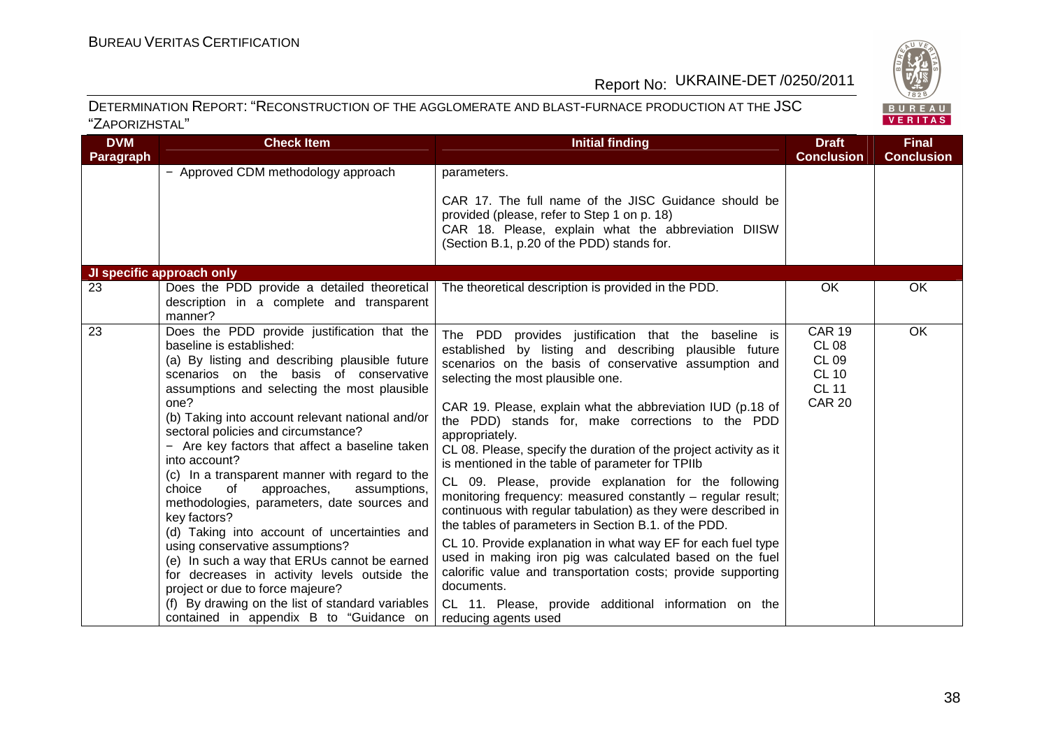| DVM Paragraph | Check Item | Initial finding | Draft Conclusion | Final Conclusion |
|---|---|---|---|---|
| | − Approved CDM methodology approach | parameters.<br><br>CAR 17. The full name of the JISC Guidance should be provided (please, refer to Step 1 on p. 18)<br>CAR 18. Please, explain what the abbreviation DIISW (Section B.1, p.20 of the PDD) stands for. | | |
| **JI specific approach only** | | | | |
| 23 | Does the PDD provide a detailed theoretical description in a complete and transparent manner? | The theoretical description is provided in the PDD. | OK | OK |
| 23 | Does the PDD provide justification that the baseline is established:<br>(a) By listing and describing plausible future scenarios on the basis of conservative assumptions and selecting the most plausible one?<br>(b) Taking into account relevant national and/or sectoral policies and circumstance?<br>− Are key factors that affect a baseline taken into account?<br>(c) In a transparent manner with regard to the choice of approaches, assumptions, methodologies, parameters, date sources and key factors?<br>(d) Taking into account of uncertainties and using conservative assumptions?<br>(e) In such a way that ERUs cannot be earned for decreases in activity levels outside the project or due to force majeure?<br>(f) By drawing on the list of standard variables contained in appendix B to "Guidance on | The PDD provides justification that the baseline is established by listing and describing plausible future scenarios on the basis of conservative assumption and selecting the most plausible one.<br><br>CAR 19. Please, explain what the abbreviation IUD (p.18 of the PDD) stands for, make corrections to the PDD appropriately.<br>CL 08. Please, specify the duration of the project activity as it is mentioned in the table of parameter for TPIIb<br>CL 09. Please, provide explanation for the following monitoring frequency: measured constantly – regular result; continuous with regular tabulation) as they were described in the tables of parameters in Section B.1. of the PDD.<br>CL 10. Provide explanation in what way EF for each fuel type used in making iron pig was calculated based on the fuel calorific value and transportation costs; provide supporting documents.<br>CL 11. Please, provide additional information on the reducing agents used | CAR 19<br>CL 08<br>CL 09<br>CL 10<br>CL 11<br>CAR 20 | OK |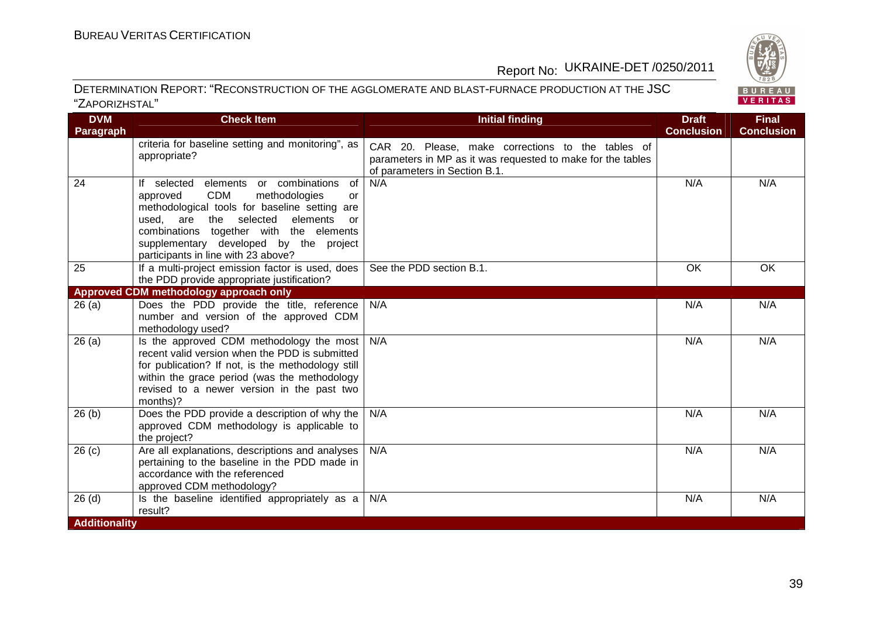| DVM Paragraph | Check Item | Initial finding | Draft Conclusion | Final Conclusion |
|---|---|---|---|---|
| | criteria for baseline setting and monitoring", as appropriate? | CAR 20. Please, make corrections to the tables of parameters in MP as it was requested to make for the tables of parameters in Section B.1. | | |
| 24 | If selected elements or combinations of approved CDM methodologies or methodological tools for baseline setting are used, are the selected elements or combinations together with the elements supplementary developed by the project participants in line with 23 above? | N/A | N/A | N/A |
| 25 | If a multi-project emission factor is used, does the PDD provide appropriate justification? | See the PDD section B.1. | OK | OK |
| **Approved CDM methodology approach only** | | | | |
| 26 (a) | Does the PDD provide the title, reference number and version of the approved CDM methodology used? | N/A | N/A | N/A |
| 26 (a) | Is the approved CDM methodology the most recent valid version when the PDD is submitted for publication? If not, is the methodology still within the grace period (was the methodology revised to a newer version in the past two months)? | N/A | N/A | N/A |
| 26 (b) | Does the PDD provide a description of why the approved CDM methodology is applicable to the project? | N/A | N/A | N/A |
| 26 (c) | Are all explanations, descriptions and analyses pertaining to the baseline in the PDD made in accordance with the referenced approved CDM methodology? | N/A | N/A | N/A |
| 26 (d) | Is the baseline identified appropriately as a result? | N/A | N/A | N/A |
| **Additionality** | | | | |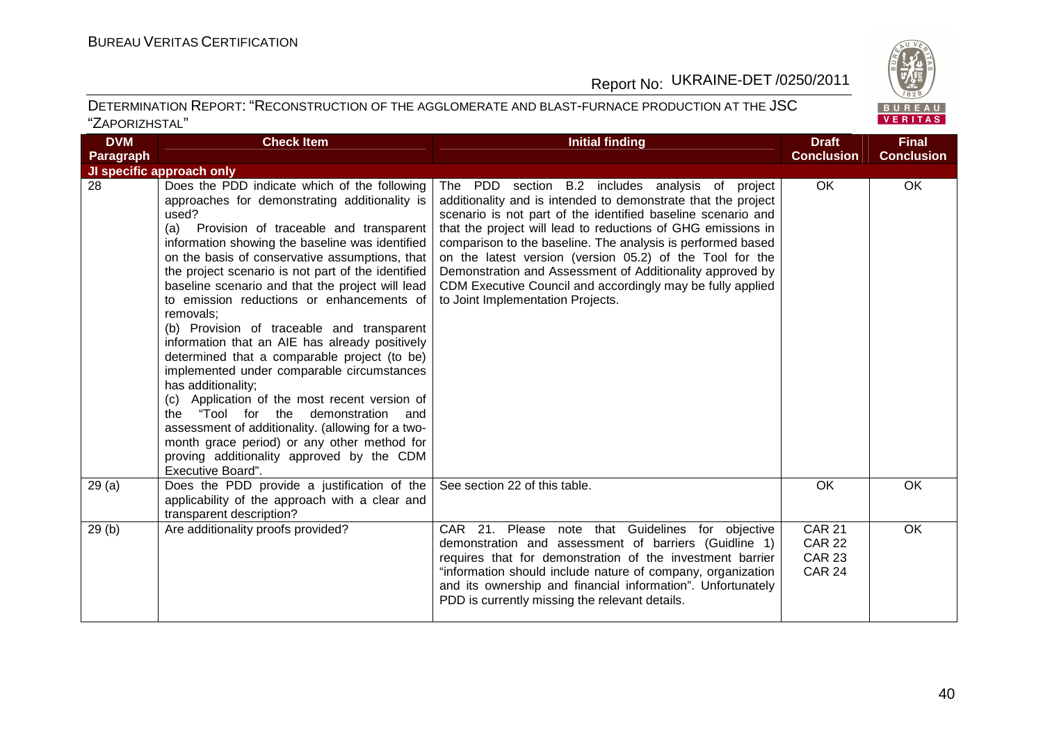DETERMINATION REPORT: "RECONSTRUCTION OF THE AGGLOMERATE AND BLAST-FURNACE PRODUCTION AT THE JSC "ZAPORIZHSTAL"

| DVM Paragraph | Check Item | Initial finding | Draft Conclusion | Final Conclusion |
|---|---|---|---|---|
| **JI specific approach only** | | | | |
| 28 | Does the PDD indicate which of the following approaches for demonstrating additionality is used?<br>(a) Provision of traceable and transparent information showing the baseline was identified on the basis of conservative assumptions, that the project scenario is not part of the identified baseline scenario and that the project will lead to emission reductions or enhancements of removals;<br>(b) Provision of traceable and transparent information that an AIE has already positively determined that a comparable project (to be) implemented under comparable circumstances has additionality;<br>(c) Application of the most recent version of the "Tool for the demonstration and assessment of additionality. (allowing for a two-month grace period) or any other method for proving additionality approved by the CDM Executive Board". | The PDD section B.2 includes analysis of project additionality and is intended to demonstrate that the project scenario is not part of the identified baseline scenario and that the project will lead to reductions of GHG emissions in comparison to the baseline. The analysis is performed based on the latest version (version 05.2) of the Tool for the Demonstration and Assessment of Additionality approved by CDM Executive Council and accordingly may be fully applied to Joint Implementation Projects. | OK | OK |
| 29 (a) | Does the PDD provide a justification of the applicability of the approach with a clear and transparent description? | See section 22 of this table. | OK | OK |
| 29 (b) | Are additionality proofs provided? | CAR 21. Please note that Guidelines for objective demonstration and assessment of barriers (Guidline 1) requires that for demonstration of the investment barrier "information should include nature of company, organization and its ownership and financial information". Unfortunately PDD is currently missing the relevant details. | CAR 21<br>CAR 22<br>CAR 23<br>CAR 24 | OK |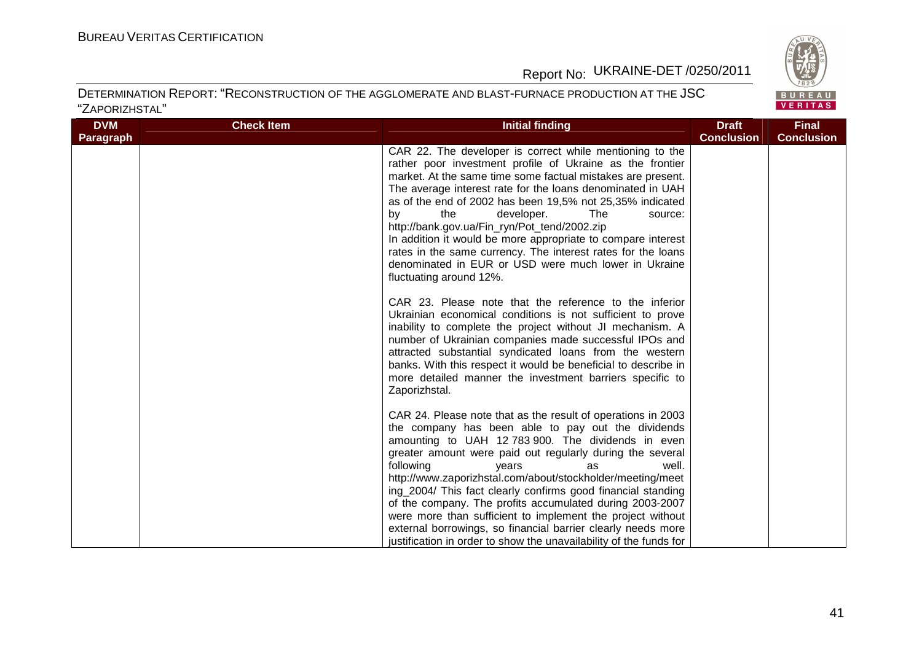| DVM Paragraph | Check Item | Initial finding | Draft Conclusion | Final Conclusion |
|---|---|---|---|---|
| | | CAR 22. The developer is correct while mentioning to the rather poor investment profile of Ukraine as the frontier market. At the same time some factual mistakes are present. The average interest rate for the loans denominated in UAH as of the end of 2002 has been 19,5% not 25,35% indicated by the developer. The source: http://bank.gov.ua/Fin_ryn/Pot_tend/2002.zip<br>In addition it would be more appropriate to compare interest rates in the same currency. The interest rates for the loans denominated in EUR or USD were much lower in Ukraine fluctuating around 12%.<br><br>CAR 23. Please note that the reference to the inferior Ukrainian economical conditions is not sufficient to prove inability to complete the project without JI mechanism. A number of Ukrainian companies made successful IPOs and attracted substantial syndicated loans from the western banks. With this respect it would be beneficial to describe in more detailed manner the investment barriers specific to Zaporizhstal.<br><br>CAR 24. Please note that as the result of operations in 2003 the company has been able to pay out the dividends amounting to UAH 12 783 900. The dividends in even greater amount were paid out regularly during the several following years as well. http://www.zaporizhstal.com/about/stockholder/meeting/meeting_2004/ This fact clearly confirms good financial standing of the company. The profits accumulated during 2003-2007 were more than sufficient to implement the project without external borrowings, so financial barrier clearly needs more justification in order to show the unavailability of the funds for | | |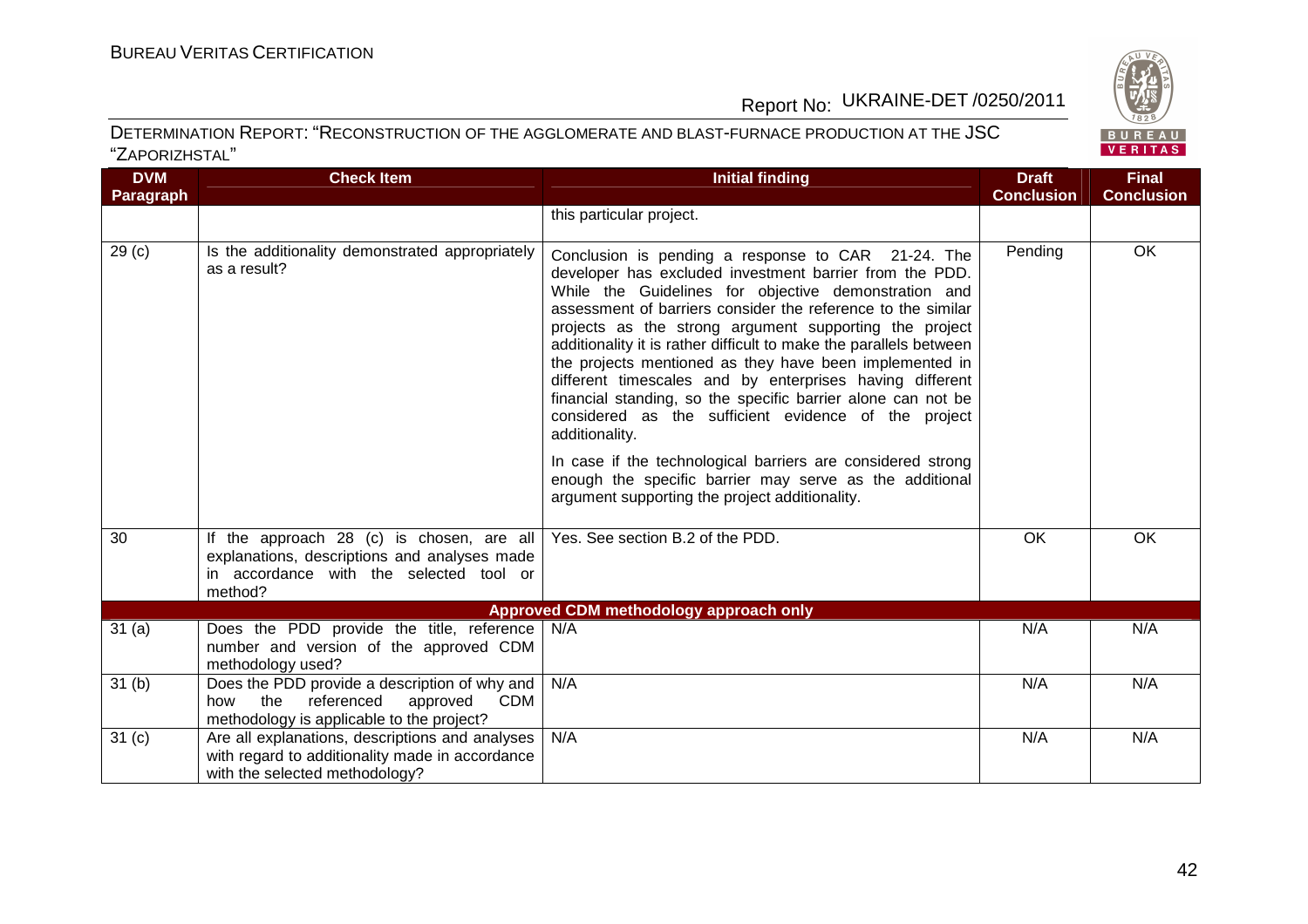| DVM Paragraph | Check Item | Initial finding | Draft Conclusion | Final Conclusion |
|---|---|---|---|---|
| | | this particular project. | | |
| 29 (c) | Is the additionality demonstrated appropriately as a result? | Conclusion is pending a response to CAR 21-24. The developer has excluded investment barrier from the PDD. While the Guidelines for objective demonstration and assessment of barriers consider the reference to the similar projects as the strong argument supporting the project additionality it is rather difficult to make the parallels between the projects mentioned as they have been implemented in different timescales and by enterprises having different financial standing, so the specific barrier alone can not be considered as the sufficient evidence of the project additionality.<br><br>In case if the technological barriers are considered strong enough the specific barrier may serve as the additional argument supporting the project additionality. | Pending | OK |
| 30 | If the approach 28 (c) is chosen, are all explanations, descriptions and analyses made in accordance with the selected tool or method? | Yes. See section B.2 of the PDD. | OK | OK |
| **Approved CDM methodology approach only** | | | | |
| 31 (a) | Does the PDD provide the title, reference number and version of the approved CDM methodology used? | N/A | N/A | N/A |
| 31 (b) | Does the PDD provide a description of why and how the referenced approved CDM methodology is applicable to the project? | N/A | N/A | N/A |
| 31 (c) | Are all explanations, descriptions and analyses with regard to additionality made in accordance with the selected methodology? | N/A | N/A | N/A |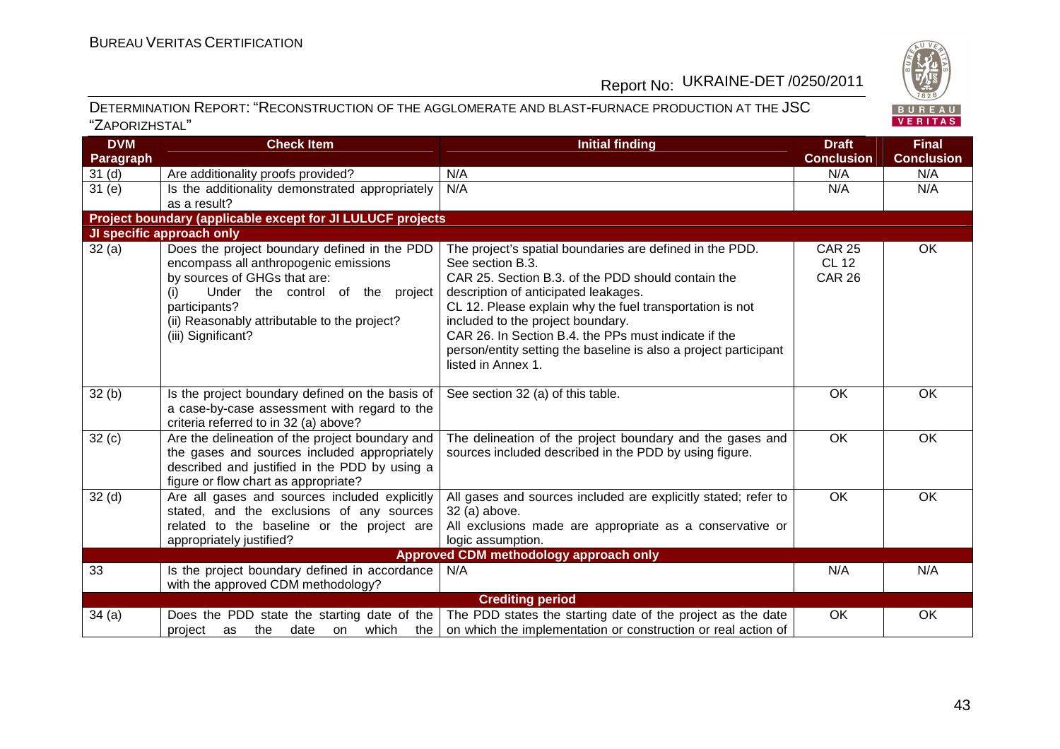DETERMINATION REPORT: "RECONSTRUCTION OF THE AGGLOMERATE AND BLAST-FURNACE PRODUCTION AT THE JSC "ZAPORIZHSTAL"

| DVM Paragraph | Check Item | Initial finding | Draft Conclusion | Final Conclusion |
|---|---|---|---|---|
| 31 (d) | Are additionality proofs provided? | N/A | N/A | N/A |
| 31 (e) | Is the additionality demonstrated appropriately as a result? | N/A | N/A | N/A |
| **Project boundary (applicable except for JI LULUCF projects** | | | | |
| **JI specific approach only** | | | | |
| 32 (a) | Does the project boundary defined in the PDD encompass all anthropogenic emissions by sources of GHGs that are:<br>(i) Under the control of the project participants?<br>(ii) Reasonably attributable to the project?<br>(iii) Significant? | The project's spatial boundaries are defined in the PDD. See section B.3.<br>CAR 25. Section B.3. of the PDD should contain the description of anticipated leakages.<br>CL 12. Please explain why the fuel transportation is not included to the project boundary.<br>CAR 26. In Section B.4. the PPs must indicate if the person/entity setting the baseline is also a project participant listed in Annex 1. | CAR 25<br>CL 12<br>CAR 26 | OK |
| 32 (b) | Is the project boundary defined on the basis of a case-by-case assessment with regard to the criteria referred to in 32 (a) above? | See section 32 (a) of this table. | OK | OK |
| 32 (c) | Are the delineation of the project boundary and the gases and sources included appropriately described and justified in the PDD by using a figure or flow chart as appropriate? | The delineation of the project boundary and the gases and sources included described in the PDD by using figure. | OK | OK |
| 32 (d) | Are all gases and sources included explicitly stated, and the exclusions of any sources related to the baseline or the project are appropriately justified? | All gases and sources included are explicitly stated; refer to 32 (a) above.<br>All exclusions made are appropriate as a conservative or logic assumption. | OK | OK |
| **Approved CDM methodology approach only** | | | | |
| 33 | Is the project boundary defined in accordance with the approved CDM methodology? | N/A | N/A | N/A |
| **Crediting period** | | | | |
| 34 (a) | Does the PDD state the starting date of the project as the date on which the | The PDD states the starting date of the project as the date on which the implementation or construction or real action of | OK | OK |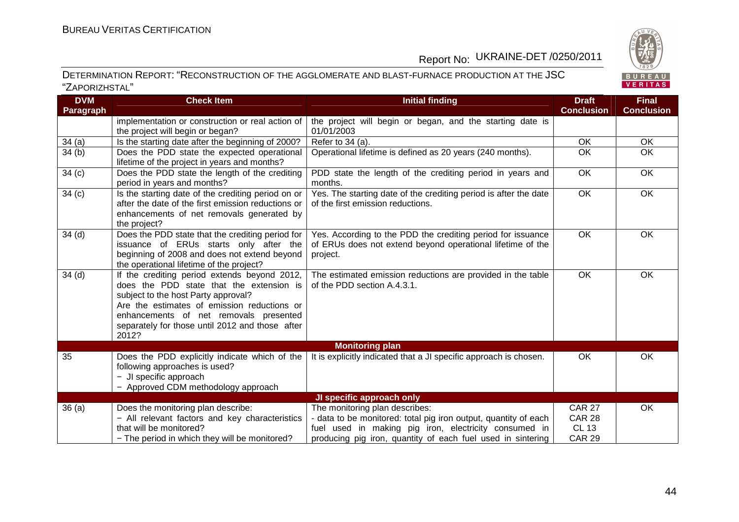DETERMINATION REPORT: "RECONSTRUCTION OF THE AGGLOMERATE AND BLAST-FURNACE PRODUCTION AT THE JSC "ZAPORIZHSTAL"

| DVM Paragraph | Check Item | Initial finding | Draft Conclusion | Final Conclusion |
|---|---|---|---|---|
| | implementation or construction or real action of the project will begin or began? | the project will begin or began, and the starting date is 01/01/2003 | | |
| 34 (a) | Is the starting date after the beginning of 2000? | Refer to 34 (a). | OK | OK |
| 34 (b) | Does the PDD state the expected operational lifetime of the project in years and months? | Operational lifetime is defined as 20 years (240 months). | OK | OK |
| 34 (c) | Does the PDD state the length of the crediting period in years and months? | PDD state the length of the crediting period in years and months. | OK | OK |
| 34 (c) | Is the starting date of the crediting period on or after the date of the first emission reductions or enhancements of net removals generated by the project? | Yes. The starting date of the crediting period is after the date of the first emission reductions. | OK | OK |
| 34 (d) | Does the PDD state that the crediting period for issuance of ERUs starts only after the beginning of 2008 and does not extend beyond the operational lifetime of the project? | Yes. According to the PDD the crediting period for issuance of ERUs does not extend beyond operational lifetime of the project. | OK | OK |
| 34 (d) | If the crediting period extends beyond 2012, does the PDD state that the extension is subject to the host Party approval? Are the estimates of emission reductions or enhancements of net removals presented separately for those until 2012 and those after 2012? | The estimated emission reductions are provided in the table of the PDD section A.4.3.1. | OK | OK |
| | | **Monitoring plan** | | |
| 35 | Does the PDD explicitly indicate which of the following approaches is used? − JI specific approach − Approved CDM methodology approach | It is explicitly indicated that a JI specific approach is chosen. | OK | OK |
| | | **JI specific approach only** | | |
| 36 (a) | Does the monitoring plan describe: − All relevant factors and key characteristics that will be monitored? − The period in which they will be monitored? | The monitoring plan describes: - data to be monitored: total pig iron output, quantity of each fuel used in making pig iron, electricity consumed in producing pig iron, quantity of each fuel used in sintering | CAR 27 CAR 28 CL 13 CAR 29 | OK |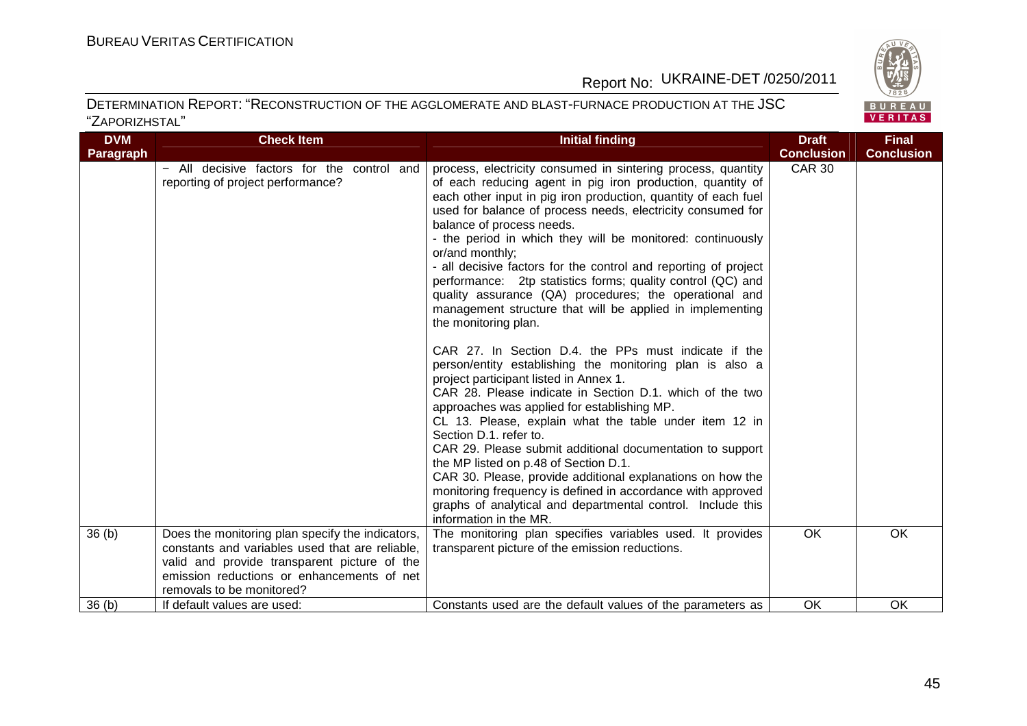| DVM Paragraph | Check Item | Initial finding | Draft Conclusion | Final Conclusion |
|---|---|---|---|---|
| | − All decisive factors for the control and reporting of project performance? | process, electricity consumed in sintering process, quantity of each reducing agent in pig iron production, quantity of each other input in pig iron production, quantity of each fuel used for balance of process needs, electricity consumed for balance of process needs.<br>- the period in which they will be monitored: continuously or/and monthly;<br>- all decisive factors for the control and reporting of project performance: 2tp statistics forms; quality control (QC) and quality assurance (QA) procedures; the operational and management structure that will be applied in implementing the monitoring plan.<br><br>CAR 27. In Section D.4. the PPs must indicate if the person/entity establishing the monitoring plan is also a project participant listed in Annex 1.<br>CAR 28. Please indicate in Section D.1. which of the two approaches was applied for establishing MP.<br>CL 13. Please, explain what the table under item 12 in Section D.1. refer to.<br>CAR 29. Please submit additional documentation to support the MP listed on p.48 of Section D.1.<br>CAR 30. Please, provide additional explanations on how the monitoring frequency is defined in accordance with approved graphs of analytical and departmental control. Include this information in the MR. | CAR 30 | |
| 36 (b) | Does the monitoring plan specify the indicators, constants and variables used that are reliable, valid and provide transparent picture of the emission reductions or enhancements of net removals to be monitored? | The monitoring plan specifies variables used. It provides transparent picture of the emission reductions. | OK | OK |
| 36 (b) | If default values are used: | Constants used are the default values of the parameters as | OK | OK |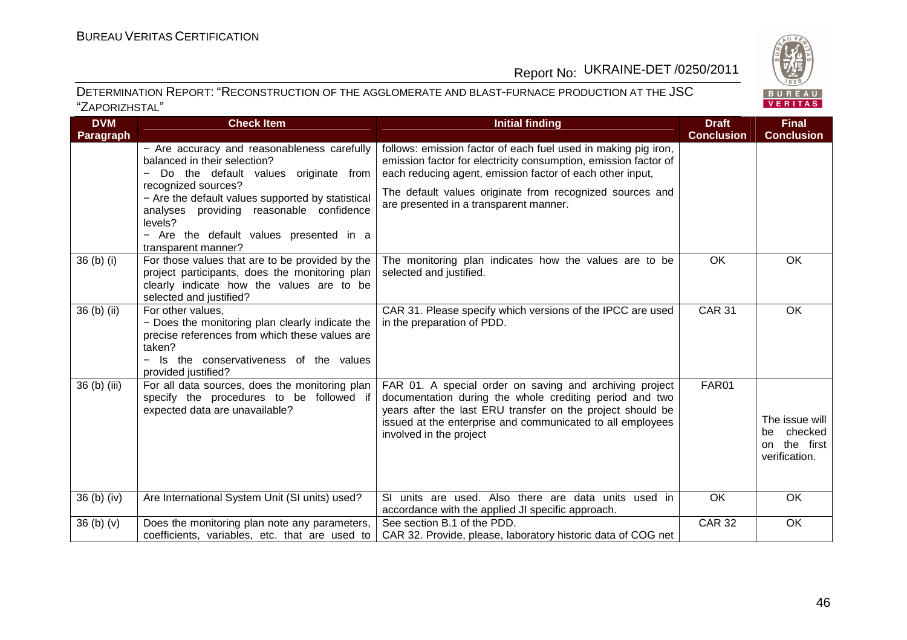| DVM Paragraph | Check Item | Initial finding | Draft Conclusion | Final Conclusion |
|---|---|---|---|---|
| | − Are accuracy and reasonableness carefully balanced in their selection?<br>− Do the default values originate from recognized sources?<br>− Are the default values supported by statistical analyses providing reasonable confidence levels?<br>− Are the default values presented in a transparent manner? | follows: emission factor of each fuel used in making pig iron, emission factor for electricity consumption, emission factor of each reducing agent, emission factor of each other input,<br>The default values originate from recognized sources and are presented in a transparent manner. | | |
| 36 (b) (i) | For those values that are to be provided by the project participants, does the monitoring plan clearly indicate how the values are to be selected and justified? | The monitoring plan indicates how the values are to be selected and justified. | OK | OK |
| 36 (b) (ii) | For other values,<br>− Does the monitoring plan clearly indicate the precise references from which these values are taken?<br>− Is the conservativeness of the values provided justified? | CAR 31. Please specify which versions of the IPCC are used in the preparation of PDD. | CAR 31 | OK |
| 36 (b) (iii) | For all data sources, does the monitoring plan specify the procedures to be followed if expected data are unavailable? | FAR 01. A special order on saving and archiving project documentation during the whole crediting period and two years after the last ERU transfer on the project should be issued at the enterprise and communicated to all employees involved in the project | FAR01 | The issue will be checked on the first verification. |
| 36 (b) (iv) | Are International System Unit (SI units) used? | SI units are used. Also there are data units used in accordance with the applied JI specific approach. | OK | OK |
| 36 (b) (v) | Does the monitoring plan note any parameters, coefficients, variables, etc. that are used to | See section B.1 of the PDD.<br>CAR 32. Provide, please, laboratory historic data of COG net | CAR 32 | OK |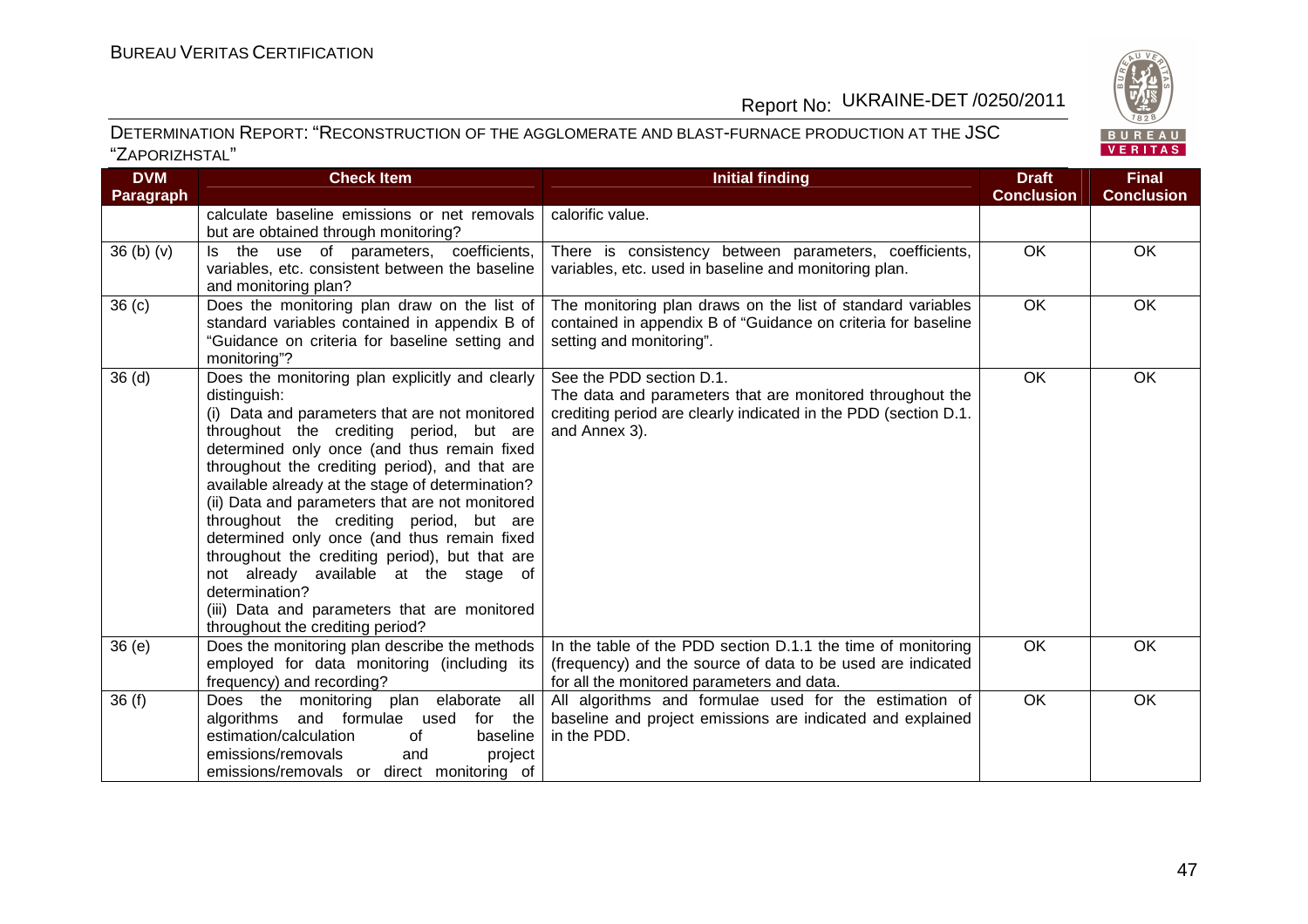DETERMINATION REPORT: "RECONSTRUCTION OF THE AGGLOMERATE AND BLAST-FURNACE PRODUCTION AT THE JSC "ZAPORIZHSTAL"

| DVM Paragraph | Check Item | Initial finding | Draft Conclusion | Final Conclusion |
|---|---|---|---|---|
| | calculate baseline emissions or net removals but are obtained through monitoring? | calorific value. | | |
| 36 (b) (v) | Is the use of parameters, coefficients, variables, etc. consistent between the baseline and monitoring plan? | There is consistency between parameters, coefficients, variables, etc. used in baseline and monitoring plan. | OK | OK |
| 36 (c) | Does the monitoring plan draw on the list of standard variables contained in appendix B of "Guidance on criteria for baseline setting and monitoring"? | The monitoring plan draws on the list of standard variables contained in appendix B of "Guidance on criteria for baseline setting and monitoring". | OK | OK |
| 36 (d) | Does the monitoring plan explicitly and clearly distinguish:<br>(i) Data and parameters that are not monitored throughout the crediting period, but are determined only once (and thus remain fixed throughout the crediting period), and that are available already at the stage of determination?<br>(ii) Data and parameters that are not monitored throughout the crediting period, but are determined only once (and thus remain fixed throughout the crediting period), but that are not already available at the stage of determination?<br>(iii) Data and parameters that are monitored throughout the crediting period? | See the PDD section D.1.<br>The data and parameters that are monitored throughout the crediting period are clearly indicated in the PDD (section D.1. and Annex 3). | OK | OK |
| 36 (e) | Does the monitoring plan describe the methods employed for data monitoring (including its frequency) and recording? | In the table of the PDD section D.1.1 the time of monitoring (frequency) and the source of data to be used are indicated for all the monitored parameters and data. | OK | OK |
| 36 (f) | Does the monitoring plan elaborate all algorithms and formulae used for the estimation/calculation of baseline emissions/removals and project emissions/removals or direct monitoring of | All algorithms and formulae used for the estimation of baseline and project emissions are indicated and explained in the PDD. | OK | OK |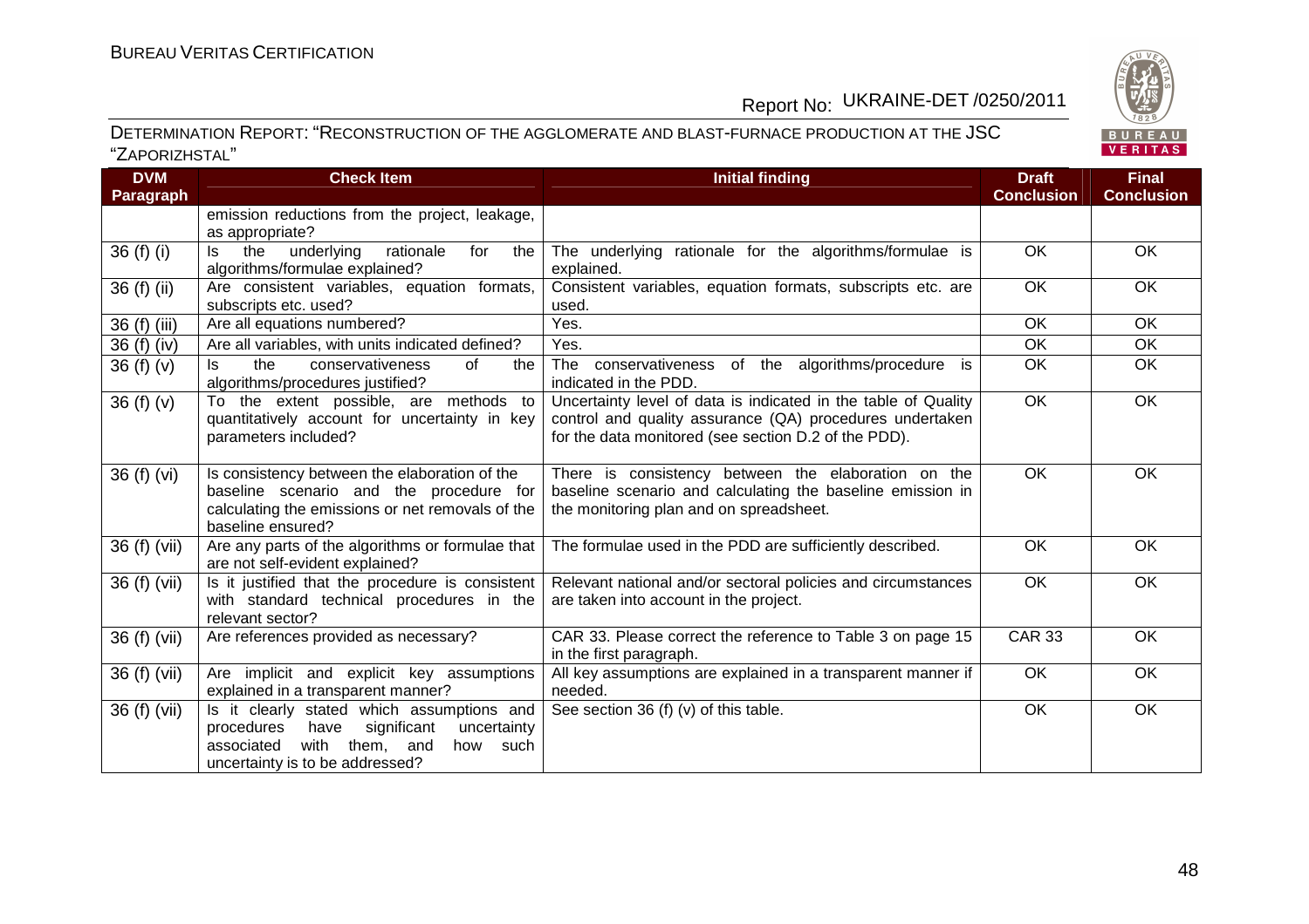| DVM Paragraph | Check Item | Initial finding | Draft Conclusion | Final Conclusion |
|---|---|---|---|---|
| | emission reductions from the project, leakage, as appropriate? | | | |
| 36 (f) (i) | Is the underlying rationale for the algorithms/formulae explained? | The underlying rationale for the algorithms/formulae is explained. | OK | OK |
| 36 (f) (ii) | Are consistent variables, equation formats, subscripts etc. used? | Consistent variables, equation formats, subscripts etc. are used. | OK | OK |
| 36 (f) (iii) | Are all equations numbered? | Yes. | OK | OK |
| 36 (f) (iv) | Are all variables, with units indicated defined? | Yes. | OK | OK |
| 36 (f) (v) | Is the conservativeness of the algorithms/procedures justified? | The conservativeness of the algorithms/procedure is indicated in the PDD. | OK | OK |
| 36 (f) (v) | To the extent possible, are methods to quantitatively account for uncertainty in key parameters included? | Uncertainty level of data is indicated in the table of Quality control and quality assurance (QA) procedures undertaken for the data monitored (see section D.2 of the PDD). | OK | OK |
| 36 (f) (vi) | Is consistency between the elaboration of the baseline scenario and the procedure for calculating the emissions or net removals of the baseline ensured? | There is consistency between the elaboration on the baseline scenario and calculating the baseline emission in the monitoring plan and on spreadsheet. | OK | OK |
| 36 (f) (vii) | Are any parts of the algorithms or formulae that are not self-evident explained? | The formulae used in the PDD are sufficiently described. | OK | OK |
| 36 (f) (vii) | Is it justified that the procedure is consistent with standard technical procedures in the relevant sector? | Relevant national and/or sectoral policies and circumstances are taken into account in the project. | OK | OK |
| 36 (f) (vii) | Are references provided as necessary? | CAR 33. Please correct the reference to Table 3 on page 15 in the first paragraph. | CAR 33 | OK |
| 36 (f) (vii) | Are implicit and explicit key assumptions explained in a transparent manner? | All key assumptions are explained in a transparent manner if needed. | OK | OK |
| 36 (f) (vii) | Is it clearly stated which assumptions and procedures have significant uncertainty associated with them, and how such uncertainty is to be addressed? | See section 36 (f) (v) of this table. | OK | OK |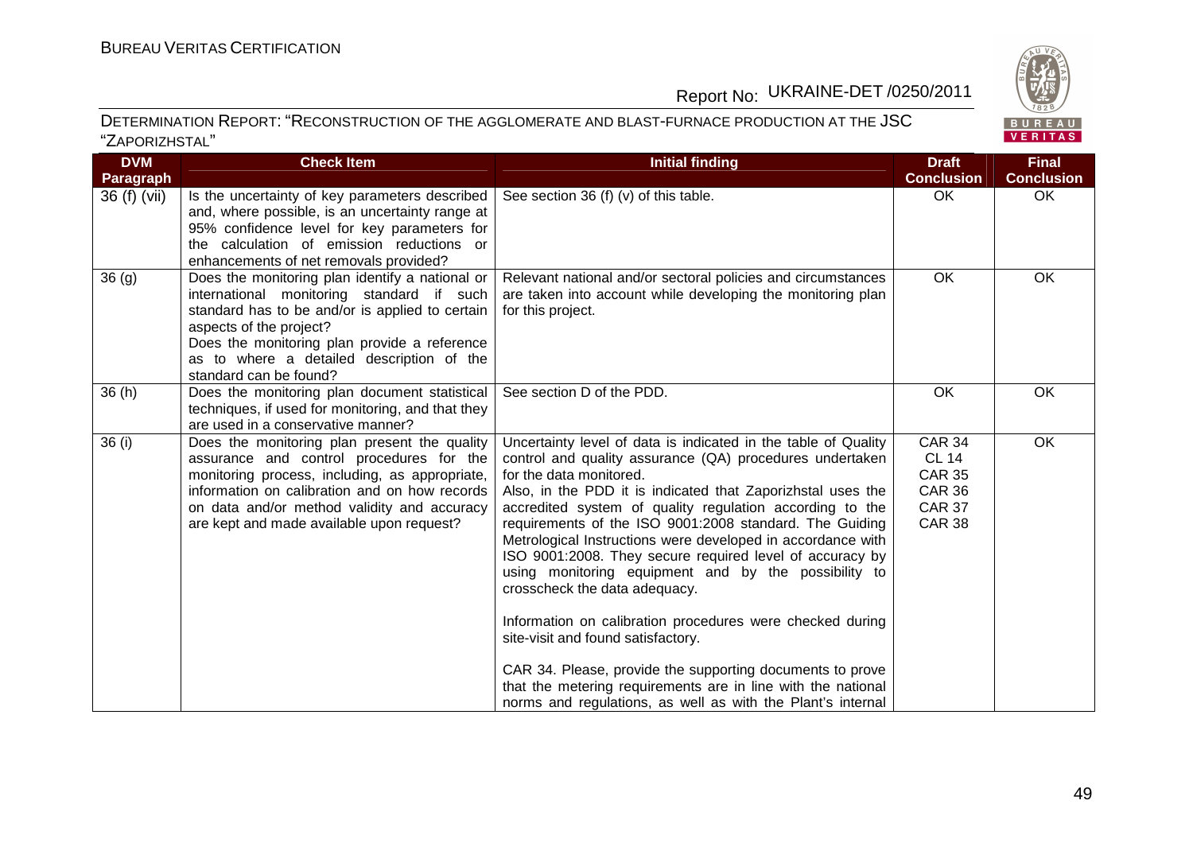| DVM Paragraph | Check Item | Initial finding | Draft Conclusion | Final Conclusion |
|---|---|---|---|---|
| 36 (f) (vii) | Is the uncertainty of key parameters described and, where possible, is an uncertainty range at 95% confidence level for key parameters for the calculation of emission reductions or enhancements of net removals provided? | See section 36 (f) (v) of this table. | OK | OK |
| 36 (g) | Does the monitoring plan identify a national or international monitoring standard if such standard has to be and/or is applied to certain aspects of the project?<br>Does the monitoring plan provide a reference as to where a detailed description of the standard can be found? | Relevant national and/or sectoral policies and circumstances are taken into account while developing the monitoring plan for this project. | OK | OK |
| 36 (h) | Does the monitoring plan document statistical techniques, if used for monitoring, and that they are used in a conservative manner? | See section D of the PDD. | OK | OK |
| 36 (i) | Does the monitoring plan present the quality assurance and control procedures for the monitoring process, including, as appropriate, information on calibration and on how records on data and/or method validity and accuracy are kept and made available upon request? | Uncertainty level of data is indicated in the table of Quality control and quality assurance (QA) procedures undertaken for the data monitored.<br>Also, in the PDD it is indicated that Zaporizhstal uses the accredited system of quality regulation according to the requirements of the ISO 9001:2008 standard. The Guiding Metrological Instructions were developed in accordance with ISO 9001:2008. They secure required level of accuracy by using monitoring equipment and by the possibility to crosscheck the data adequacy.<br><br>Information on calibration procedures were checked during site-visit and found satisfactory.<br><br>CAR 34. Please, provide the supporting documents to prove that the metering requirements are in line with the national norms and regulations, as well as with the Plant's internal | CAR 34<br>CL 14<br>CAR 35<br>CAR 36<br>CAR 37<br>CAR 38 | OK |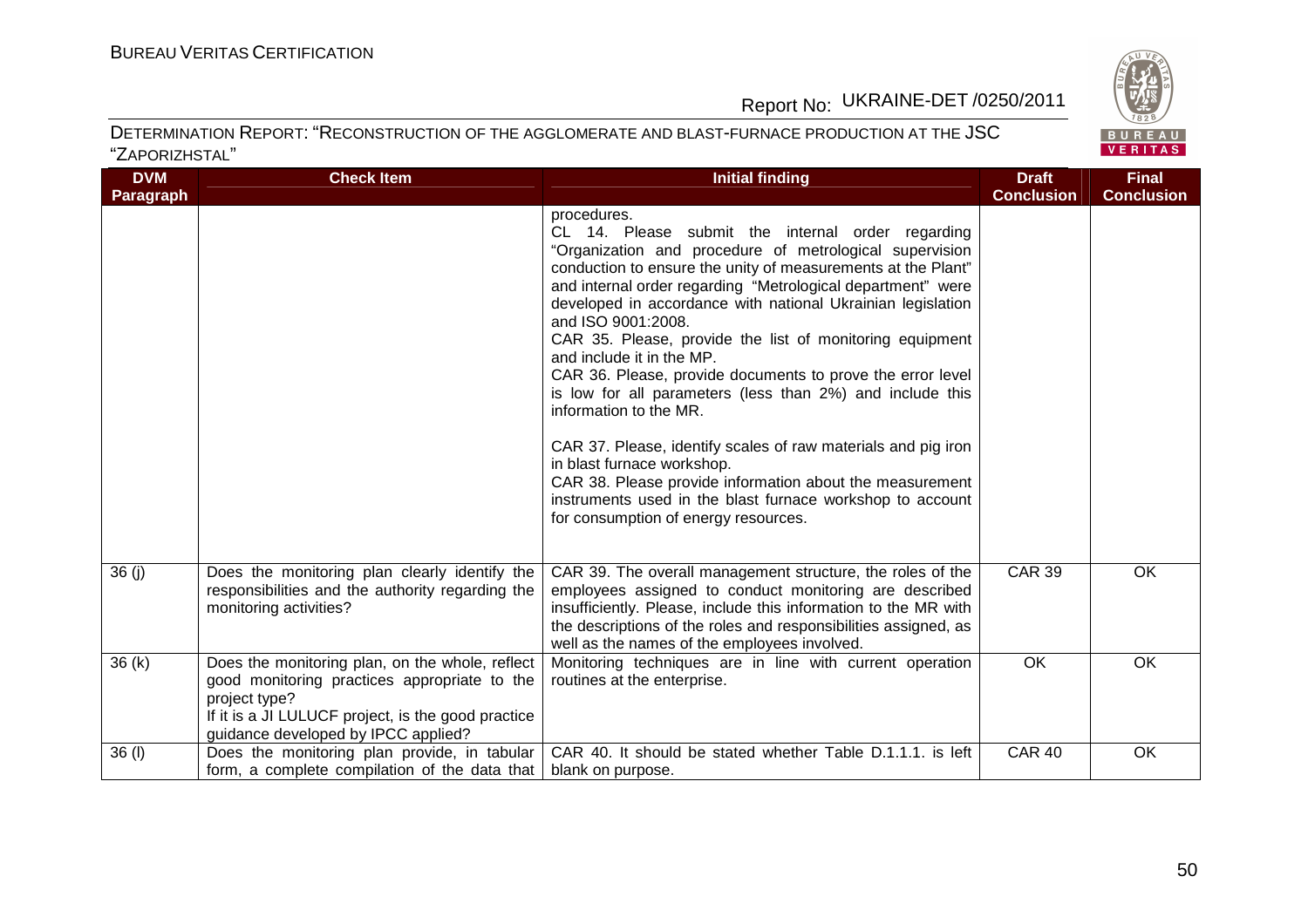| DVM Paragraph | Check Item | Initial finding | Draft Conclusion | Final Conclusion |
|---|---|---|---|---|
| | | procedures.<br>CL 14. Please submit the internal order regarding "Organization and procedure of metrological supervision conduction to ensure the unity of measurements at the Plant" and internal order regarding "Metrological department" were developed in accordance with national Ukrainian legislation and ISO 9001:2008.<br>CAR 35. Please, provide the list of monitoring equipment and include it in the MP.<br>CAR 36. Please, provide documents to prove the error level is low for all parameters (less than 2%) and include this information to the MR.<br>CAR 37. Please, identify scales of raw materials and pig iron in blast furnace workshop.<br>CAR 38. Please provide information about the measurement instruments used in the blast furnace workshop to account for consumption of energy resources. | | |
| 36 (j) | Does the monitoring plan clearly identify the responsibilities and the authority regarding the monitoring activities? | CAR 39. The overall management structure, the roles of the employees assigned to conduct monitoring are described insufficiently. Please, include this information to the MR with the descriptions of the roles and responsibilities assigned, as well as the names of the employees involved. | CAR 39 | OK |
| 36 (k) | Does the monitoring plan, on the whole, reflect good monitoring practices appropriate to the project type?<br>If it is a JI LULUCF project, is the good practice guidance developed by IPCC applied? | Monitoring techniques are in line with current operation routines at the enterprise. | OK | OK |
| 36 (l) | Does the monitoring plan provide, in tabular form, a complete compilation of the data that | CAR 40. It should be stated whether Table D.1.1.1. is left blank on purpose. | CAR 40 | OK |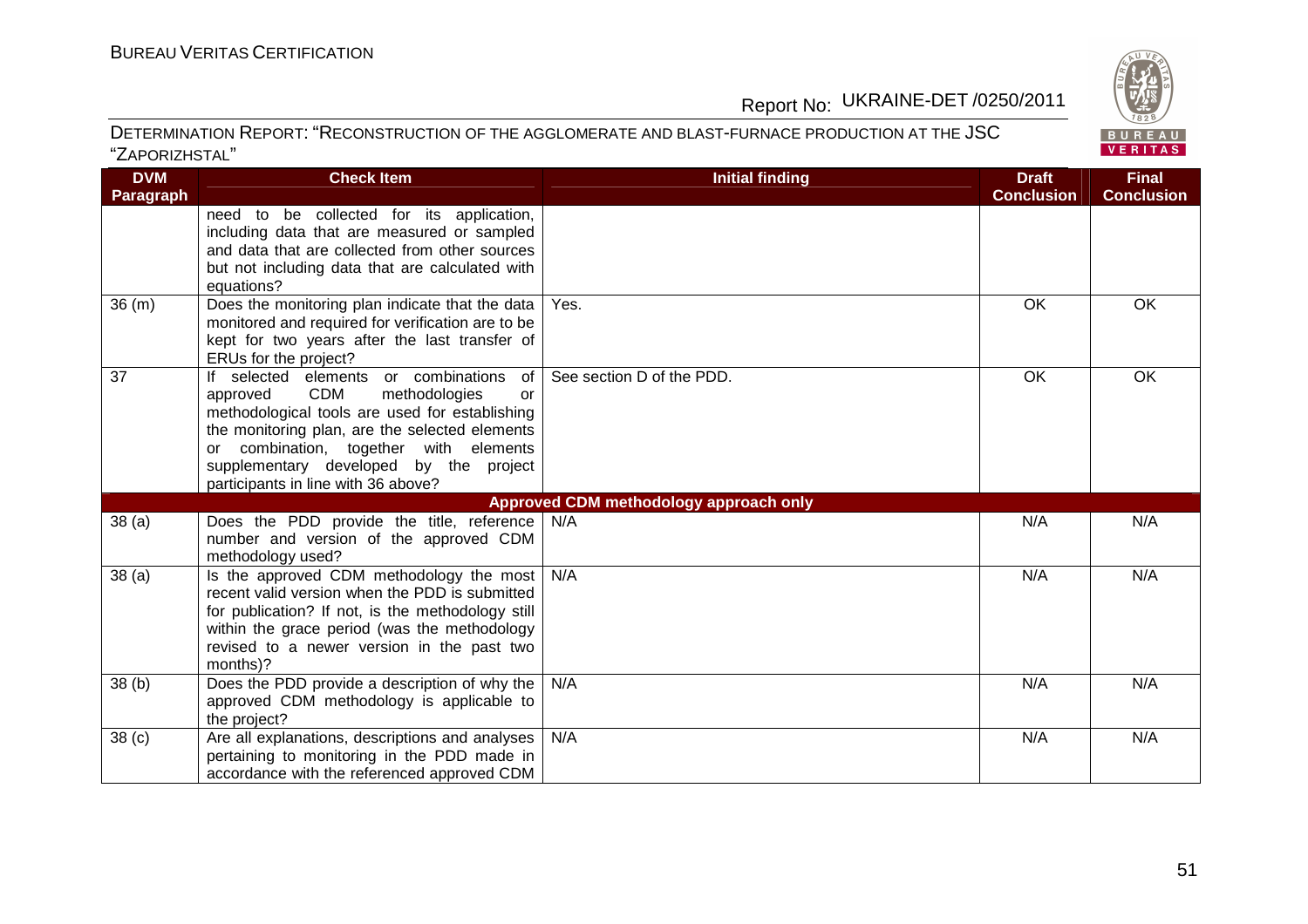| DVM Paragraph | Check Item | Initial finding | Draft Conclusion | Final Conclusion |
|---|---|---|---|---|
| | need to be collected for its application, including data that are measured or sampled and data that are collected from other sources but not including data that are calculated with equations? | | | |
| 36 (m) | Does the monitoring plan indicate that the data monitored and required for verification are to be kept for two years after the last transfer of ERUs for the project? | Yes. | OK | OK |
| 37 | If selected elements or combinations of approved CDM methodologies or methodological tools are used for establishing the monitoring plan, are the selected elements or combination, together with elements supplementary developed by the project participants in line with 36 above? | See section D of the PDD. | OK | OK |
| | | **Approved CDM methodology approach only** | | |
| 38 (a) | Does the PDD provide the title, reference number and version of the approved CDM methodology used? | N/A | N/A | N/A |
| 38 (a) | Is the approved CDM methodology the most recent valid version when the PDD is submitted for publication? If not, is the methodology still within the grace period (was the methodology revised to a newer version in the past two months)? | N/A | N/A | N/A |
| 38 (b) | Does the PDD provide a description of why the approved CDM methodology is applicable to the project? | N/A | N/A | N/A |
| 38 (c) | Are all explanations, descriptions and analyses pertaining to monitoring in the PDD made in accordance with the referenced approved CDM | N/A | N/A | N/A |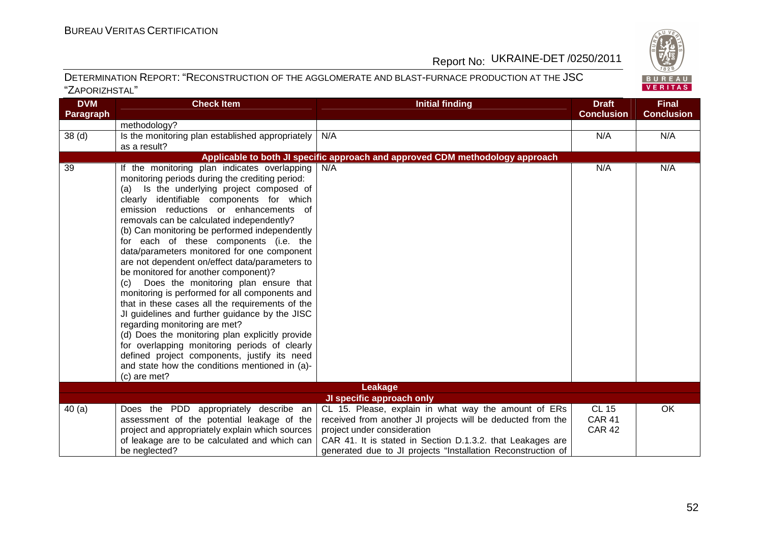| DVM Paragraph | Check Item | Initial finding | Draft Conclusion | Final Conclusion |
|---|---|---|---|---|
| | methodology? | | | |
| 38 (d) | Is the monitoring plan established appropriately as a result? | N/A | N/A | N/A |
| **Applicable to both JI specific approach and approved CDM methodology approach** | | | | |
| 39 | If the monitoring plan indicates overlapping monitoring periods during the crediting period:<br>(a) Is the underlying project composed of clearly identifiable components for which emission reductions or enhancements of removals can be calculated independently?<br>(b) Can monitoring be performed independently for each of these components (i.e. the data/parameters monitored for one component are not dependent on/effect data/parameters to be monitored for another component)?<br>(c) Does the monitoring plan ensure that monitoring is performed for all components and that in these cases all the requirements of the JI guidelines and further guidance by the JISC regarding monitoring are met?<br>(d) Does the monitoring plan explicitly provide for overlapping monitoring periods of clearly defined project components, justify its need and state how the conditions mentioned in (a)-(c) are met? | N/A | N/A | N/A |
| **Leakage** | | | | |
| **JI specific approach only** | | | | |
| 40 (a) | Does the PDD appropriately describe an assessment of the potential leakage of the project and appropriately explain which sources of leakage are to be calculated and which can be neglected? | CL 15. Please, explain in what way the amount of ERs received from another JI projects will be deducted from the project under consideration<br>CAR 41. It is stated in Section D.1.3.2. that Leakages are generated due to JI projects "Installation Reconstruction of | CL 15<br>CAR 41<br>CAR 42 | OK |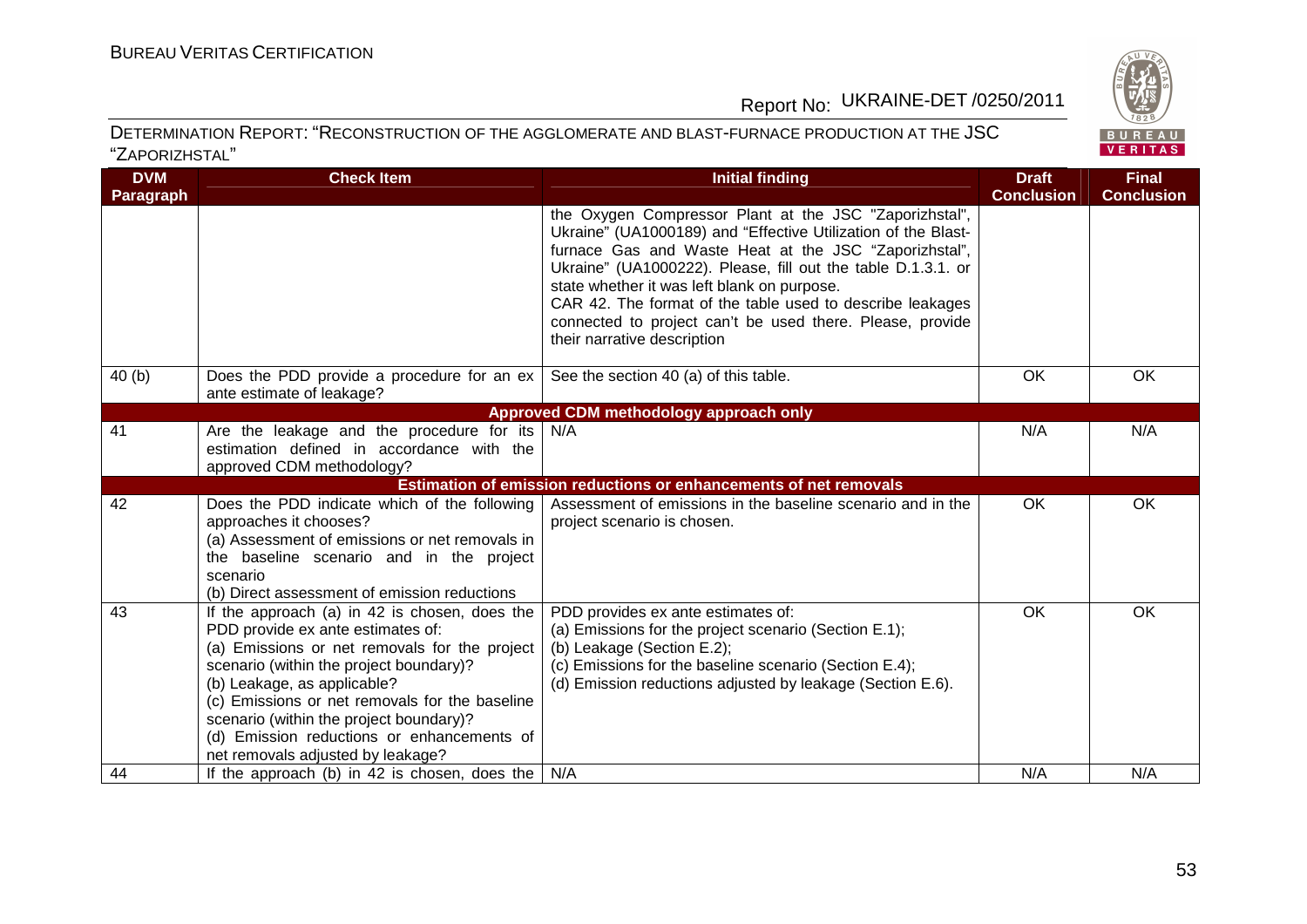| DVM Paragraph | Check Item | Initial finding | Draft Conclusion | Final Conclusion |
|---|---|---|---|---|
| | | the Oxygen Compressor Plant at the JSC "Zaporizhstal", Ukraine" (UA1000189) and "Effective Utilization of the Blast-furnace Gas and Waste Heat at the JSC "Zaporizhstal", Ukraine" (UA1000222). Please, fill out the table D.1.3.1. or state whether it was left blank on purpose.<br>CAR 42. The format of the table used to describe leakages connected to project can't be used there. Please, provide their narrative description | | |
| 40 (b) | Does the PDD provide a procedure for an ex ante estimate of leakage? | See the section 40 (a) of this table. | OK | OK |
| **Approved CDM methodology approach only** | | | | |
| 41 | Are the leakage and the procedure for its estimation defined in accordance with the approved CDM methodology? | N/A | N/A | N/A |
| **Estimation of emission reductions or enhancements of net removals** | | | | |
| 42 | Does the PDD indicate which of the following approaches it chooses?<br>(a) Assessment of emissions or net removals in the baseline scenario and in the project scenario<br>(b) Direct assessment of emission reductions | Assessment of emissions in the baseline scenario and in the project scenario is chosen. | OK | OK |
| 43 | If the approach (a) in 42 is chosen, does the PDD provide ex ante estimates of:<br>(a) Emissions or net removals for the project scenario (within the project boundary)?<br>(b) Leakage, as applicable?<br>(c) Emissions or net removals for the baseline scenario (within the project boundary)?<br>(d) Emission reductions or enhancements of net removals adjusted by leakage? | PDD provides ex ante estimates of:<br>(a) Emissions for the project scenario (Section E.1);<br>(b) Leakage (Section E.2);<br>(c) Emissions for the baseline scenario (Section E.4);<br>(d) Emission reductions adjusted by leakage (Section E.6). | OK | OK |
| 44 | If the approach (b) in 42 is chosen, does the | N/A | N/A | N/A |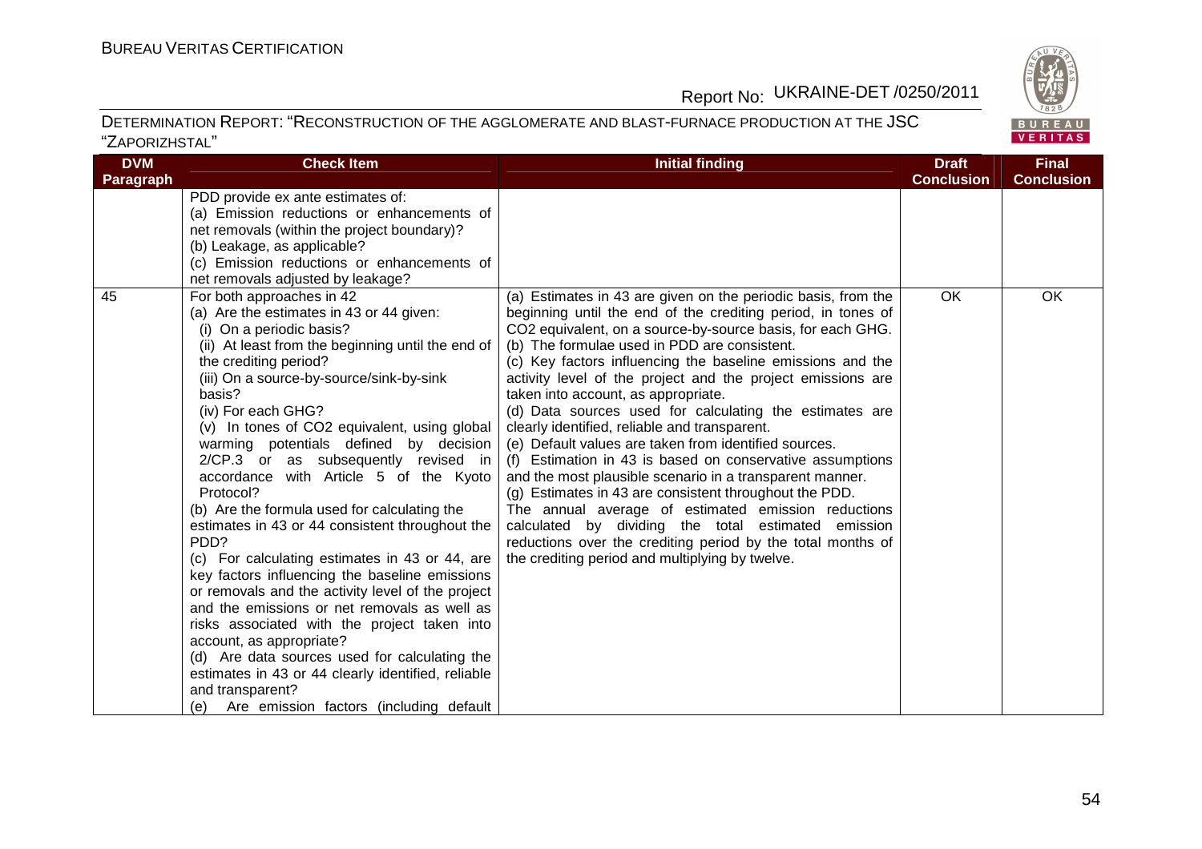DETERMINATION REPORT: "RECONSTRUCTION OF THE AGGLOMERATE AND BLAST-FURNACE PRODUCTION AT THE JSC "ZAPORIZHSTAL"

| DVM Paragraph | Check Item | Initial finding | Draft Conclusion | Final Conclusion |
|---|---|---|---|---|
| | PDD provide ex ante estimates of:<br>(a) Emission reductions or enhancements of net removals (within the project boundary)?<br>(b) Leakage, as applicable?<br>(c) Emission reductions or enhancements of net removals adjusted by leakage? | | | |
| 45 | For both approaches in 42<br>(a) Are the estimates in 43 or 44 given:<br>(i) On a periodic basis?<br>(ii) At least from the beginning until the end of the crediting period?<br>(iii) On a source-by-source/sink-by-sink basis?<br>(iv) For each GHG?<br>(v) In tones of $CO_2$ equivalent, using global warming potentials defined by decision 2/CP.3 or as subsequently revised in accordance with Article 5 of the Kyoto Protocol?<br>(b) Are the formula used for calculating the estimates in 43 or 44 consistent throughout the PDD?<br>(c) For calculating estimates in 43 or 44, are key factors influencing the baseline emissions or removals and the activity level of the project and the emissions or net removals as well as risks associated with the project taken into account, as appropriate?<br>(d) Are data sources used for calculating the estimates in 43 or 44 clearly identified, reliable and transparent?<br>(e) Are emission factors (including default | (a) Estimates in 43 are given on the periodic basis, from the beginning until the end of the crediting period, in tones of $CO_2$ equivalent, on a source-by-source basis, for each GHG.<br>(b) The formulae used in PDD are consistent.<br>(c) Key factors influencing the baseline emissions and the activity level of the project and the project emissions are taken into account, as appropriate.<br>(d) Data sources used for calculating the estimates are clearly identified, reliable and transparent.<br>(e) Default values are taken from identified sources.<br>(f) Estimation in 43 is based on conservative assumptions and the most plausible scenario in a transparent manner.<br>(g) Estimates in 43 are consistent throughout the PDD.<br>The annual average of estimated emission reductions calculated by dividing the total estimated emission reductions over the crediting period by the total months of the crediting period and multiplying by twelve. | OK | OK |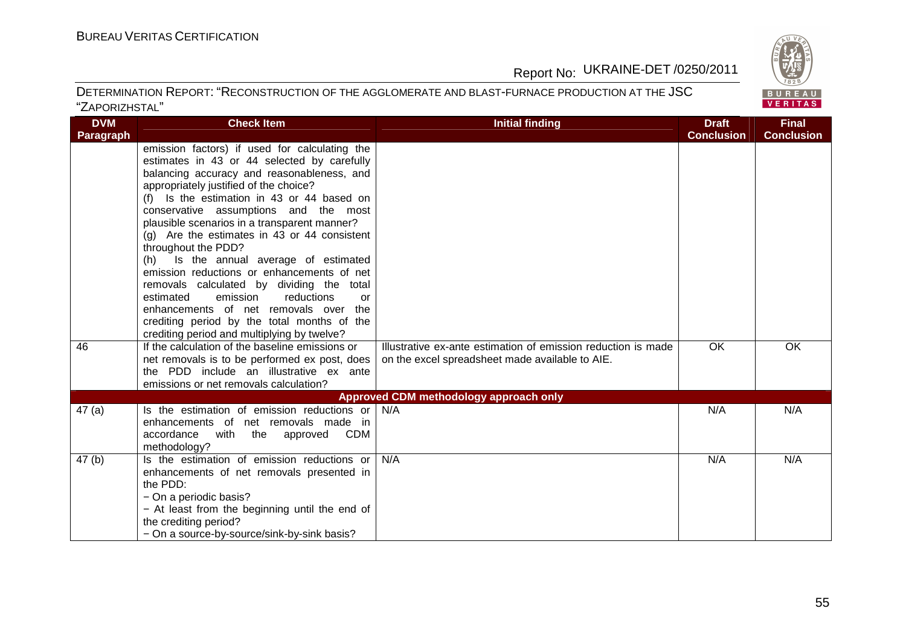| DVM Paragraph | Check Item | Initial finding | Draft Conclusion | Final Conclusion |
|---|---|---|---|---|
| | emission factors) if used for calculating the estimates in 43 or 44 selected by carefully balancing accuracy and reasonableness, and appropriately justified of the choice?<br>(f) Is the estimation in 43 or 44 based on conservative assumptions and the most plausible scenarios in a transparent manner?<br>(g) Are the estimates in 43 or 44 consistent throughout the PDD?<br>(h) Is the annual average of estimated emission reductions or enhancements of net removals calculated by dividing the total estimated emission reductions or enhancements of net removals over the crediting period by the total months of the crediting period and multiplying by twelve? | | | |
| 46 | If the calculation of the baseline emissions or net removals is to be performed ex post, does the PDD include an illustrative ex ante emissions or net removals calculation? | Illustrative ex-ante estimation of emission reduction is made on the excel spreadsheet made available to AIE. | OK | OK |
| | | **Approved CDM methodology approach only** | | |
| 47 (a) | Is the estimation of emission reductions or enhancements of net removals made in accordance with the approved CDM methodology? | N/A | N/A | N/A |
| 47 (b) | Is the estimation of emission reductions or enhancements of net removals presented in the PDD:<br>− On a periodic basis?<br>− At least from the beginning until the end of the crediting period?<br>− On a source-by-source/sink-by-sink basis? | N/A | N/A | N/A |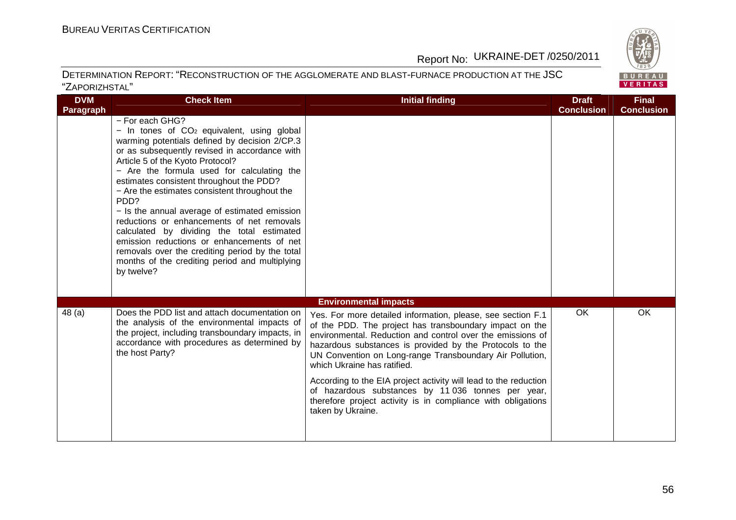| DVM Paragraph | Check Item | Initial finding | Draft Conclusion | Final Conclusion |
|---|---|---|---|---|
| | − For each GHG?<br>− In tones of $CO_2$ equivalent, using global warming potentials defined by decision 2/CP.3 or as subsequently revised in accordance with Article 5 of the Kyoto Protocol?<br>− Are the formula used for calculating the estimates consistent throughout the PDD?<br>− Are the estimates consistent throughout the PDD?<br>− Is the annual average of estimated emission reductions or enhancements of net removals calculated by dividing the total estimated emission reductions or enhancements of net removals over the crediting period by the total months of the crediting period and multiplying by twelve? | | | |
| | | **Environmental impacts** | | |
| 48 (a) | Does the PDD list and attach documentation on the analysis of the environmental impacts of the project, including transboundary impacts, in accordance with procedures as determined by the host Party? | Yes. For more detailed information, please, see section F.1 of the PDD. The project has transboundary impact on the environmental. Reduction and control over the emissions of hazardous substances is provided by the Protocols to the UN Convention on Long-range Transboundary Air Pollution, which Ukraine has ratified.<br><br>According to the EIA project activity will lead to the reduction of hazardous substances by 11 036 tonnes per year, therefore project activity is in compliance with obligations taken by Ukraine. | OK | OK |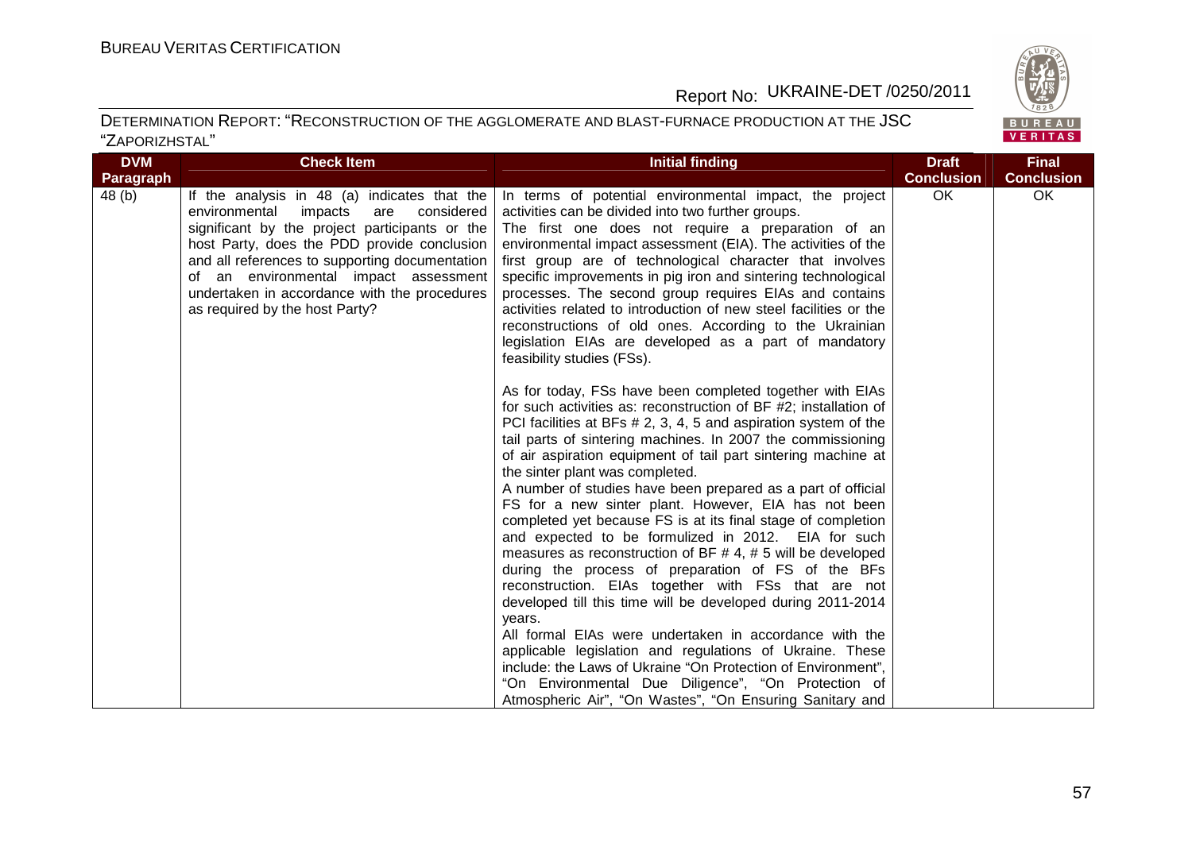| DVM Paragraph | Check Item | Initial finding | Draft Conclusion | Final Conclusion |
|---|---|---|---|---|
| 48 (b) | If the analysis in 48 (a) indicates that the environmental impacts are considered significant by the project participants or the host Party, does the PDD provide conclusion and all references to supporting documentation of an environmental impact assessment undertaken in accordance with the procedures as required by the host Party? | In terms of potential environmental impact, the project activities can be divided into two further groups.<br>The first one does not require a preparation of an environmental impact assessment (EIA). The activities of the first group are of technological character that involves specific improvements in pig iron and sintering technological processes. The second group requires EIAs and contains activities related to introduction of new steel facilities or the reconstructions of old ones. According to the Ukrainian legislation EIAs are developed as a part of mandatory feasibility studies (FSs).<br><br>As for today, FSs have been completed together with EIAs for such activities as: reconstruction of BF #2; installation of PCI facilities at BFs # 2, 3, 4, 5 and aspiration system of the tail parts of sintering machines. In 2007 the commissioning of air aspiration equipment of tail part sintering machine at the sinter plant was completed.<br>A number of studies have been prepared as a part of official FS for a new sinter plant. However, EIA has not been completed yet because FS is at its final stage of completion and expected to be formulized in 2012. EIA for such measures as reconstruction of BF # 4, # 5 will be developed during the process of preparation of FS of the BFs reconstruction. EIAs together with FSs that are not developed till this time will be developed during 2011-2014 years.<br>All formal EIAs were undertaken in accordance with the applicable legislation and regulations of Ukraine. These include: the Laws of Ukraine "On Protection of Environment", "On Environmental Due Diligence", "On Protection of Atmospheric Air", "On Wastes", "On Ensuring Sanitary and | OK | OK |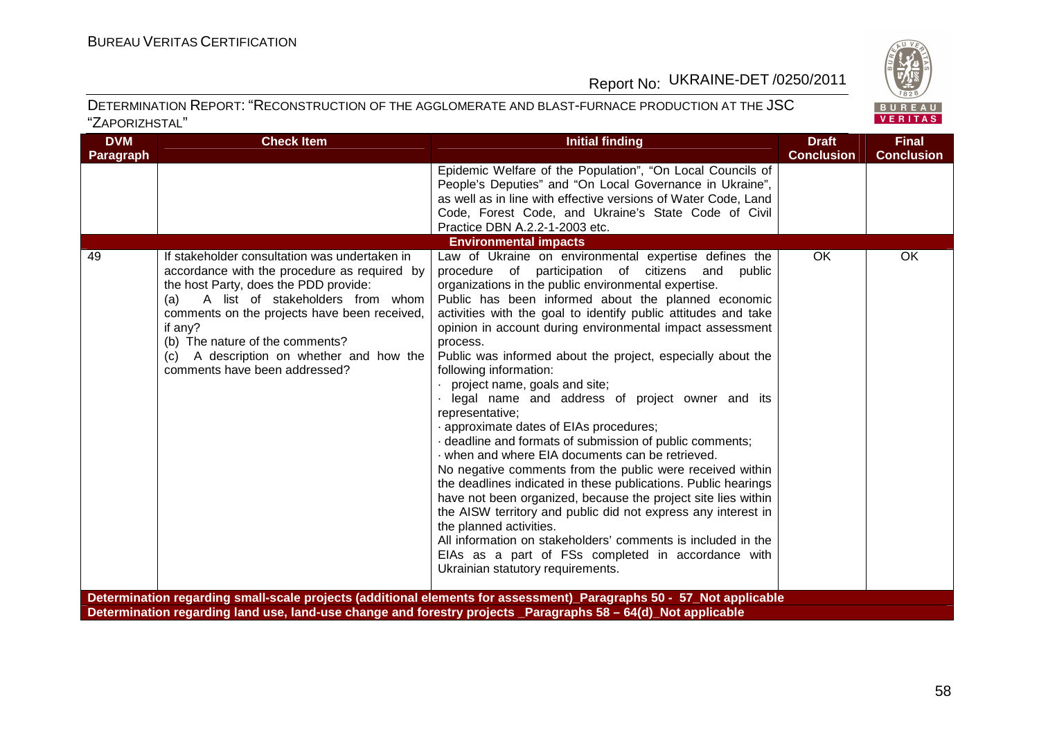| DVM Paragraph | Check Item | Initial finding | Draft Conclusion | Final Conclusion |
|---|---|---|---|---|
| | | Epidemic Welfare of the Population", "On Local Councils of People's Deputies" and "On Local Governance in Ukraine", as well as in line with effective versions of Water Code, Land Code, Forest Code, and Ukraine's State Code of Civil Practice DBN A.2.2-1-2003 etc. | | |
| | | **Environmental impacts** | | |
| 49 | If stakeholder consultation was undertaken in accordance with the procedure as required by the host Party, does the PDD provide:<br>(a) A list of stakeholders from whom comments on the projects have been received, if any?<br>(b) The nature of the comments?<br>(c) A description on whether and how the comments have been addressed? | Law of Ukraine on environmental expertise defines the procedure of participation of citizens and public organizations in the public environmental expertise.<br>Public has been informed about the planned economic activities with the goal to identify public attitudes and take opinion in account during environmental impact assessment process.<br>Public was informed about the project, especially about the following information:<br>· project name, goals and site;<br>· legal name and address of project owner and its representative;<br>· approximate dates of EIAs procedures;<br>· deadline and formats of submission of public comments;<br>· when and where EIA documents can be retrieved.<br>No negative comments from the public were received within the deadlines indicated in these publications. Public hearings have not been organized, because the project site lies within the AISW territory and public did not express any interest in the planned activities.<br>All information on stakeholders' comments is included in the EIAs as a part of FSs completed in accordance with Ukrainian statutory requirements. | OK | OK |
| **Determination regarding small-scale projects (additional elements for assessment)_Paragraphs 50 - 57_Not applicable** | | | | |
| **Determination regarding land use, land-use change and forestry projects _Paragraphs 58 – 64(d)_Not applicable** | | | | |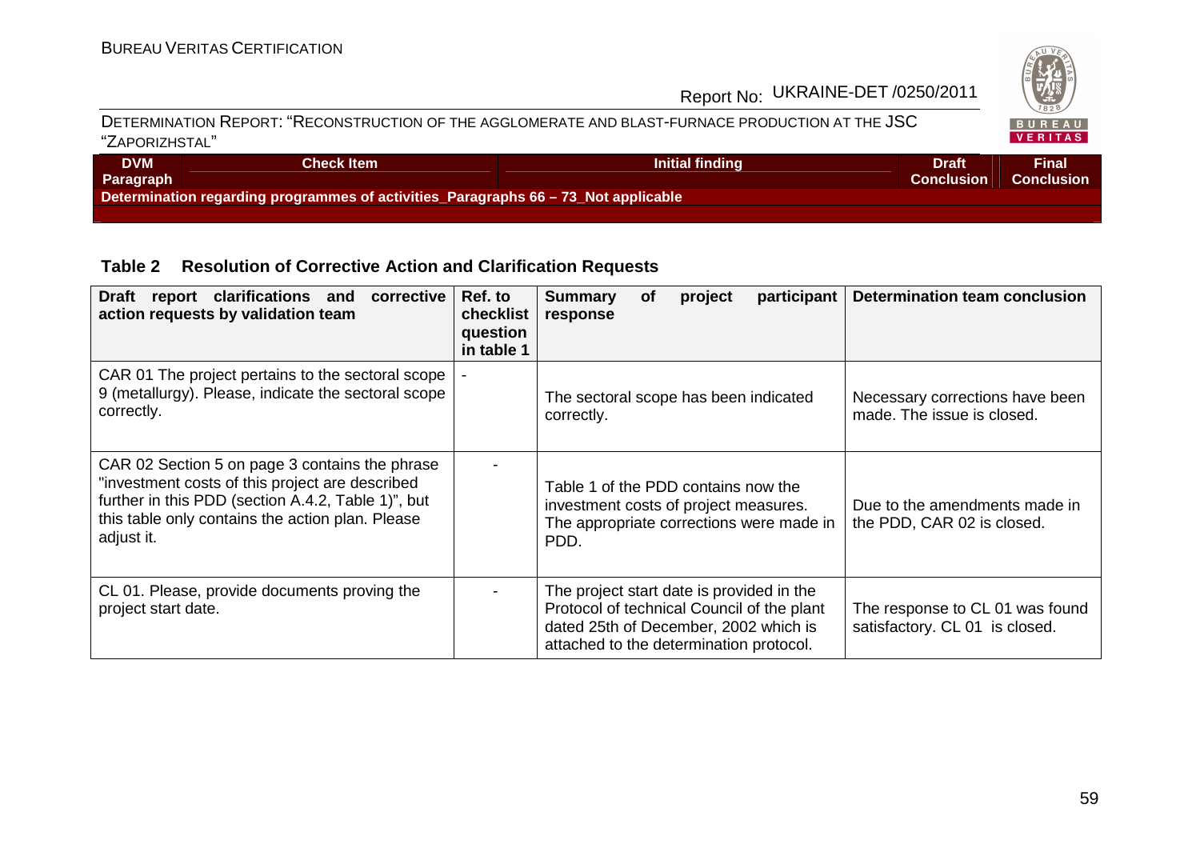| DVM Paragraph | Check Item | Initial finding | Draft Conclusion | Final Conclusion |
|---|---|---|---|---|
| **Determination regarding programmes of activities_Paragraphs 66 – 73_Not applicable** | | | | |

## Table 2 Resolution of Corrective Action and Clarification Requests

| Draft report clarifications and corrective action requests by validation team | Ref. to checklist question in table 1 | Summary of project participant response | Determination team conclusion |
|---|---|---|---|
| CAR 01 The project pertains to the sectoral scope 9 (metallurgy). Please, indicate the sectoral scope correctly. | - | The sectoral scope has been indicated correctly. | Necessary corrections have been made. The issue is closed. |
| CAR 02 Section 5 on page 3 contains the phrase "investment costs of this project are described further in this PDD (section A.4.2, Table 1)", but this table only contains the action plan. Please adjust it. | - | Table 1 of the PDD contains now the investment costs of project measures. The appropriate corrections were made in PDD. | Due to the amendments made in the PDD, CAR 02 is closed. |
| CL 01. Please, provide documents proving the project start date. | - | The project start date is provided in the Protocol of technical Council of the plant dated 25th of December, 2002 which is attached to the determination protocol. | The response to CL 01 was found satisfactory. CL 01 is closed. |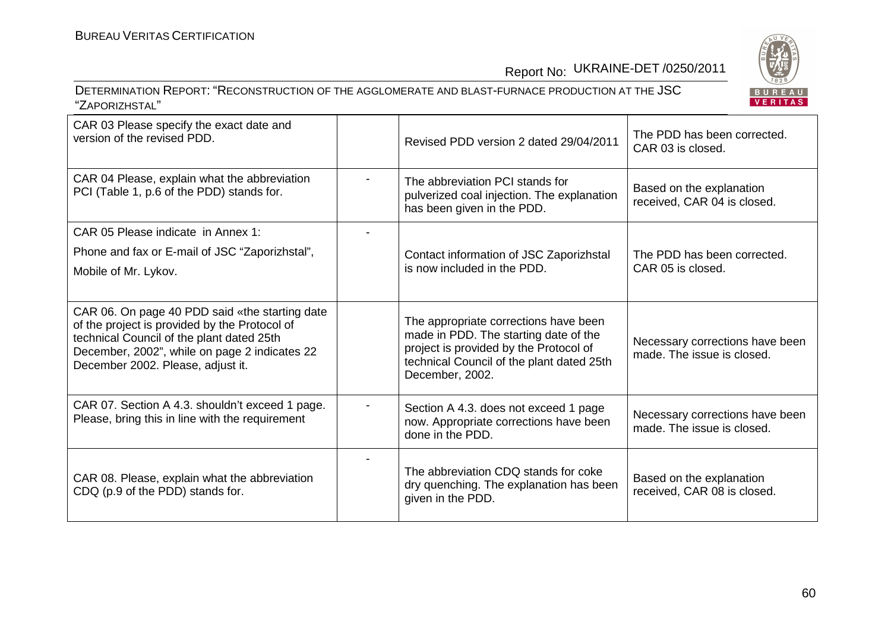| CAR 03 Please specify the exact date and version of the revised PDD. | | Revised PDD version 2 dated 29/04/2011 | The PDD has been corrected. CAR 03 is closed. |
|---|---|---|---|
| CAR 04 Please, explain what the abbreviation PCI (Table 1, p.6 of the PDD) stands for. | - | The abbreviation PCI stands for pulverized coal injection. The explanation has been given in the PDD. | Based on the explanation received, CAR 04 is closed. |
| CAR 05 Please indicate in Annex 1:<br>Phone and fax or E-mail of JSC "Zaporizhstal",<br>Mobile of Mr. Lykov. | - | Contact information of JSC Zaporizhstal is now included in the PDD. | The PDD has been corrected. CAR 05 is closed. |
| CAR 06. On page 40 PDD said «the starting date of the project is provided by the Protocol of technical Council of the plant dated 25th December, 2002", while on page 2 indicates 22 December 2002. Please, adjust it. | | The appropriate corrections have been made in PDD. The starting date of the project is provided by the Protocol of technical Council of the plant dated 25th December, 2002. | Necessary corrections have been made. The issue is closed. |
| CAR 07. Section A 4.3. shouldn't exceed 1 page. Please, bring this in line with the requirement | - | Section A 4.3. does not exceed 1 page now. Appropriate corrections have been done in the PDD. | Necessary corrections have been made. The issue is closed. |
| CAR 08. Please, explain what the abbreviation CDQ (p.9 of the PDD) stands for. | - | The abbreviation CDQ stands for coke dry quenching. The explanation has been given in the PDD. | Based on the explanation received, CAR 08 is closed. |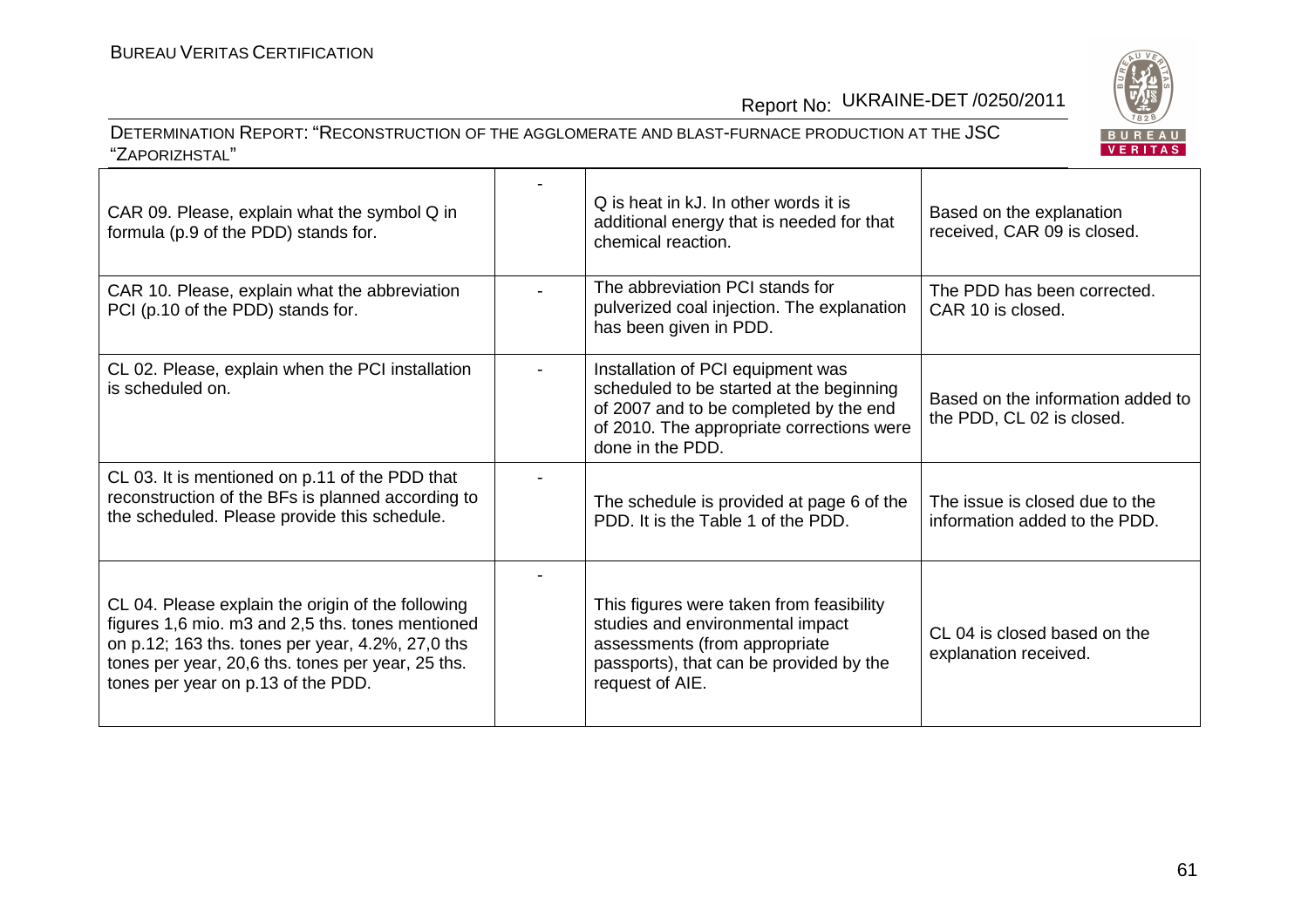| CAR 09. Please, explain what the symbol Q in formula (p.9 of the PDD) stands for. | - | Q is heat in kJ. In other words it is additional energy that is needed for that chemical reaction. | Based on the explanation received, CAR 09 is closed. |
|---|---|---|---|
| CAR 10. Please, explain what the abbreviation PCI (p.10 of the PDD) stands for. | - | The abbreviation PCI stands for pulverized coal injection. The explanation has been given in PDD. | The PDD has been corrected. CAR 10 is closed. |
| CL 02. Please, explain when the PCI installation is scheduled on. | - | Installation of PCI equipment was scheduled to be started at the beginning of 2007 and to be completed by the end of 2010. The appropriate corrections were done in the PDD. | Based on the information added to the PDD, CL 02 is closed. |
| CL 03. It is mentioned on p.11 of the PDD that reconstruction of the BFs is planned according to the scheduled. Please provide this schedule. | - | The schedule is provided at page 6 of the PDD. It is the Table 1 of the PDD. | The issue is closed due to the information added to the PDD. |
| CL 04. Please explain the origin of the following figures 1,6 mio. m3 and 2,5 ths. tones mentioned on p.12; 163 ths. tones per year, 4.2%, 27,0 ths tones per year, 20,6 ths. tones per year, 25 ths. tones per year on p.13 of the PDD. | - | This figures were taken from feasibility studies and environmental impact assessments (from appropriate passports), that can be provided by the request of AIE. | CL 04 is closed based on the explanation received. |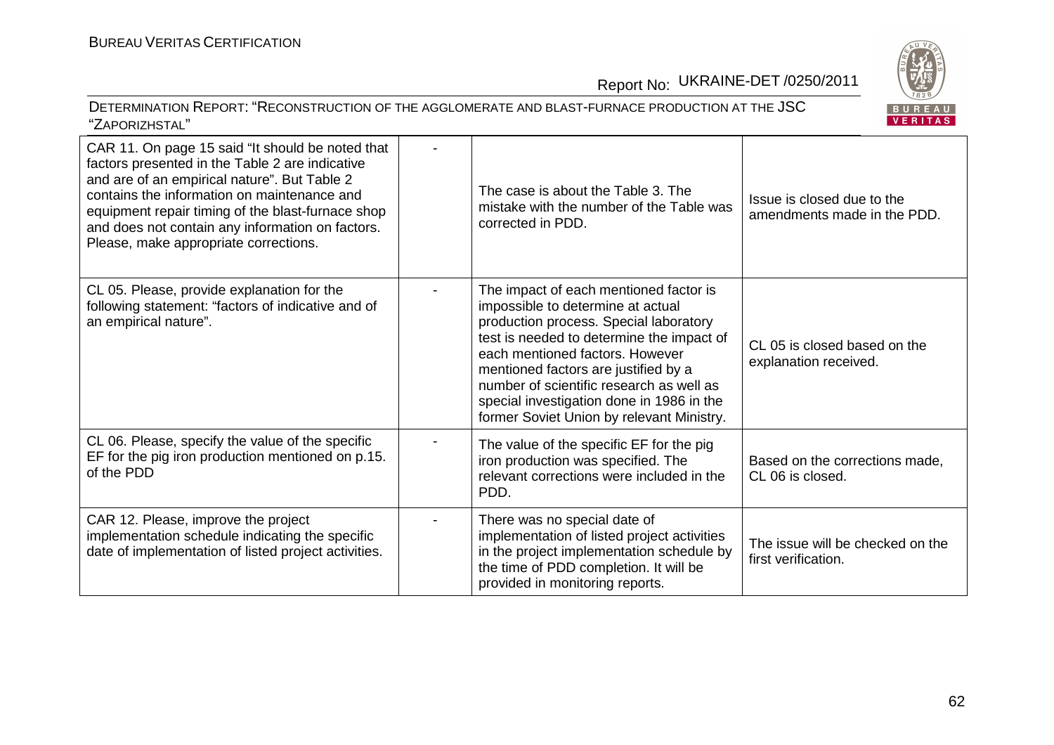| | | | |
|---|---|---|---|
| CAR 11. On page 15 said "It should be noted that factors presented in the Table 2 are indicative and are of an empirical nature". But Table 2 contains the information on maintenance and equipment repair timing of the blast-furnace shop and does not contain any information on factors. Please, make appropriate corrections. | - | The case is about the Table 3. The mistake with the number of the Table was corrected in PDD. | Issue is closed due to the amendments made in the PDD. |
| CL 05. Please, provide explanation for the following statement: "factors of indicative and of an empirical nature". | - | The impact of each mentioned factor is impossible to determine at actual production process. Special laboratory test is needed to determine the impact of each mentioned factors. However mentioned factors are justified by a number of scientific research as well as special investigation done in 1986 in the former Soviet Union by relevant Ministry. | CL 05 is closed based on the explanation received. |
| CL 06. Please, specify the value of the specific EF for the pig iron production mentioned on p.15. of the PDD | - | The value of the specific EF for the pig iron production was specified. The relevant corrections were included in the PDD. | Based on the corrections made, CL 06 is closed. |
| CAR 12. Please, improve the project implementation schedule indicating the specific date of implementation of listed project activities. | - | There was no special date of implementation of listed project activities in the project implementation schedule by the time of PDD completion. It will be provided in monitoring reports. | The issue will be checked on the first verification. |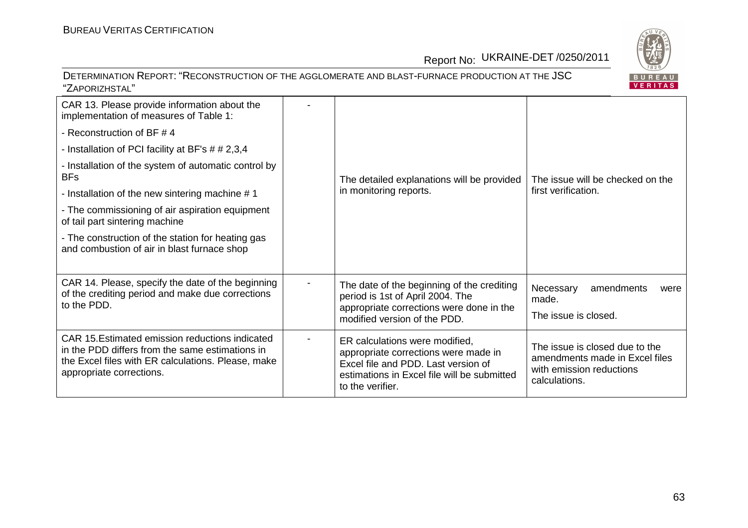| CAR 13. Please provide information about the implementation of measures of Table 1:<br>- Reconstruction of BF # 4<br>- Installation of PCI facility at BF's # # 2,3,4<br>- Installation of the system of automatic control by BFs<br>- Installation of the new sintering machine # 1<br>- The commissioning of air aspiration equipment of tail part sintering machine<br>- The construction of the station for heating gas and combustion of air in blast furnace shop | - | The detailed explanations will be provided in monitoring reports. | The issue will be checked on the first verification. |
|---|---|---|---|
| CAR 14. Please, specify the date of the beginning of the crediting period and make due corrections to the PDD. | - | The date of the beginning of the crediting period is 1st of April 2004. The appropriate corrections were done in the modified version of the PDD. | Necessary amendments were made.<br>The issue is closed. |
| CAR 15.Estimated emission reductions indicated in the PDD differs from the same estimations in the Excel files with ER calculations. Please, make appropriate corrections. | - | ER calculations were modified, appropriate corrections were made in Excel file and PDD. Last version of estimations in Excel file will be submitted to the verifier. | The issue is closed due to the amendments made in Excel files with emission reductions calculations. |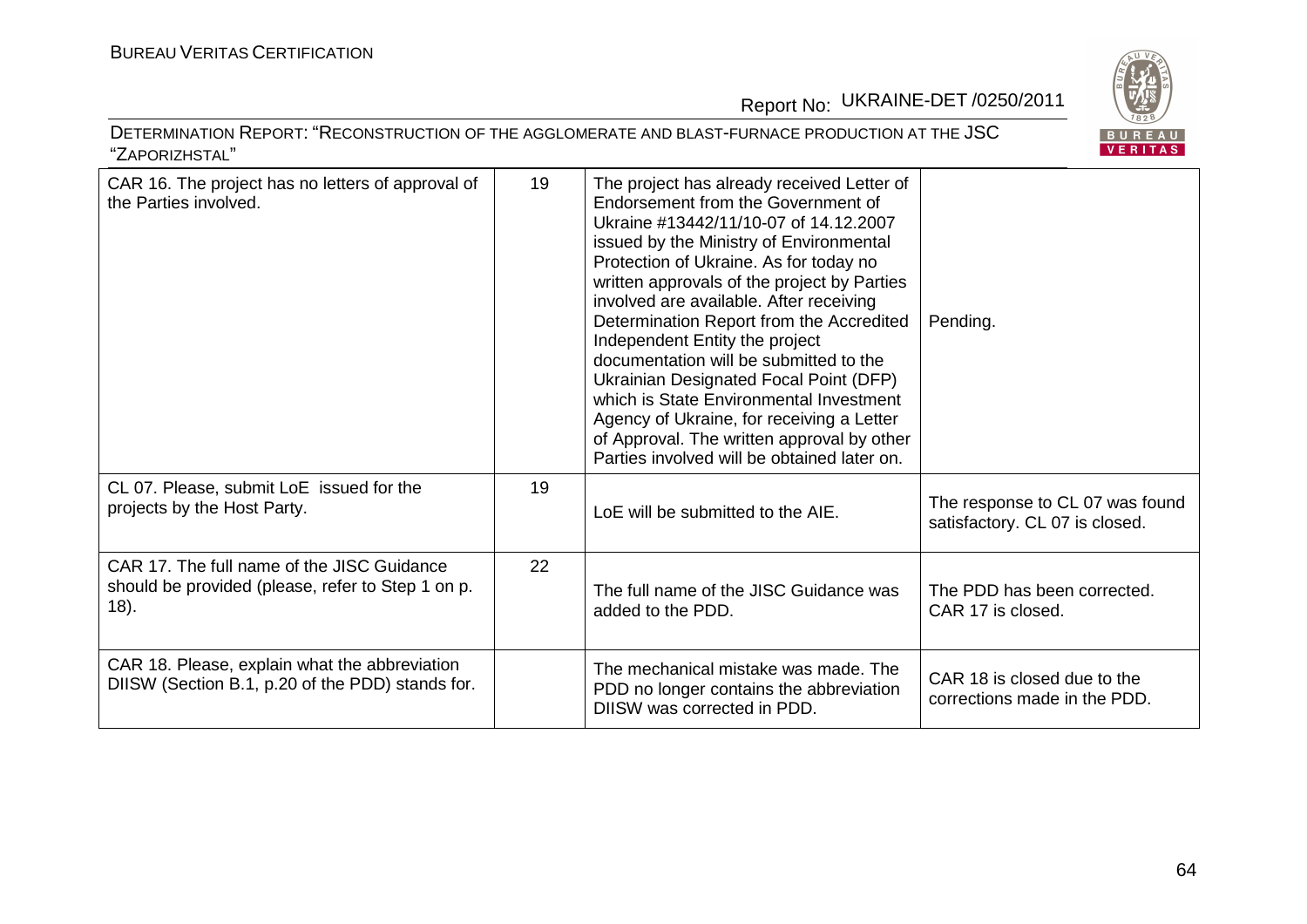| CAR 16. The project has no letters of approval of the Parties involved. | 19 | The project has already received Letter of Endorsement from the Government of Ukraine #13442/11/10-07 of 14.12.2007 issued by the Ministry of Environmental Protection of Ukraine. As for today no written approvals of the project by Parties involved are available. After receiving Determination Report from the Accredited Independent Entity the project documentation will be submitted to the Ukrainian Designated Focal Point (DFP) which is State Environmental Investment Agency of Ukraine, for receiving a Letter of Approval. The written approval by other Parties involved will be obtained later on. | Pending. |
|---|---|---|---|
| CL 07. Please, submit LoE issued for the projects by the Host Party. | 19 | LoE will be submitted to the AIE. | The response to CL 07 was found satisfactory. CL 07 is closed. |
| CAR 17. The full name of the JISC Guidance should be provided (please, refer to Step 1 on p. 18). | 22 | The full name of the JISC Guidance was added to the PDD. | The PDD has been corrected. CAR 17 is closed. |
| CAR 18. Please, explain what the abbreviation DIISW (Section B.1, p.20 of the PDD) stands for. | | The mechanical mistake was made. The PDD no longer contains the abbreviation DIISW was corrected in PDD. | CAR 18 is closed due to the corrections made in the PDD. |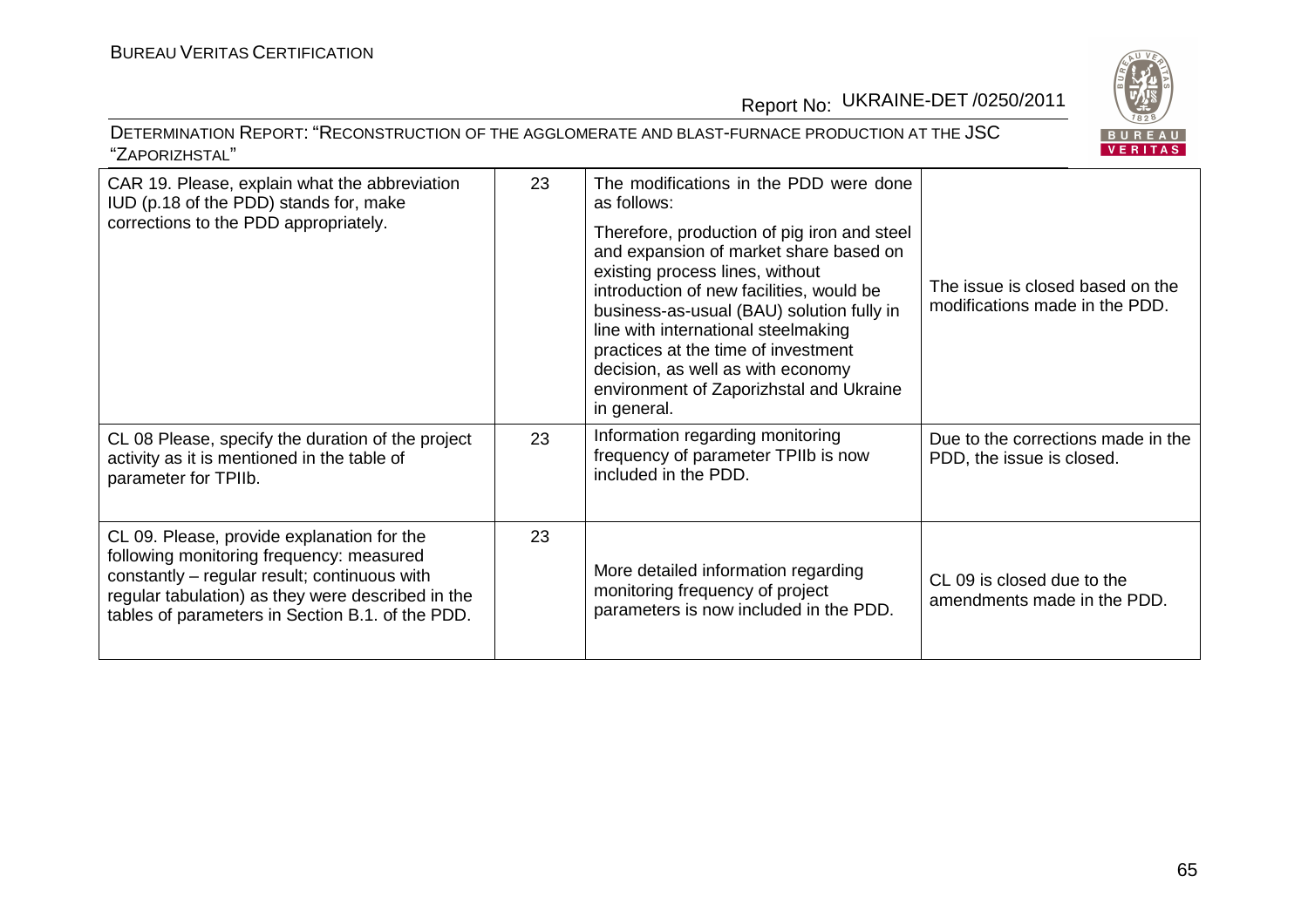| CAR 19. Please, explain what the abbreviation IUD (p.18 of the PDD) stands for, make corrections to the PDD appropriately. | 23 | The modifications in the PDD were done as follows:<br><br>Therefore, production of pig iron and steel and expansion of market share based on existing process lines, without introduction of new facilities, would be business-as-usual (BAU) solution fully in line with international steelmaking practices at the time of investment decision, as well as with economy environment of Zaporizhstal and Ukraine in general. | The issue is closed based on the modifications made in the PDD. |
|---|---|---|---|
| CL 08 Please, specify the duration of the project activity as it is mentioned in the table of parameter for TPIIb. | 23 | Information regarding monitoring frequency of parameter TPIIb is now included in the PDD. | Due to the corrections made in the PDD, the issue is closed. |
| CL 09. Please, provide explanation for the following monitoring frequency: measured constantly – regular result; continuous with regular tabulation) as they were described in the tables of parameters in Section B.1. of the PDD. | 23 | More detailed information regarding monitoring frequency of project parameters is now included in the PDD. | CL 09 is closed due to the amendments made in the PDD. |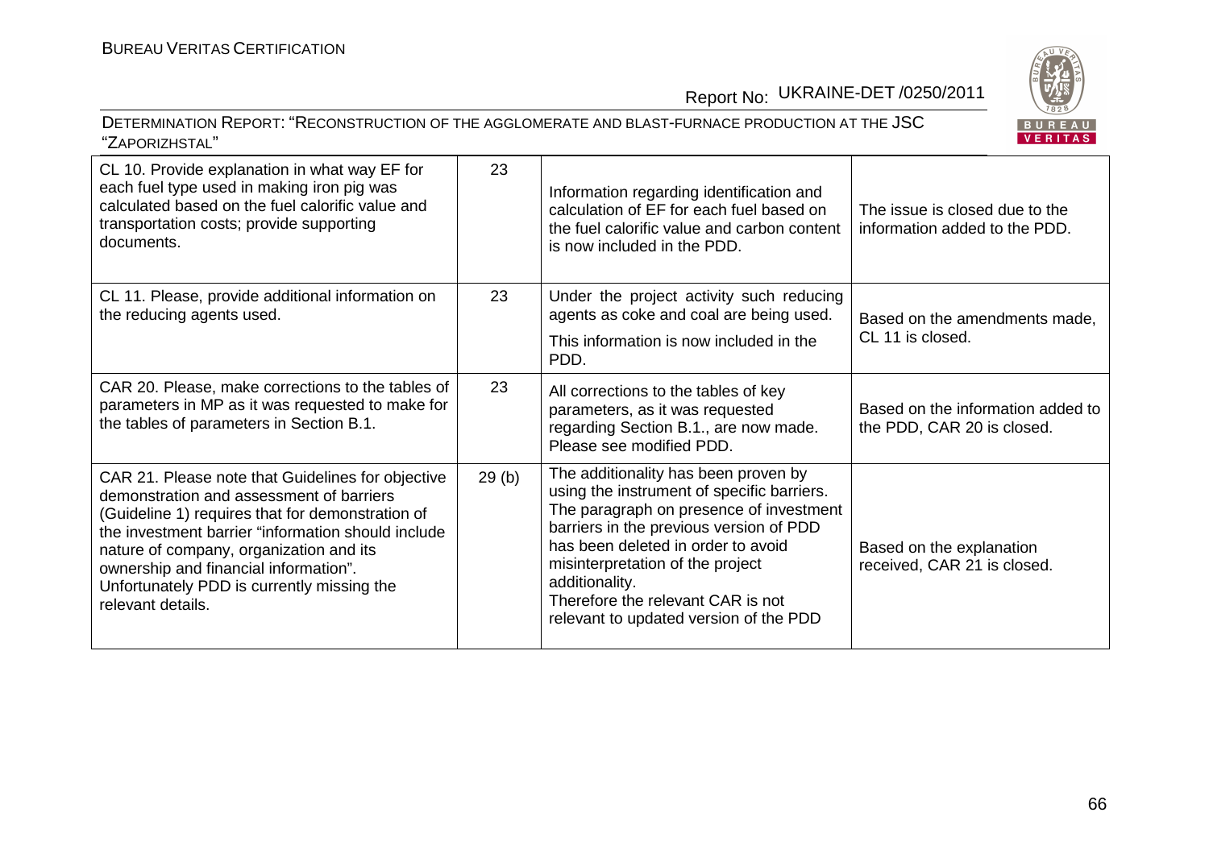| CL 10. Provide explanation in what way EF for each fuel type used in making iron pig was calculated based on the fuel calorific value and transportation costs; provide supporting documents. | 23 | Information regarding identification and calculation of EF for each fuel based on the fuel calorific value and carbon content is now included in the PDD. | The issue is closed due to the information added to the PDD. |
|---|---|---|---|
| CL 11. Please, provide additional information on the reducing agents used. | 23 | Under the project activity such reducing agents as coke and coal are being used.<br>This information is now included in the PDD. | Based on the amendments made, CL 11 is closed. |
| CAR 20. Please, make corrections to the tables of parameters in MP as it was requested to make for the tables of parameters in Section B.1. | 23 | All corrections to the tables of key parameters, as it was requested regarding Section B.1., are now made. Please see modified PDD. | Based on the information added to the PDD, CAR 20 is closed. |
| CAR 21. Please note that Guidelines for objective demonstration and assessment of barriers (Guideline 1) requires that for demonstration of the investment barrier "information should include nature of company, organization and its ownership and financial information". Unfortunately PDD is currently missing the relevant details. | 29 (b) | The additionality has been proven by using the instrument of specific barriers. The paragraph on presence of investment barriers in the previous version of PDD has been deleted in order to avoid misinterpretation of the project additionality.<br>Therefore the relevant CAR is not relevant to updated version of the PDD | Based on the explanation received, CAR 21 is closed. |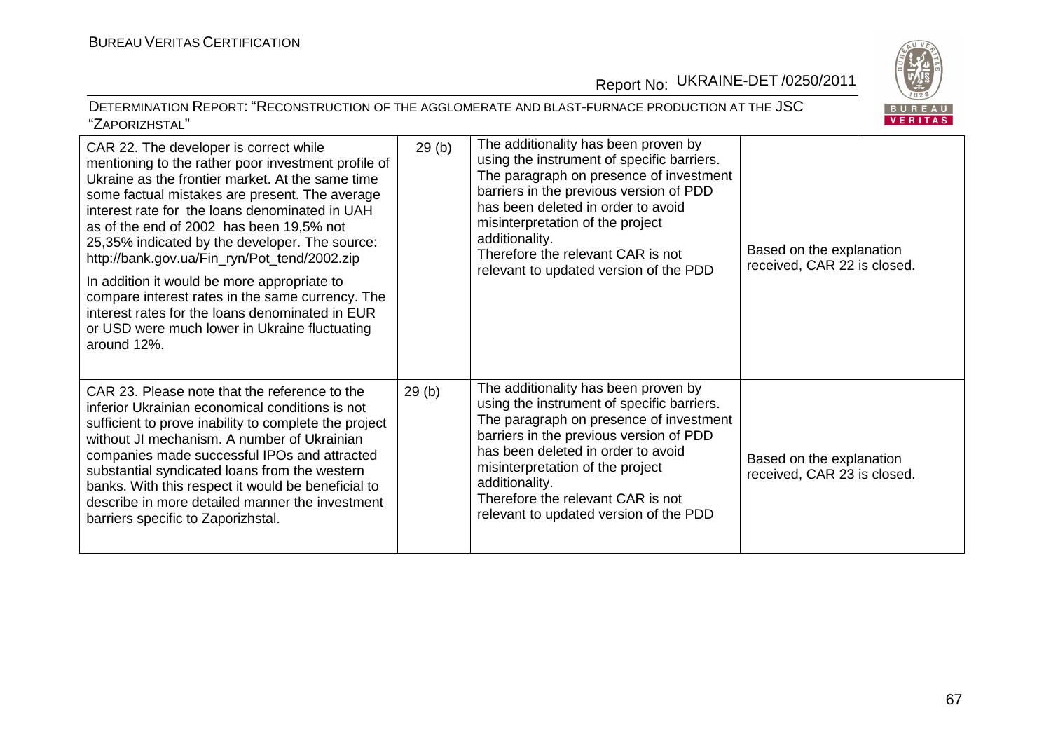| | | | |
|---|---|---|---|
| CAR 22. The developer is correct while mentioning to the rather poor investment profile of Ukraine as the frontier market. At the same time some factual mistakes are present. The average interest rate for the loans denominated in UAH as of the end of 2002 has been 19,5% not 25,35% indicated by the developer. The source: http://bank.gov.ua/Fin_ryn/Pot_tend/2002.zip<br><br>In addition it would be more appropriate to compare interest rates in the same currency. The interest rates for the loans denominated in EUR or USD were much lower in Ukraine fluctuating around 12%. | 29 (b) | The additionality has been proven by using the instrument of specific barriers. The paragraph on presence of investment barriers in the previous version of PDD has been deleted in order to avoid misinterpretation of the project additionality.<br>Therefore the relevant CAR is not relevant to updated version of the PDD | Based on the explanation received, CAR 22 is closed. |
| CAR 23. Please note that the reference to the inferior Ukrainian economical conditions is not sufficient to prove inability to complete the project without JI mechanism. A number of Ukrainian companies made successful IPOs and attracted substantial syndicated loans from the western banks. With this respect it would be beneficial to describe in more detailed manner the investment barriers specific to Zaporizhstal. | 29 (b) | The additionality has been proven by using the instrument of specific barriers. The paragraph on presence of investment barriers in the previous version of PDD has been deleted in order to avoid misinterpretation of the project additionality.<br>Therefore the relevant CAR is not relevant to updated version of the PDD | Based on the explanation received, CAR 23 is closed. |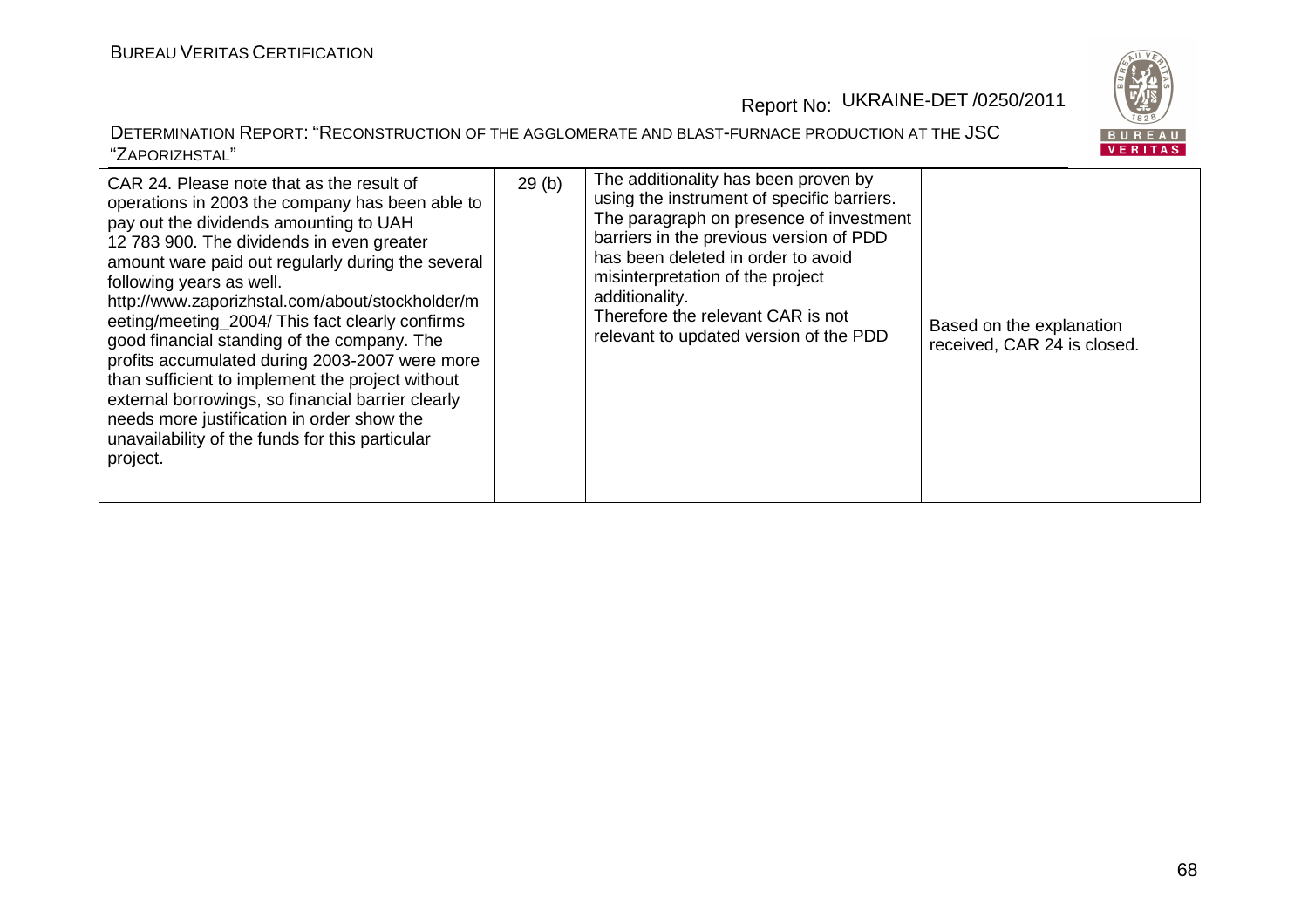| CAR 24. Please note that as the result of operations in 2003 the company has been able to pay out the dividends amounting to UAH 12 783 900. The dividends in even greater amount ware paid out regularly during the several following years as well. http://www.zaporizhstal.com/about/stockholder/meeting/meeting_2004/ This fact clearly confirms good financial standing of the company. The profits accumulated during 2003-2007 were more than sufficient to implement the project without external borrowings, so financial barrier clearly needs more justification in order show the unavailability of the funds for this particular project. | 29 (b) | The additionality has been proven by using the instrument of specific barriers. The paragraph on presence of investment barriers in the previous version of PDD has been deleted in order to avoid misinterpretation of the project additionality. Therefore the relevant CAR is not relevant to updated version of the PDD | Based on the explanation received, CAR 24 is closed. |
|---|---|---|---|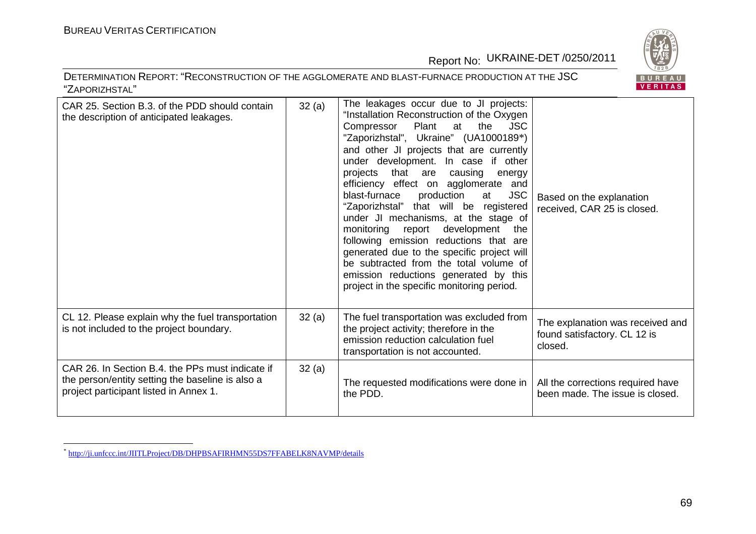| CAR 25. Section B.3. of the PDD should contain the description of anticipated leakages. | 32 (a) | The leakages occur due to JI projects: "Installation Reconstruction of the Oxygen Compressor Plant at the JSC "Zaporizhstal", Ukraine" (UA1000189*) and other JI projects that are currently under development. In case if other projects that are causing energy efficiency effect on agglomerate and blast-furnace production at JSC "Zaporizhstal" that will be registered under JI mechanisms, at the stage of monitoring report development the following emission reductions that are generated due to the specific project will be subtracted from the total volume of emission reductions generated by this project in the specific monitoring period. | Based on the explanation received, CAR 25 is closed. |
|---|---|---|---|
| CL 12. Please explain why the fuel transportation is not included to the project boundary. | 32 (a) | The fuel transportation was excluded from the project activity; therefore in the emission reduction calculation fuel transportation is not accounted. | The explanation was received and found satisfactory. CL 12 is closed. |
| CAR 26. In Section B.4. the PPs must indicate if the person/entity setting the baseline is also a project participant listed in Annex 1. | 32 (a) | The requested modifications were done in the PDD. | All the corrections required have been made. The issue is closed. |

* http://ji.unfccc.int/JIITLProject/DB/DHPBSAFIRHMN55DS7FFABELK8NAVMP/details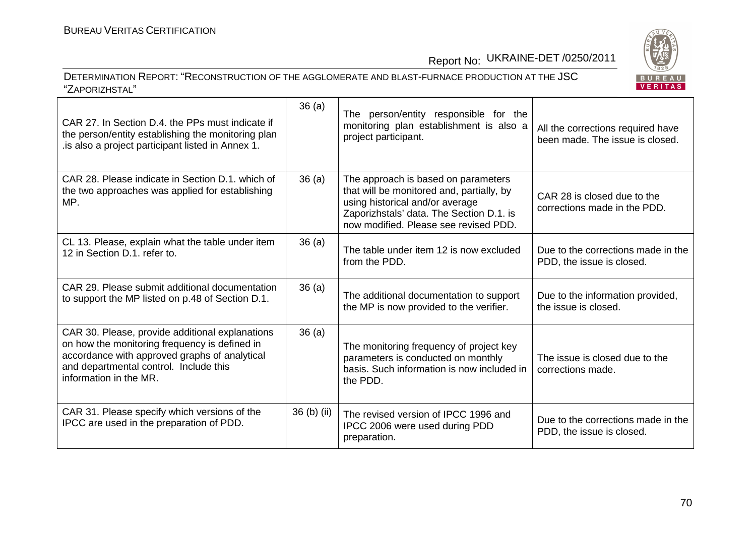| CAR 27. In Section D.4. the PPs must indicate if the person/entity establishing the monitoring plan .is also a project participant listed in Annex 1. | 36 (a) | The person/entity responsible for the monitoring plan establishment is also a project participant. | All the corrections required have been made. The issue is closed. |
|---|---|---|---|
| CAR 28. Please indicate in Section D.1. which of the two approaches was applied for establishing MP. | 36 (a) | The approach is based on parameters that will be monitored and, partially, by using historical and/or average Zaporizhstals' data. The Section D.1. is now modified. Please see revised PDD. | CAR 28 is closed due to the corrections made in the PDD. |
| CL 13. Please, explain what the table under item 12 in Section D.1. refer to. | 36 (a) | The table under item 12 is now excluded from the PDD. | Due to the corrections made in the PDD, the issue is closed. |
| CAR 29. Please submit additional documentation to support the MP listed on p.48 of Section D.1. | 36 (a) | The additional documentation to support the MP is now provided to the verifier. | Due to the information provided, the issue is closed. |
| CAR 30. Please, provide additional explanations on how the monitoring frequency is defined in accordance with approved graphs of analytical and departmental control. Include this information in the MR. | 36 (a) | The monitoring frequency of project key parameters is conducted on monthly basis. Such information is now included in the PDD. | The issue is closed due to the corrections made. |
| CAR 31. Please specify which versions of the IPCC are used in the preparation of PDD. | 36 (b) (ii) | The revised version of IPCC 1996 and IPCC 2006 were used during PDD preparation. | Due to the corrections made in the PDD, the issue is closed. |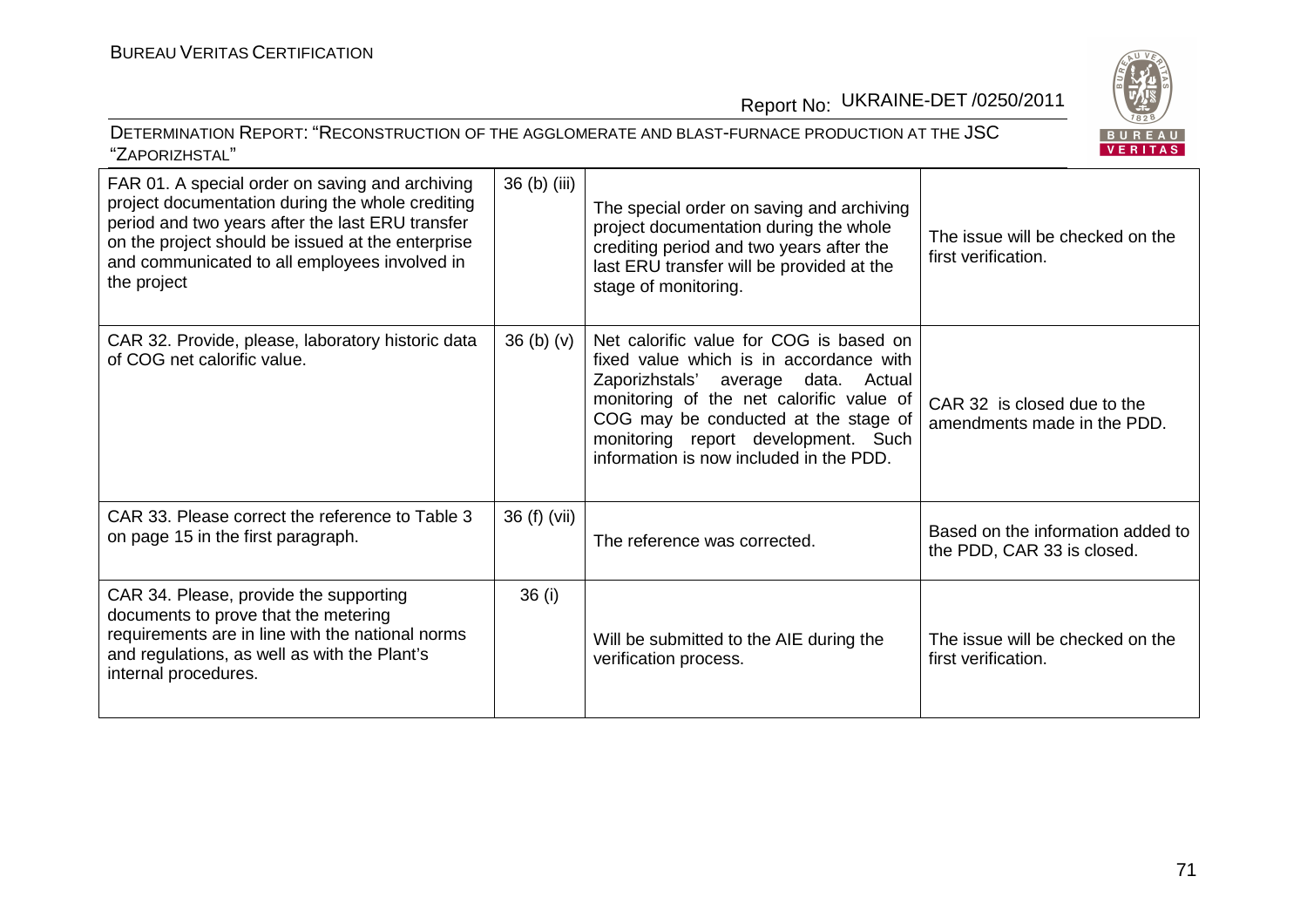| FAR 01. A special order on saving and archiving project documentation during the whole crediting period and two years after the last ERU transfer on the project should be issued at the enterprise and communicated to all employees involved in the project | 36 (b) (iii) | The special order on saving and archiving project documentation during the whole crediting period and two years after the last ERU transfer will be provided at the stage of monitoring. | The issue will be checked on the first verification. |
|---|---|---|---|
| CAR 32. Provide, please, laboratory historic data of COG net calorific value. | 36 (b) (v) | Net calorific value for COG is based on fixed value which is in accordance with Zaporizhstals' average data. Actual monitoring of the net calorific value of COG may be conducted at the stage of monitoring report development. Such information is now included in the PDD. | CAR 32 is closed due to the amendments made in the PDD. |
| CAR 33. Please correct the reference to Table 3 on page 15 in the first paragraph. | 36 (f) (vii) | The reference was corrected. | Based on the information added to the PDD, CAR 33 is closed. |
| CAR 34. Please, provide the supporting documents to prove that the metering requirements are in line with the national norms and regulations, as well as with the Plant's internal procedures. | 36 (i) | Will be submitted to the AIE during the verification process. | The issue will be checked on the first verification. |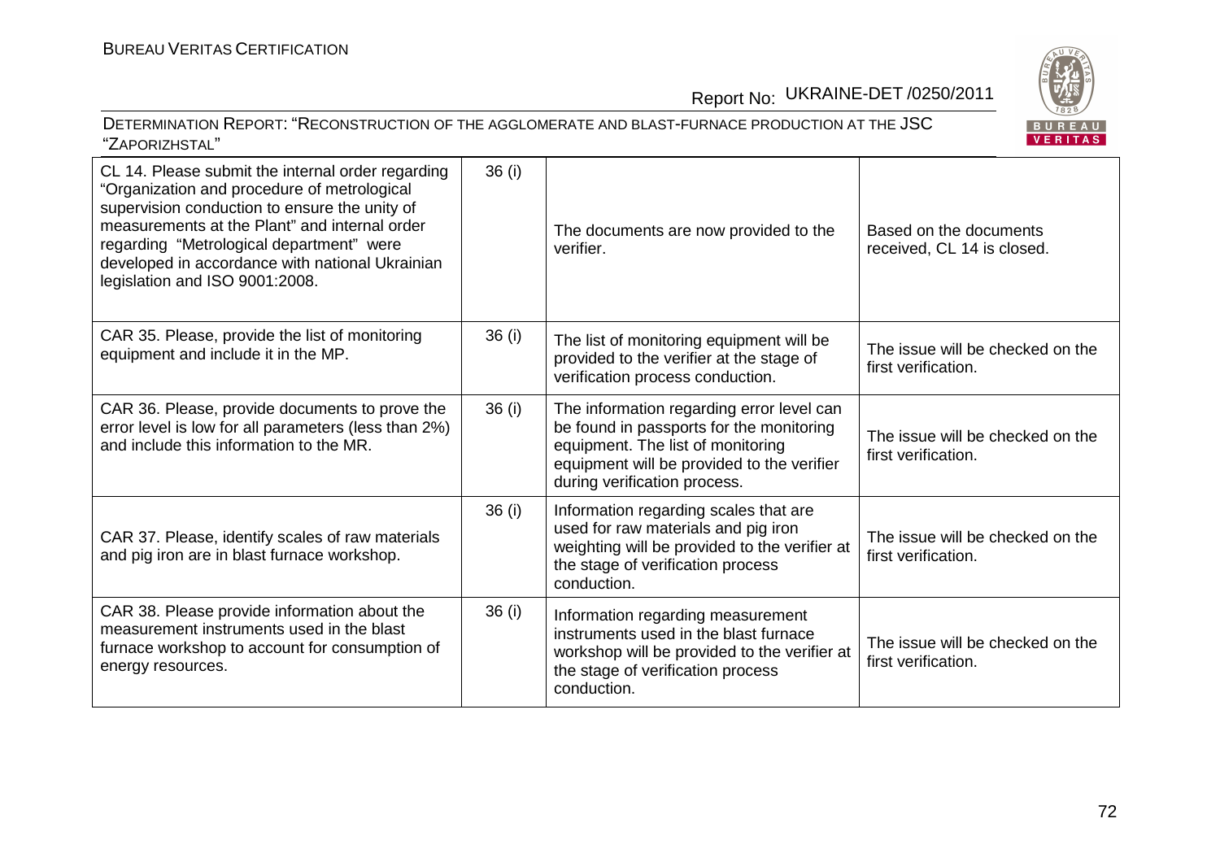| | | | |
|---|---|---|---|
| CL 14. Please submit the internal order regarding "Organization and procedure of metrological supervision conduction to ensure the unity of measurements at the Plant" and internal order regarding "Metrological department" were developed in accordance with national Ukrainian legislation and ISO 9001:2008. | 36 (i) | The documents are now provided to the verifier. | Based on the documents received, CL 14 is closed. |
| CAR 35. Please, provide the list of monitoring equipment and include it in the MP. | 36 (i) | The list of monitoring equipment will be provided to the verifier at the stage of verification process conduction. | The issue will be checked on the first verification. |
| CAR 36. Please, provide documents to prove the error level is low for all parameters (less than 2%) and include this information to the MR. | 36 (i) | The information regarding error level can be found in passports for the monitoring equipment. The list of monitoring equipment will be provided to the verifier during verification process. | The issue will be checked on the first verification. |
| CAR 37. Please, identify scales of raw materials and pig iron are in blast furnace workshop. | 36 (i) | Information regarding scales that are used for raw materials and pig iron weighting will be provided to the verifier at the stage of verification process conduction. | The issue will be checked on the first verification. |
| CAR 38. Please provide information about the measurement instruments used in the blast furnace workshop to account for consumption of energy resources. | 36 (i) | Information regarding measurement instruments used in the blast furnace workshop will be provided to the verifier at the stage of verification process conduction. | The issue will be checked on the first verification. |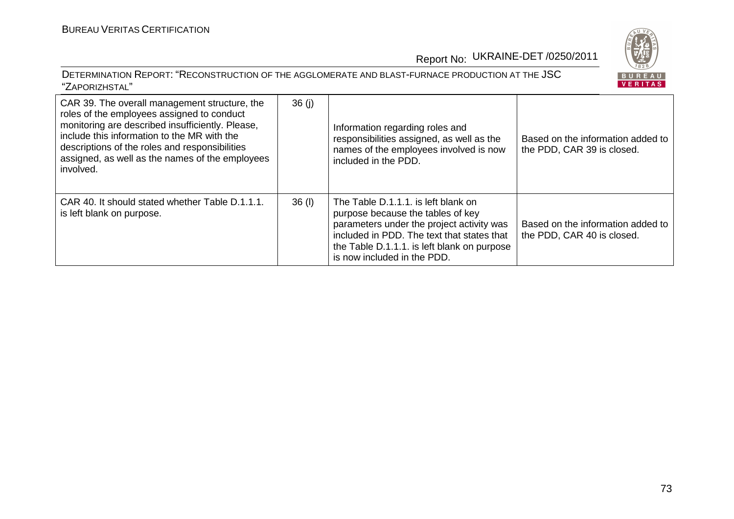| | | | |
|---|---|---|---|
| CAR 39. The overall management structure, the roles of the employees assigned to conduct monitoring are described insufficiently. Please, include this information to the MR with the descriptions of the roles and responsibilities assigned, as well as the names of the employees involved. | 36 (j) | Information regarding roles and responsibilities assigned, as well as the names of the employees involved is now included in the PDD. | Based on the information added to the PDD, CAR 39 is closed. |
| CAR 40. It should stated whether Table D.1.1.1. is left blank on purpose. | 36 (l) | The Table D.1.1.1. is left blank on purpose because the tables of key parameters under the project activity was included in PDD. The text that states that the Table D.1.1.1. is left blank on purpose is now included in the PDD. | Based on the information added to the PDD, CAR 40 is closed. |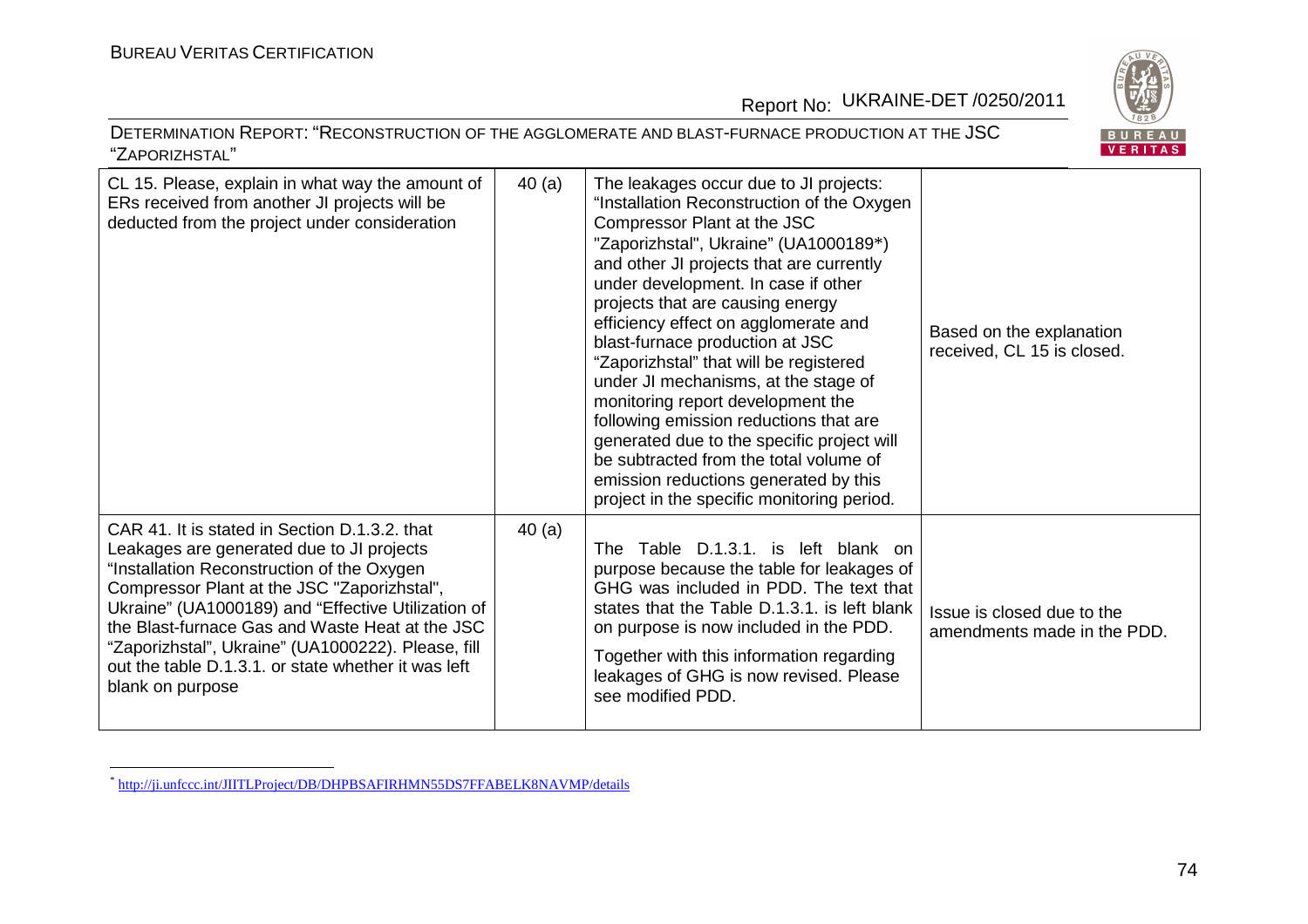| | | | |
|---|---|---|---|
| CL 15. Please, explain in what way the amount of ERs received from another JI projects will be deducted from the project under consideration | 40 (a) | The leakages occur due to JI projects: "Installation Reconstruction of the Oxygen Compressor Plant at the JSC "Zaporizhstal", Ukraine" (UA1000189*) and other JI projects that are currently under development. In case if other projects that are causing energy efficiency effect on agglomerate and blast-furnace production at JSC "Zaporizhstal" that will be registered under JI mechanisms, at the stage of monitoring report development the following emission reductions that are generated due to the specific project will be subtracted from the total volume of emission reductions generated by this project in the specific monitoring period. | Based on the explanation received, CL 15 is closed. |
| CAR 41. It is stated in Section D.1.3.2. that Leakages are generated due to JI projects "Installation Reconstruction of the Oxygen Compressor Plant at the JSC "Zaporizhstal", Ukraine" (UA1000189) and "Effective Utilization of the Blast-furnace Gas and Waste Heat at the JSC "Zaporizhstal", Ukraine" (UA1000222). Please, fill out the table D.1.3.1. or state whether it was left blank on purpose | 40 (a) | The Table D.1.3.1. is left blank on purpose because the table for leakages of GHG was included in PDD. The text that states that the Table D.1.3.1. is left blank on purpose is now included in the PDD.<br><br>Together with this information regarding leakages of GHG is now revised. Please see modified PDD. | Issue is closed due to the amendments made in the PDD. |

* http://ji.unfccc.int/JIITLProject/DB/DHPBSAFIRHMN55DS7FFABELK8NAVMP/details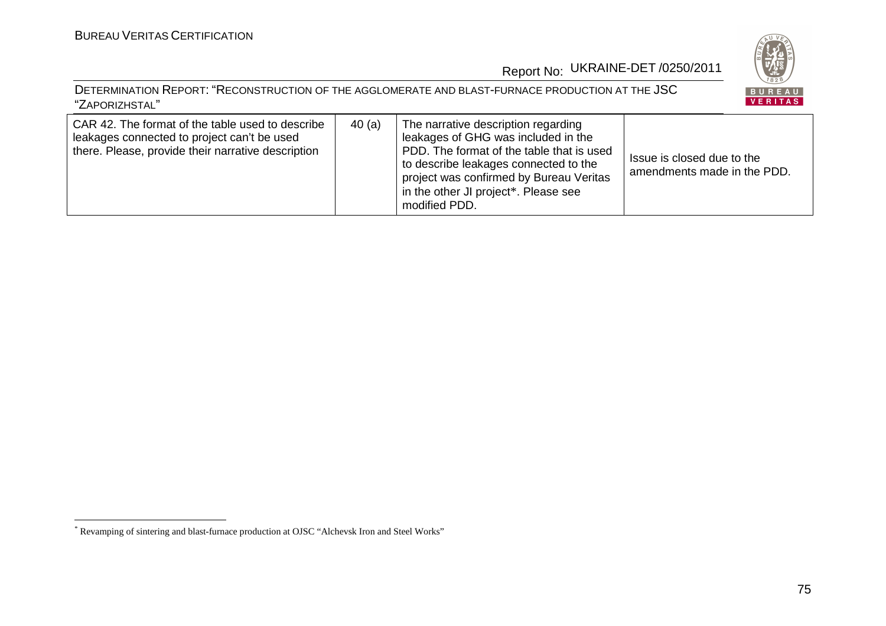| | | | |
|---|---|---|---|
| CAR 42. The format of the table used to describe leakages connected to project can't be used there. Please, provide their narrative description | 40 (a) | The narrative description regarding leakages of GHG was included in the PDD. The format of the table that is used to describe leakages connected to the project was confirmed by Bureau Veritas in the other JI project*. Please see modified PDD. | Issue is closed due to the amendments made in the PDD. |

* Revamping of sintering and blast-furnace production at OJSC "Alchevsk Iron and Steel Works"